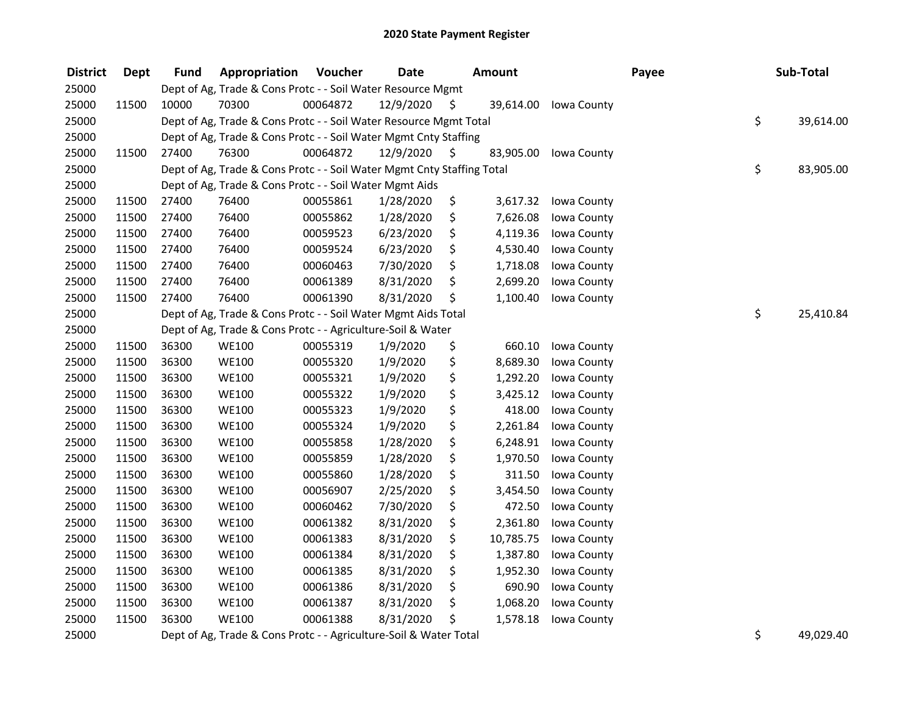# 2020 State Payment Register

| District | Dept | Fund | Appropriation | Voucher | Date | Amount | Payee | Sub-Total |
|---|---|---|---|---|---|---|---|---|
| 25000 | | Dept of Ag, Trade & Cons Protc - - Soil Water Resource Mgmt | | | | | | |
| 25000 | 11500 | 10000 | 70300 | 00064872 | 12/9/2020 | $ 39,614.00 | Iowa County | |
| 25000 | | Dept of Ag, Trade & Cons Protc - - Soil Water Resource Mgmt Total | | | | | | $ 39,614.00 |
| 25000 | | Dept of Ag, Trade & Cons Protc - - Soil Water Mgmt Cnty Staffing | | | | | | |
| 25000 | 11500 | 27400 | 76300 | 00064872 | 12/9/2020 | $ 83,905.00 | Iowa County | |
| 25000 | | Dept of Ag, Trade & Cons Protc - - Soil Water Mgmt Cnty Staffing Total | | | | | | $ 83,905.00 |
| 25000 | | Dept of Ag, Trade & Cons Protc - - Soil Water Mgmt Aids | | | | | | |
| 25000 | 11500 | 27400 | 76400 | 00055861 | 1/28/2020 | $ 3,617.32 | Iowa County | |
| 25000 | 11500 | 27400 | 76400 | 00055862 | 1/28/2020 | $ 7,626.08 | Iowa County | |
| 25000 | 11500 | 27400 | 76400 | 00059523 | 6/23/2020 | $ 4,119.36 | Iowa County | |
| 25000 | 11500 | 27400 | 76400 | 00059524 | 6/23/2020 | $ 4,530.40 | Iowa County | |
| 25000 | 11500 | 27400 | 76400 | 00060463 | 7/30/2020 | $ 1,718.08 | Iowa County | |
| 25000 | 11500 | 27400 | 76400 | 00061389 | 8/31/2020 | $ 2,699.20 | Iowa County | |
| 25000 | 11500 | 27400 | 76400 | 00061390 | 8/31/2020 | $ 1,100.40 | Iowa County | |
| 25000 | | Dept of Ag, Trade & Cons Protc - - Soil Water Mgmt Aids Total | | | | | | $ 25,410.84 |
| 25000 | | Dept of Ag, Trade & Cons Protc - - Agriculture-Soil & Water | | | | | | |
| 25000 | 11500 | 36300 | WE100 | 00055319 | 1/9/2020 | $ 660.10 | Iowa County | |
| 25000 | 11500 | 36300 | WE100 | 00055320 | 1/9/2020 | $ 8,689.30 | Iowa County | |
| 25000 | 11500 | 36300 | WE100 | 00055321 | 1/9/2020 | $ 1,292.20 | Iowa County | |
| 25000 | 11500 | 36300 | WE100 | 00055322 | 1/9/2020 | $ 3,425.12 | Iowa County | |
| 25000 | 11500 | 36300 | WE100 | 00055323 | 1/9/2020 | $ 418.00 | Iowa County | |
| 25000 | 11500 | 36300 | WE100 | 00055324 | 1/9/2020 | $ 2,261.84 | Iowa County | |
| 25000 | 11500 | 36300 | WE100 | 00055858 | 1/28/2020 | $ 6,248.91 | Iowa County | |
| 25000 | 11500 | 36300 | WE100 | 00055859 | 1/28/2020 | $ 1,970.50 | Iowa County | |
| 25000 | 11500 | 36300 | WE100 | 00055860 | 1/28/2020 | $ 311.50 | Iowa County | |
| 25000 | 11500 | 36300 | WE100 | 00056907 | 2/25/2020 | $ 3,454.50 | Iowa County | |
| 25000 | 11500 | 36300 | WE100 | 00060462 | 7/30/2020 | $ 472.50 | Iowa County | |
| 25000 | 11500 | 36300 | WE100 | 00061382 | 8/31/2020 | $ 2,361.80 | Iowa County | |
| 25000 | 11500 | 36300 | WE100 | 00061383 | 8/31/2020 | $ 10,785.75 | Iowa County | |
| 25000 | 11500 | 36300 | WE100 | 00061384 | 8/31/2020 | $ 1,387.80 | Iowa County | |
| 25000 | 11500 | 36300 | WE100 | 00061385 | 8/31/2020 | $ 1,952.30 | Iowa County | |
| 25000 | 11500 | 36300 | WE100 | 00061386 | 8/31/2020 | $ 690.90 | Iowa County | |
| 25000 | 11500 | 36300 | WE100 | 00061387 | 8/31/2020 | $ 1,068.20 | Iowa County | |
| 25000 | 11500 | 36300 | WE100 | 00061388 | 8/31/2020 | $ 1,578.18 | Iowa County | |
| 25000 | | Dept of Ag, Trade & Cons Protc - - Agriculture-Soil & Water Total | | | | | | $ 49,029.40 |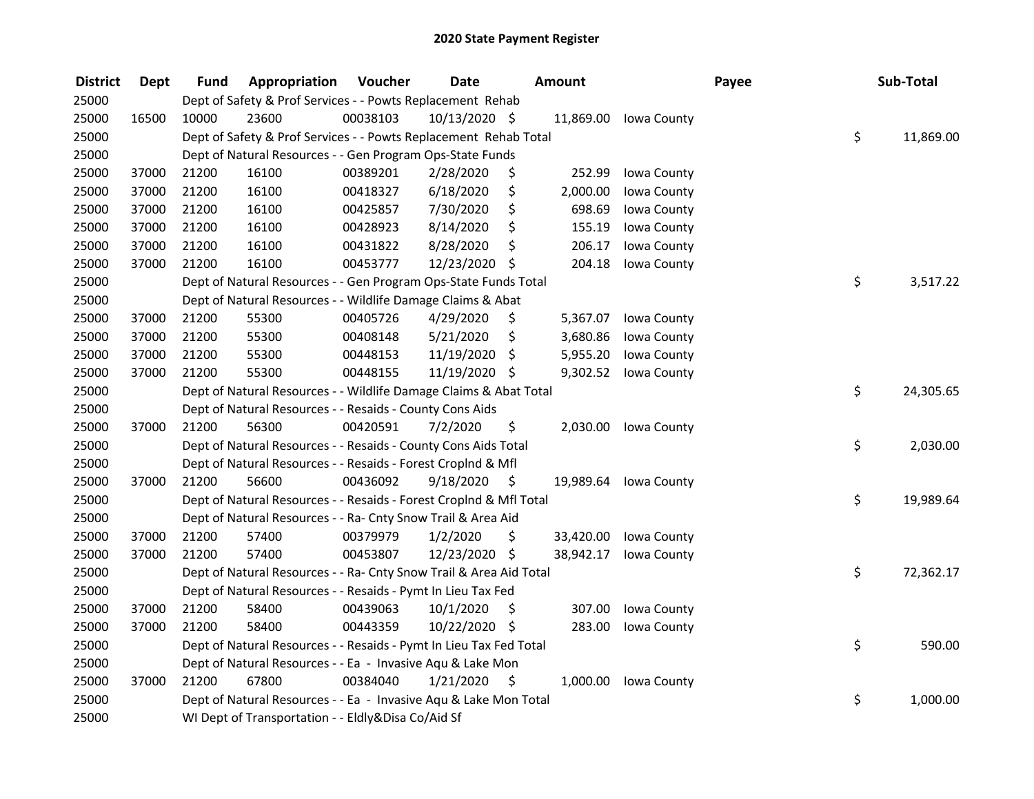# 2020 State Payment Register

| District | Dept | Fund | Appropriation | Voucher | Date | Amount | Payee | Sub-Total |
|---|---|---|---|---|---|---|---|---|
| 25000 | | Dept of Safety & Prof Services - - Powts Replacement Rehab | | | | | | |
| 25000 | 16500 | 10000 | 23600 | 00038103 | 10/13/2020 | $ 11,869.00 | Iowa County | |
| 25000 | | Dept of Safety & Prof Services - - Powts Replacement Rehab Total | | | | | | $ 11,869.00 |
| 25000 | | Dept of Natural Resources - - Gen Program Ops-State Funds | | | | | | |
| 25000 | 37000 | 21200 | 16100 | 00389201 | 2/28/2020 | $ 252.99 | Iowa County | |
| 25000 | 37000 | 21200 | 16100 | 00418327 | 6/18/2020 | $ 2,000.00 | Iowa County | |
| 25000 | 37000 | 21200 | 16100 | 00425857 | 7/30/2020 | $ 698.69 | Iowa County | |
| 25000 | 37000 | 21200 | 16100 | 00428923 | 8/14/2020 | $ 155.19 | Iowa County | |
| 25000 | 37000 | 21200 | 16100 | 00431822 | 8/28/2020 | $ 206.17 | Iowa County | |
| 25000 | 37000 | 21200 | 16100 | 00453777 | 12/23/2020 | $ 204.18 | Iowa County | |
| 25000 | | Dept of Natural Resources - - Gen Program Ops-State Funds Total | | | | | | $ 3,517.22 |
| 25000 | | Dept of Natural Resources - - Wildlife Damage Claims & Abat | | | | | | |
| 25000 | 37000 | 21200 | 55300 | 00405726 | 4/29/2020 | $ 5,367.07 | Iowa County | |
| 25000 | 37000 | 21200 | 55300 | 00408148 | 5/21/2020 | $ 3,680.86 | Iowa County | |
| 25000 | 37000 | 21200 | 55300 | 00448153 | 11/19/2020 | $ 5,955.20 | Iowa County | |
| 25000 | 37000 | 21200 | 55300 | 00448155 | 11/19/2020 | $ 9,302.52 | Iowa County | |
| 25000 | | Dept of Natural Resources - - Wildlife Damage Claims & Abat Total | | | | | | $ 24,305.65 |
| 25000 | | Dept of Natural Resources - - Resaids - County Cons Aids | | | | | | |
| 25000 | 37000 | 21200 | 56300 | 00420591 | 7/2/2020 | $ 2,030.00 | Iowa County | |
| 25000 | | Dept of Natural Resources - - Resaids - County Cons Aids Total | | | | | | $ 2,030.00 |
| 25000 | | Dept of Natural Resources - - Resaids - Forest Croplnd & Mfl | | | | | | |
| 25000 | 37000 | 21200 | 56600 | 00436092 | 9/18/2020 | $ 19,989.64 | Iowa County | |
| 25000 | | Dept of Natural Resources - - Resaids - Forest Croplnd & Mfl Total | | | | | | $ 19,989.64 |
| 25000 | | Dept of Natural Resources - - Ra- Cnty Snow Trail & Area Aid | | | | | | |
| 25000 | 37000 | 21200 | 57400 | 00379979 | 1/2/2020 | $ 33,420.00 | Iowa County | |
| 25000 | 37000 | 21200 | 57400 | 00453807 | 12/23/2020 | $ 38,942.17 | Iowa County | |
| 25000 | | Dept of Natural Resources - - Ra- Cnty Snow Trail & Area Aid Total | | | | | | $ 72,362.17 |
| 25000 | | Dept of Natural Resources - - Resaids - Pymt In Lieu Tax Fed | | | | | | |
| 25000 | 37000 | 21200 | 58400 | 00439063 | 10/1/2020 | $ 307.00 | Iowa County | |
| 25000 | 37000 | 21200 | 58400 | 00443359 | 10/22/2020 | $ 283.00 | Iowa County | |
| 25000 | | Dept of Natural Resources - - Resaids - Pymt In Lieu Tax Fed Total | | | | | | $ 590.00 |
| 25000 | | Dept of Natural Resources - - Ea - Invasive Aqu & Lake Mon | | | | | | |
| 25000 | 37000 | 21200 | 67800 | 00384040 | 1/21/2020 | $ 1,000.00 | Iowa County | |
| 25000 | | Dept of Natural Resources - - Ea - Invasive Aqu & Lake Mon Total | | | | | | $ 1,000.00 |
| 25000 | | WI Dept of Transportation - - Eldly&Disa Co/Aid Sf | | | | | | |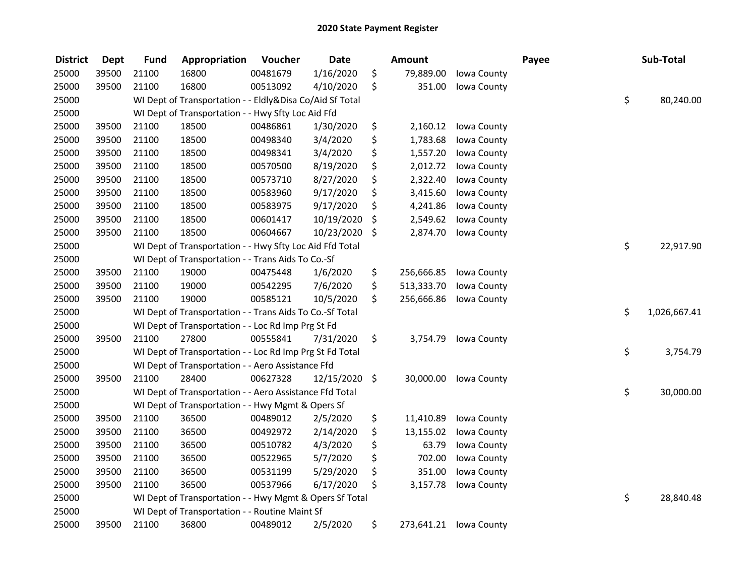# 2020 State Payment Register

| District | Dept | Fund | Appropriation | Voucher | Date | Amount | Payee | Sub-Total |
|---|---|---|---|---|---|---|---|---|
| 25000 | 39500 | 21100 | 16800 | 00481679 | 1/16/2020 | $ 79,889.00 | Iowa County | |
| 25000 | 39500 | 21100 | 16800 | 00513092 | 4/10/2020 | $ 351.00 | Iowa County | |
| 25000 | | WI Dept of Transportation - - Eldly&Disa Co/Aid Sf Total | | | | | | $ 80,240.00 |
| 25000 | | WI Dept of Transportation - - Hwy Sfty Loc Aid Ffd | | | | | | |
| 25000 | 39500 | 21100 | 18500 | 00486861 | 1/30/2020 | $ 2,160.12 | Iowa County | |
| 25000 | 39500 | 21100 | 18500 | 00498340 | 3/4/2020 | $ 1,783.68 | Iowa County | |
| 25000 | 39500 | 21100 | 18500 | 00498341 | 3/4/2020 | $ 1,557.20 | Iowa County | |
| 25000 | 39500 | 21100 | 18500 | 00570500 | 8/19/2020 | $ 2,012.72 | Iowa County | |
| 25000 | 39500 | 21100 | 18500 | 00573710 | 8/27/2020 | $ 2,322.40 | Iowa County | |
| 25000 | 39500 | 21100 | 18500 | 00583960 | 9/17/2020 | $ 3,415.60 | Iowa County | |
| 25000 | 39500 | 21100 | 18500 | 00583975 | 9/17/2020 | $ 4,241.86 | Iowa County | |
| 25000 | 39500 | 21100 | 18500 | 00601417 | 10/19/2020 | $ 2,549.62 | Iowa County | |
| 25000 | 39500 | 21100 | 18500 | 00604667 | 10/23/2020 | $ 2,874.70 | Iowa County | |
| 25000 | | WI Dept of Transportation - - Hwy Sfty Loc Aid Ffd Total | | | | | | $ 22,917.90 |
| 25000 | | WI Dept of Transportation - - Trans Aids To Co.-Sf | | | | | | |
| 25000 | 39500 | 21100 | 19000 | 00475448 | 1/6/2020 | $ 256,666.85 | Iowa County | |
| 25000 | 39500 | 21100 | 19000 | 00542295 | 7/6/2020 | $ 513,333.70 | Iowa County | |
| 25000 | 39500 | 21100 | 19000 | 00585121 | 10/5/2020 | $ 256,666.86 | Iowa County | |
| 25000 | | WI Dept of Transportation - - Trans Aids To Co.-Sf Total | | | | | | $ 1,026,667.41 |
| 25000 | | WI Dept of Transportation - - Loc Rd Imp Prg St Fd | | | | | | |
| 25000 | 39500 | 21100 | 27800 | 00555841 | 7/31/2020 | $ 3,754.79 | Iowa County | |
| 25000 | | WI Dept of Transportation - - Loc Rd Imp Prg St Fd Total | | | | | | $ 3,754.79 |
| 25000 | | WI Dept of Transportation - - Aero Assistance Ffd | | | | | | |
| 25000 | 39500 | 21100 | 28400 | 00627328 | 12/15/2020 | $ 30,000.00 | Iowa County | |
| 25000 | | WI Dept of Transportation - - Aero Assistance Ffd Total | | | | | | $ 30,000.00 |
| 25000 | | WI Dept of Transportation - - Hwy Mgmt & Opers Sf | | | | | | |
| 25000 | 39500 | 21100 | 36500 | 00489012 | 2/5/2020 | $ 11,410.89 | Iowa County | |
| 25000 | 39500 | 21100 | 36500 | 00492972 | 2/14/2020 | $ 13,155.02 | Iowa County | |
| 25000 | 39500 | 21100 | 36500 | 00510782 | 4/3/2020 | $ 63.79 | Iowa County | |
| 25000 | 39500 | 21100 | 36500 | 00522965 | 5/7/2020 | $ 702.00 | Iowa County | |
| 25000 | 39500 | 21100 | 36500 | 00531199 | 5/29/2020 | $ 351.00 | Iowa County | |
| 25000 | 39500 | 21100 | 36500 | 00537966 | 6/17/2020 | $ 3,157.78 | Iowa County | |
| 25000 | | WI Dept of Transportation - - Hwy Mgmt & Opers Sf Total | | | | | | $ 28,840.48 |
| 25000 | | WI Dept of Transportation - - Routine Maint Sf | | | | | | |
| 25000 | 39500 | 21100 | 36800 | 00489012 | 2/5/2020 | $ 273,641.21 | Iowa County | |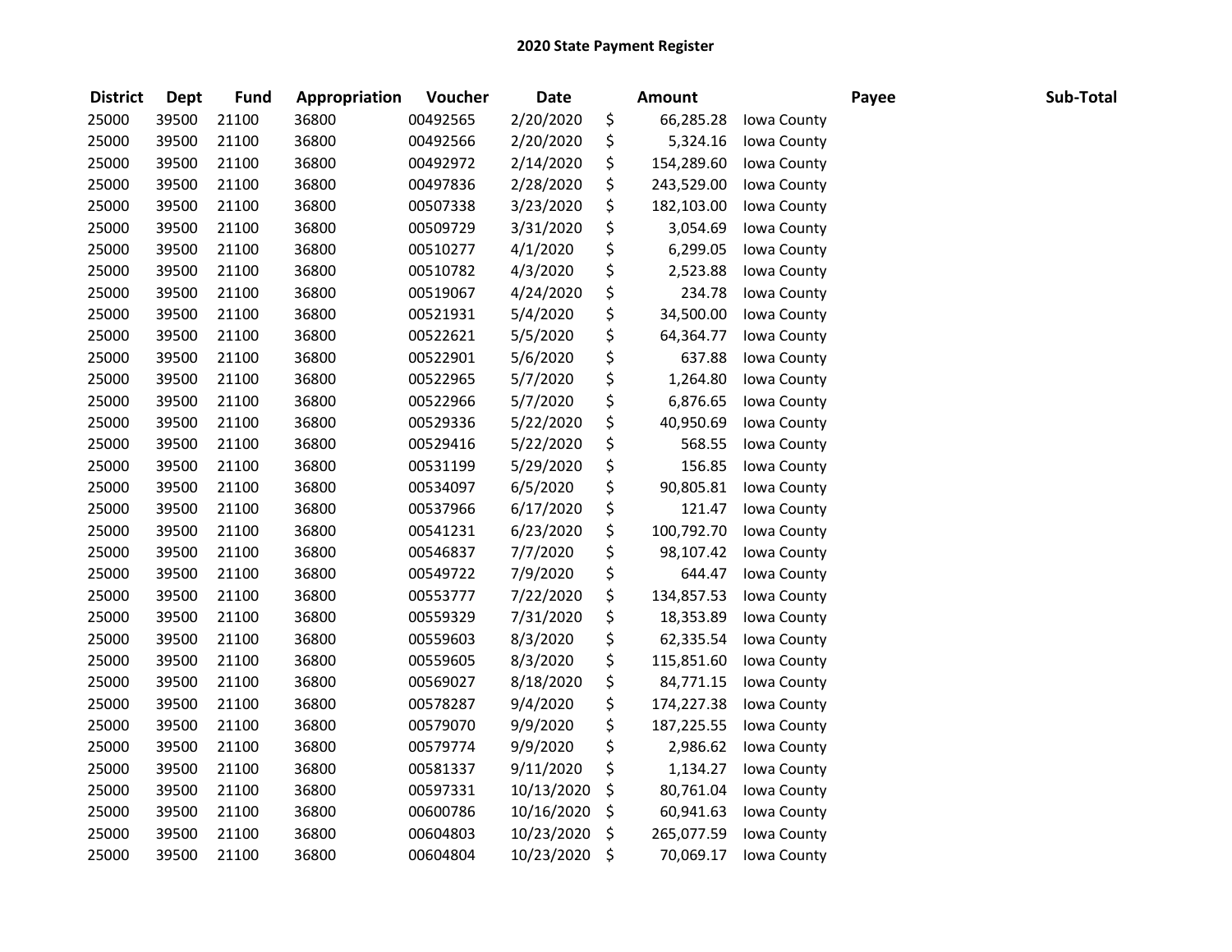## 2020 State Payment Register

| District | Dept | Fund | Appropriation | Voucher | Date | Amount | Payee | Sub-Total |
|---|---|---|---|---|---|---|---|---|
| 25000 | 39500 | 21100 | 36800 | 00492565 | 2/20/2020 | $ 66,285.28 | Iowa County | |
| 25000 | 39500 | 21100 | 36800 | 00492566 | 2/20/2020 | $ 5,324.16 | Iowa County | |
| 25000 | 39500 | 21100 | 36800 | 00492972 | 2/14/2020 | $ 154,289.60 | Iowa County | |
| 25000 | 39500 | 21100 | 36800 | 00497836 | 2/28/2020 | $ 243,529.00 | Iowa County | |
| 25000 | 39500 | 21100 | 36800 | 00507338 | 3/23/2020 | $ 182,103.00 | Iowa County | |
| 25000 | 39500 | 21100 | 36800 | 00509729 | 3/31/2020 | $ 3,054.69 | Iowa County | |
| 25000 | 39500 | 21100 | 36800 | 00510277 | 4/1/2020 | $ 6,299.05 | Iowa County | |
| 25000 | 39500 | 21100 | 36800 | 00510782 | 4/3/2020 | $ 2,523.88 | Iowa County | |
| 25000 | 39500 | 21100 | 36800 | 00519067 | 4/24/2020 | $ 234.78 | Iowa County | |
| 25000 | 39500 | 21100 | 36800 | 00521931 | 5/4/2020 | $ 34,500.00 | Iowa County | |
| 25000 | 39500 | 21100 | 36800 | 00522621 | 5/5/2020 | $ 64,364.77 | Iowa County | |
| 25000 | 39500 | 21100 | 36800 | 00522901 | 5/6/2020 | $ 637.88 | Iowa County | |
| 25000 | 39500 | 21100 | 36800 | 00522965 | 5/7/2020 | $ 1,264.80 | Iowa County | |
| 25000 | 39500 | 21100 | 36800 | 00522966 | 5/7/2020 | $ 6,876.65 | Iowa County | |
| 25000 | 39500 | 21100 | 36800 | 00529336 | 5/22/2020 | $ 40,950.69 | Iowa County | |
| 25000 | 39500 | 21100 | 36800 | 00529416 | 5/22/2020 | $ 568.55 | Iowa County | |
| 25000 | 39500 | 21100 | 36800 | 00531199 | 5/29/2020 | $ 156.85 | Iowa County | |
| 25000 | 39500 | 21100 | 36800 | 00534097 | 6/5/2020 | $ 90,805.81 | Iowa County | |
| 25000 | 39500 | 21100 | 36800 | 00537966 | 6/17/2020 | $ 121.47 | Iowa County | |
| 25000 | 39500 | 21100 | 36800 | 00541231 | 6/23/2020 | $ 100,792.70 | Iowa County | |
| 25000 | 39500 | 21100 | 36800 | 00546837 | 7/7/2020 | $ 98,107.42 | Iowa County | |
| 25000 | 39500 | 21100 | 36800 | 00549722 | 7/9/2020 | $ 644.47 | Iowa County | |
| 25000 | 39500 | 21100 | 36800 | 00553777 | 7/22/2020 | $ 134,857.53 | Iowa County | |
| 25000 | 39500 | 21100 | 36800 | 00559329 | 7/31/2020 | $ 18,353.89 | Iowa County | |
| 25000 | 39500 | 21100 | 36800 | 00559603 | 8/3/2020 | $ 62,335.54 | Iowa County | |
| 25000 | 39500 | 21100 | 36800 | 00559605 | 8/3/2020 | $ 115,851.60 | Iowa County | |
| 25000 | 39500 | 21100 | 36800 | 00569027 | 8/18/2020 | $ 84,771.15 | Iowa County | |
| 25000 | 39500 | 21100 | 36800 | 00578287 | 9/4/2020 | $ 174,227.38 | Iowa County | |
| 25000 | 39500 | 21100 | 36800 | 00579070 | 9/9/2020 | $ 187,225.55 | Iowa County | |
| 25000 | 39500 | 21100 | 36800 | 00579774 | 9/9/2020 | $ 2,986.62 | Iowa County | |
| 25000 | 39500 | 21100 | 36800 | 00581337 | 9/11/2020 | $ 1,134.27 | Iowa County | |
| 25000 | 39500 | 21100 | 36800 | 00597331 | 10/13/2020 | $ 80,761.04 | Iowa County | |
| 25000 | 39500 | 21100 | 36800 | 00600786 | 10/16/2020 | $ 60,941.63 | Iowa County | |
| 25000 | 39500 | 21100 | 36800 | 00604803 | 10/23/2020 | $ 265,077.59 | Iowa County | |
| 25000 | 39500 | 21100 | 36800 | 00604804 | 10/23/2020 | $ 70,069.17 | Iowa County | |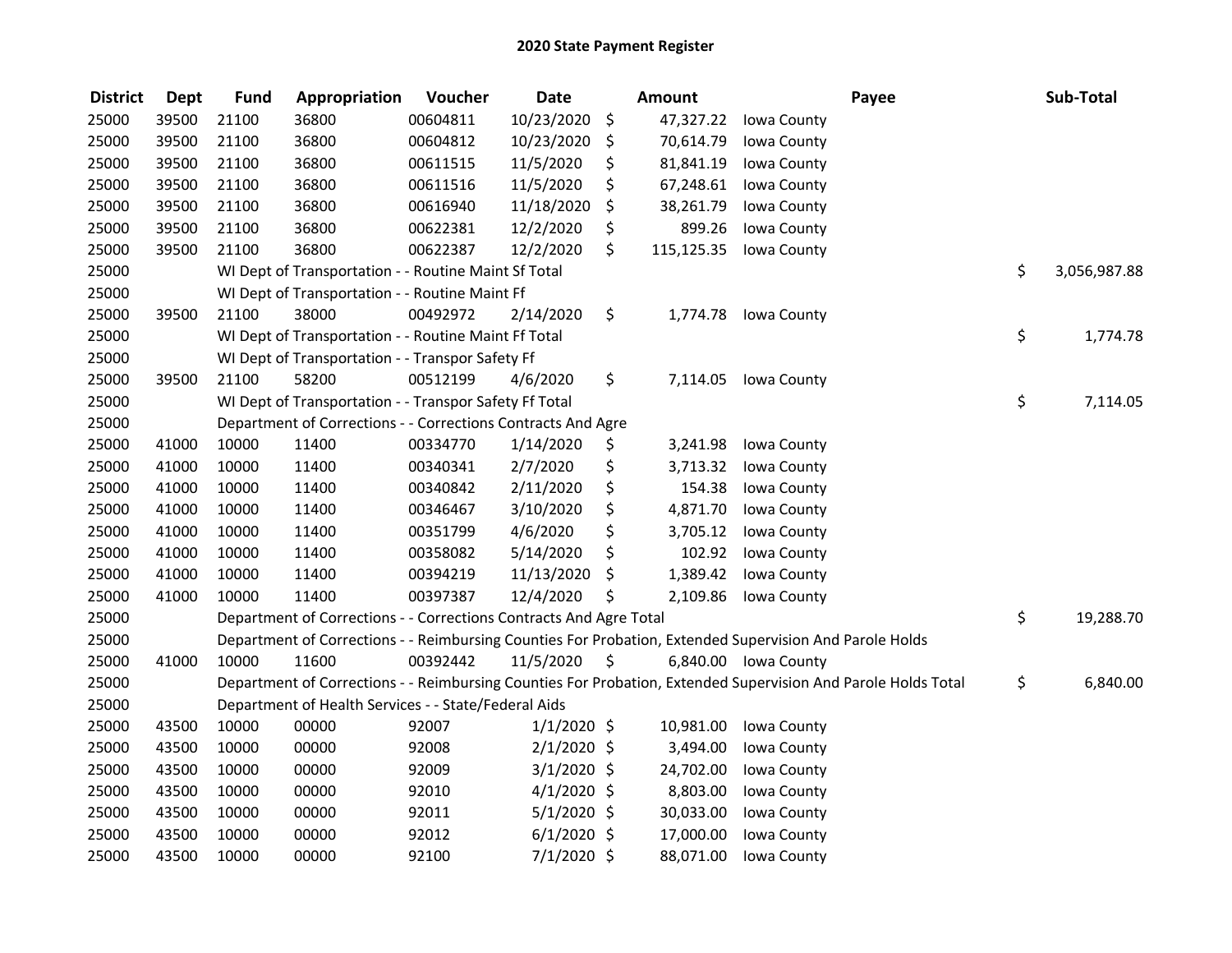# 2020 State Payment Register

| District | Dept | Fund | Appropriation | Voucher | Date | Amount | Payee | Sub-Total |
|---|---|---|---|---|---|---|---|---|
| 25000 | 39500 | 21100 | 36800 | 00604811 | 10/23/2020 | $ 47,327.22 | Iowa County | |
| 25000 | 39500 | 21100 | 36800 | 00604812 | 10/23/2020 | $ 70,614.79 | Iowa County | |
| 25000 | 39500 | 21100 | 36800 | 00611515 | 11/5/2020 | $ 81,841.19 | Iowa County | |
| 25000 | 39500 | 21100 | 36800 | 00611516 | 11/5/2020 | $ 67,248.61 | Iowa County | |
| 25000 | 39500 | 21100 | 36800 | 00616940 | 11/18/2020 | $ 38,261.79 | Iowa County | |
| 25000 | 39500 | 21100 | 36800 | 00622381 | 12/2/2020 | $ 899.26 | Iowa County | |
| 25000 | 39500 | 21100 | 36800 | 00622387 | 12/2/2020 | $ 115,125.35 | Iowa County | |
| 25000 | | WI Dept of Transportation - - Routine Maint Sf Total | | | | | | $ 3,056,987.88 |
| 25000 | | WI Dept of Transportation - - Routine Maint Ff | | | | | | |
| 25000 | 39500 | 21100 | 38000 | 00492972 | 2/14/2020 | $ 1,774.78 | Iowa County | |
| 25000 | | WI Dept of Transportation - - Routine Maint Ff Total | | | | | | $ 1,774.78 |
| 25000 | | WI Dept of Transportation - - Transpor Safety Ff | | | | | | |
| 25000 | 39500 | 21100 | 58200 | 00512199 | 4/6/2020 | $ 7,114.05 | Iowa County | |
| 25000 | | WI Dept of Transportation - - Transpor Safety Ff Total | | | | | | $ 7,114.05 |
| 25000 | | Department of Corrections - - Corrections Contracts And Agre | | | | | | |
| 25000 | 41000 | 10000 | 11400 | 00334770 | 1/14/2020 | $ 3,241.98 | Iowa County | |
| 25000 | 41000 | 10000 | 11400 | 00340341 | 2/7/2020 | $ 3,713.32 | Iowa County | |
| 25000 | 41000 | 10000 | 11400 | 00340842 | 2/11/2020 | $ 154.38 | Iowa County | |
| 25000 | 41000 | 10000 | 11400 | 00346467 | 3/10/2020 | $ 4,871.70 | Iowa County | |
| 25000 | 41000 | 10000 | 11400 | 00351799 | 4/6/2020 | $ 3,705.12 | Iowa County | |
| 25000 | 41000 | 10000 | 11400 | 00358082 | 5/14/2020 | $ 102.92 | Iowa County | |
| 25000 | 41000 | 10000 | 11400 | 00394219 | 11/13/2020 | $ 1,389.42 | Iowa County | |
| 25000 | 41000 | 10000 | 11400 | 00397387 | 12/4/2020 | $ 2,109.86 | Iowa County | |
| 25000 | | Department of Corrections - - Corrections Contracts And Agre Total | | | | | | $ 19,288.70 |
| 25000 | | Department of Corrections - - Reimbursing Counties For Probation, Extended Supervision And Parole Holds | | | | | | |
| 25000 | 41000 | 10000 | 11600 | 00392442 | 11/5/2020 | $ 6,840.00 | Iowa County | |
| 25000 | | Department of Corrections - - Reimbursing Counties For Probation, Extended Supervision And Parole Holds Total | | | | | | $ 6,840.00 |
| 25000 | | Department of Health Services - - State/Federal Aids | | | | | | |
| 25000 | 43500 | 10000 | 00000 | 92007 | 1/1/2020 | $ 10,981.00 | Iowa County | |
| 25000 | 43500 | 10000 | 00000 | 92008 | 2/1/2020 | $ 3,494.00 | Iowa County | |
| 25000 | 43500 | 10000 | 00000 | 92009 | 3/1/2020 | $ 24,702.00 | Iowa County | |
| 25000 | 43500 | 10000 | 00000 | 92010 | 4/1/2020 | $ 8,803.00 | Iowa County | |
| 25000 | 43500 | 10000 | 00000 | 92011 | 5/1/2020 | $ 30,033.00 | Iowa County | |
| 25000 | 43500 | 10000 | 00000 | 92012 | 6/1/2020 | $ 17,000.00 | Iowa County | |
| 25000 | 43500 | 10000 | 00000 | 92100 | 7/1/2020 | $ 88,071.00 | Iowa County | |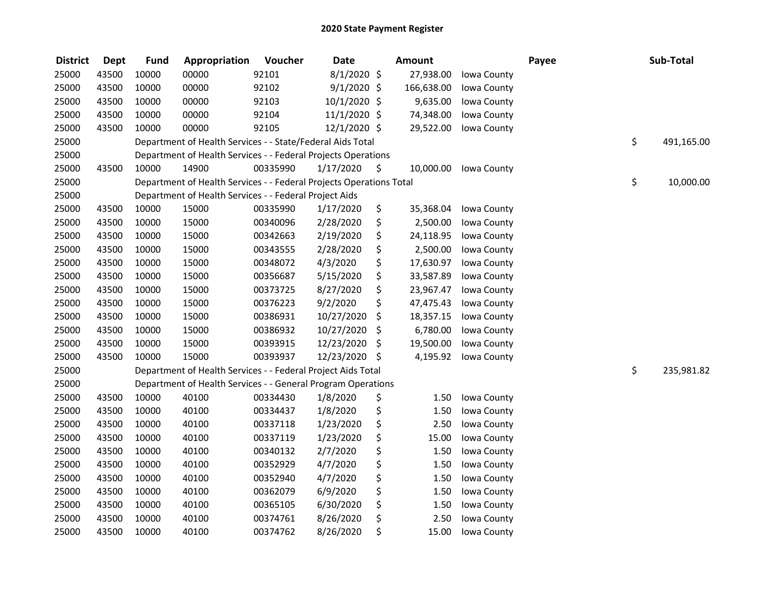# 2020 State Payment Register

| District | Dept | Fund | Appropriation | Voucher | Date | Amount | Payee | Sub-Total |
|---|---|---|---|---|---|---|---|---|
| 25000 | 43500 | 10000 | 00000 | 92101 | 8/1/2020 | $ 27,938.00 | Iowa County | |
| 25000 | 43500 | 10000 | 00000 | 92102 | 9/1/2020 | $ 166,638.00 | Iowa County | |
| 25000 | 43500 | 10000 | 00000 | 92103 | 10/1/2020 | $ 9,635.00 | Iowa County | |
| 25000 | 43500 | 10000 | 00000 | 92104 | 11/1/2020 | $ 74,348.00 | Iowa County | |
| 25000 | 43500 | 10000 | 00000 | 92105 | 12/1/2020 | $ 29,522.00 | Iowa County | |
| 25000 | | Department of Health Services - - State/Federal Aids Total | | | | | | $ 491,165.00 |
| 25000 | | Department of Health Services - - Federal Projects Operations | | | | | | |
| 25000 | 43500 | 10000 | 14900 | 00335990 | 1/17/2020 | $ 10,000.00 | Iowa County | |
| 25000 | | Department of Health Services - - Federal Projects Operations Total | | | | | | $ 10,000.00 |
| 25000 | | Department of Health Services - - Federal Project Aids | | | | | | |
| 25000 | 43500 | 10000 | 15000 | 00335990 | 1/17/2020 | $ 35,368.04 | Iowa County | |
| 25000 | 43500 | 10000 | 15000 | 00340096 | 2/28/2020 | $ 2,500.00 | Iowa County | |
| 25000 | 43500 | 10000 | 15000 | 00342663 | 2/19/2020 | $ 24,118.95 | Iowa County | |
| 25000 | 43500 | 10000 | 15000 | 00343555 | 2/28/2020 | $ 2,500.00 | Iowa County | |
| 25000 | 43500 | 10000 | 15000 | 00348072 | 4/3/2020 | $ 17,630.97 | Iowa County | |
| 25000 | 43500 | 10000 | 15000 | 00356687 | 5/15/2020 | $ 33,587.89 | Iowa County | |
| 25000 | 43500 | 10000 | 15000 | 00373725 | 8/27/2020 | $ 23,967.47 | Iowa County | |
| 25000 | 43500 | 10000 | 15000 | 00376223 | 9/2/2020 | $ 47,475.43 | Iowa County | |
| 25000 | 43500 | 10000 | 15000 | 00386931 | 10/27/2020 | $ 18,357.15 | Iowa County | |
| 25000 | 43500 | 10000 | 15000 | 00386932 | 10/27/2020 | $ 6,780.00 | Iowa County | |
| 25000 | 43500 | 10000 | 15000 | 00393915 | 12/23/2020 | $ 19,500.00 | Iowa County | |
| 25000 | 43500 | 10000 | 15000 | 00393937 | 12/23/2020 | $ 4,195.92 | Iowa County | |
| 25000 | | Department of Health Services - - Federal Project Aids Total | | | | | | $ 235,981.82 |
| 25000 | | Department of Health Services - - General Program Operations | | | | | | |
| 25000 | 43500 | 10000 | 40100 | 00334430 | 1/8/2020 | $ 1.50 | Iowa County | |
| 25000 | 43500 | 10000 | 40100 | 00334437 | 1/8/2020 | $ 1.50 | Iowa County | |
| 25000 | 43500 | 10000 | 40100 | 00337118 | 1/23/2020 | $ 2.50 | Iowa County | |
| 25000 | 43500 | 10000 | 40100 | 00337119 | 1/23/2020 | $ 15.00 | Iowa County | |
| 25000 | 43500 | 10000 | 40100 | 00340132 | 2/7/2020 | $ 1.50 | Iowa County | |
| 25000 | 43500 | 10000 | 40100 | 00352929 | 4/7/2020 | $ 1.50 | Iowa County | |
| 25000 | 43500 | 10000 | 40100 | 00352940 | 4/7/2020 | $ 1.50 | Iowa County | |
| 25000 | 43500 | 10000 | 40100 | 00362079 | 6/9/2020 | $ 1.50 | Iowa County | |
| 25000 | 43500 | 10000 | 40100 | 00365105 | 6/30/2020 | $ 1.50 | Iowa County | |
| 25000 | 43500 | 10000 | 40100 | 00374761 | 8/26/2020 | $ 2.50 | Iowa County | |
| 25000 | 43500 | 10000 | 40100 | 00374762 | 8/26/2020 | $ 15.00 | Iowa County | |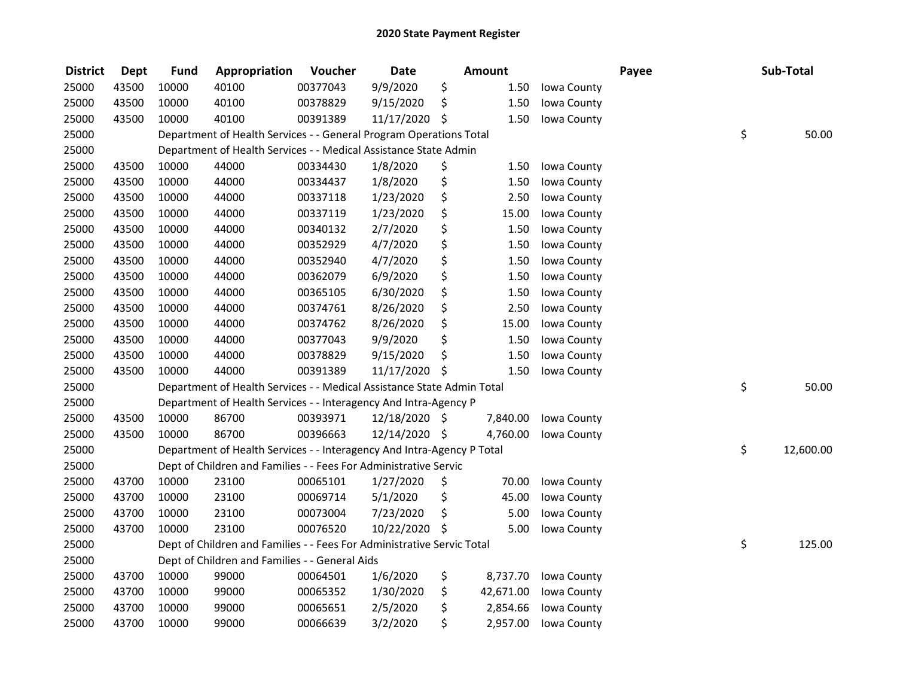# 2020 State Payment Register

| District | Dept | Fund | Appropriation | Voucher | Date | Amount | Payee | Sub-Total |
|---|---|---|---|---|---|---|---|---|
| 25000 | 43500 | 10000 | 40100 | 00377043 | 9/9/2020 | $ 1.50 | Iowa County | |
| 25000 | 43500 | 10000 | 40100 | 00378829 | 9/15/2020 | $ 1.50 | Iowa County | |
| 25000 | 43500 | 10000 | 40100 | 00391389 | 11/17/2020 | $ 1.50 | Iowa County | |
| 25000 | | Department of Health Services - - General Program Operations Total | | | | | | $ 50.00 |
| 25000 | | Department of Health Services - - Medical Assistance State Admin | | | | | | |
| 25000 | 43500 | 10000 | 44000 | 00334430 | 1/8/2020 | $ 1.50 | Iowa County | |
| 25000 | 43500 | 10000 | 44000 | 00334437 | 1/8/2020 | $ 1.50 | Iowa County | |
| 25000 | 43500 | 10000 | 44000 | 00337118 | 1/23/2020 | $ 2.50 | Iowa County | |
| 25000 | 43500 | 10000 | 44000 | 00337119 | 1/23/2020 | $ 15.00 | Iowa County | |
| 25000 | 43500 | 10000 | 44000 | 00340132 | 2/7/2020 | $ 1.50 | Iowa County | |
| 25000 | 43500 | 10000 | 44000 | 00352929 | 4/7/2020 | $ 1.50 | Iowa County | |
| 25000 | 43500 | 10000 | 44000 | 00352940 | 4/7/2020 | $ 1.50 | Iowa County | |
| 25000 | 43500 | 10000 | 44000 | 00362079 | 6/9/2020 | $ 1.50 | Iowa County | |
| 25000 | 43500 | 10000 | 44000 | 00365105 | 6/30/2020 | $ 1.50 | Iowa County | |
| 25000 | 43500 | 10000 | 44000 | 00374761 | 8/26/2020 | $ 2.50 | Iowa County | |
| 25000 | 43500 | 10000 | 44000 | 00374762 | 8/26/2020 | $ 15.00 | Iowa County | |
| 25000 | 43500 | 10000 | 44000 | 00377043 | 9/9/2020 | $ 1.50 | Iowa County | |
| 25000 | 43500 | 10000 | 44000 | 00378829 | 9/15/2020 | $ 1.50 | Iowa County | |
| 25000 | 43500 | 10000 | 44000 | 00391389 | 11/17/2020 | $ 1.50 | Iowa County | |
| 25000 | | Department of Health Services - - Medical Assistance State Admin Total | | | | | | $ 50.00 |
| 25000 | | Department of Health Services - - Interagency And Intra-Agency P | | | | | | |
| 25000 | 43500 | 10000 | 86700 | 00393971 | 12/18/2020 | $ 7,840.00 | Iowa County | |
| 25000 | 43500 | 10000 | 86700 | 00396663 | 12/14/2020 | $ 4,760.00 | Iowa County | |
| 25000 | | Department of Health Services - - Interagency And Intra-Agency P Total | | | | | | $ 12,600.00 |
| 25000 | | Dept of Children and Families - - Fees For Administrative Servic | | | | | | |
| 25000 | 43700 | 10000 | 23100 | 00065101 | 1/27/2020 | $ 70.00 | Iowa County | |
| 25000 | 43700 | 10000 | 23100 | 00069714 | 5/1/2020 | $ 45.00 | Iowa County | |
| 25000 | 43700 | 10000 | 23100 | 00073004 | 7/23/2020 | $ 5.00 | Iowa County | |
| 25000 | 43700 | 10000 | 23100 | 00076520 | 10/22/2020 | $ 5.00 | Iowa County | |
| 25000 | | Dept of Children and Families - - Fees For Administrative Servic Total | | | | | | $ 125.00 |
| 25000 | | Dept of Children and Families - - General Aids | | | | | | |
| 25000 | 43700 | 10000 | 99000 | 00064501 | 1/6/2020 | $ 8,737.70 | Iowa County | |
| 25000 | 43700 | 10000 | 99000 | 00065352 | 1/30/2020 | $ 42,671.00 | Iowa County | |
| 25000 | 43700 | 10000 | 99000 | 00065651 | 2/5/2020 | $ 2,854.66 | Iowa County | |
| 25000 | 43700 | 10000 | 99000 | 00066639 | 3/2/2020 | $ 2,957.00 | Iowa County | |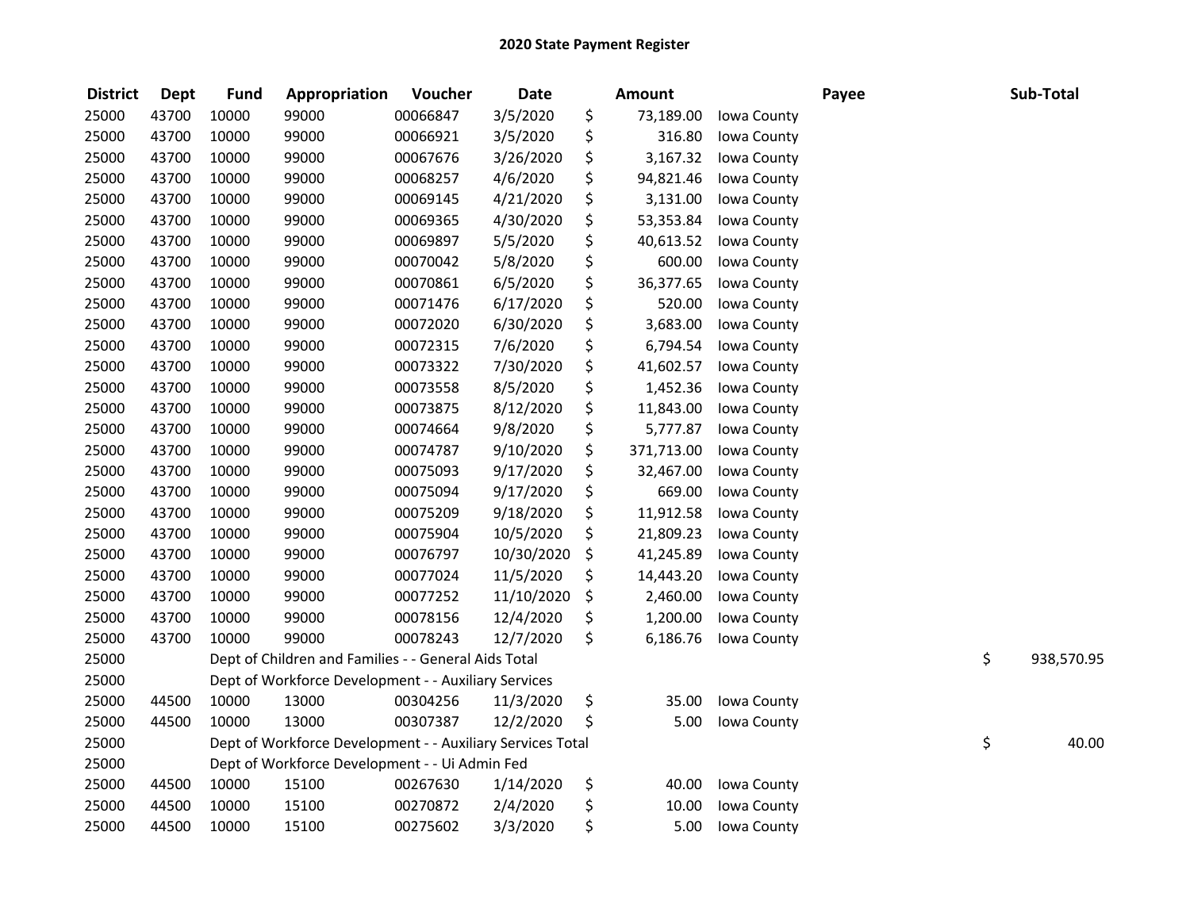# 2020 State Payment Register

| District | Dept | Fund | Appropriation | Voucher | Date | Amount | Payee | Sub-Total |
|---|---|---|---|---|---|---|---|---|
| 25000 | 43700 | 10000 | 99000 | 00066847 | 3/5/2020 | $ 73,189.00 | Iowa County | |
| 25000 | 43700 | 10000 | 99000 | 00066921 | 3/5/2020 | $ 316.80 | Iowa County | |
| 25000 | 43700 | 10000 | 99000 | 00067676 | 3/26/2020 | $ 3,167.32 | Iowa County | |
| 25000 | 43700 | 10000 | 99000 | 00068257 | 4/6/2020 | $ 94,821.46 | Iowa County | |
| 25000 | 43700 | 10000 | 99000 | 00069145 | 4/21/2020 | $ 3,131.00 | Iowa County | |
| 25000 | 43700 | 10000 | 99000 | 00069365 | 4/30/2020 | $ 53,353.84 | Iowa County | |
| 25000 | 43700 | 10000 | 99000 | 00069897 | 5/5/2020 | $ 40,613.52 | Iowa County | |
| 25000 | 43700 | 10000 | 99000 | 00070042 | 5/8/2020 | $ 600.00 | Iowa County | |
| 25000 | 43700 | 10000 | 99000 | 00070861 | 6/5/2020 | $ 36,377.65 | Iowa County | |
| 25000 | 43700 | 10000 | 99000 | 00071476 | 6/17/2020 | $ 520.00 | Iowa County | |
| 25000 | 43700 | 10000 | 99000 | 00072020 | 6/30/2020 | $ 3,683.00 | Iowa County | |
| 25000 | 43700 | 10000 | 99000 | 00072315 | 7/6/2020 | $ 6,794.54 | Iowa County | |
| 25000 | 43700 | 10000 | 99000 | 00073322 | 7/30/2020 | $ 41,602.57 | Iowa County | |
| 25000 | 43700 | 10000 | 99000 | 00073558 | 8/5/2020 | $ 1,452.36 | Iowa County | |
| 25000 | 43700 | 10000 | 99000 | 00073875 | 8/12/2020 | $ 11,843.00 | Iowa County | |
| 25000 | 43700 | 10000 | 99000 | 00074664 | 9/8/2020 | $ 5,777.87 | Iowa County | |
| 25000 | 43700 | 10000 | 99000 | 00074787 | 9/10/2020 | $ 371,713.00 | Iowa County | |
| 25000 | 43700 | 10000 | 99000 | 00075093 | 9/17/2020 | $ 32,467.00 | Iowa County | |
| 25000 | 43700 | 10000 | 99000 | 00075094 | 9/17/2020 | $ 669.00 | Iowa County | |
| 25000 | 43700 | 10000 | 99000 | 00075209 | 9/18/2020 | $ 11,912.58 | Iowa County | |
| 25000 | 43700 | 10000 | 99000 | 00075904 | 10/5/2020 | $ 21,809.23 | Iowa County | |
| 25000 | 43700 | 10000 | 99000 | 00076797 | 10/30/2020 | $ 41,245.89 | Iowa County | |
| 25000 | 43700 | 10000 | 99000 | 00077024 | 11/5/2020 | $ 14,443.20 | Iowa County | |
| 25000 | 43700 | 10000 | 99000 | 00077252 | 11/10/2020 | $ 2,460.00 | Iowa County | |
| 25000 | 43700 | 10000 | 99000 | 00078156 | 12/4/2020 | $ 1,200.00 | Iowa County | |
| 25000 | 43700 | 10000 | 99000 | 00078243 | 12/7/2020 | $ 6,186.76 | Iowa County | |
| 25000 | | Dept of Children and Families - - General Aids Total | | | | | | $ 938,570.95 |
| 25000 | | Dept of Workforce Development - - Auxiliary Services | | | | | | |
| 25000 | 44500 | 10000 | 13000 | 00304256 | 11/3/2020 | $ 35.00 | Iowa County | |
| 25000 | 44500 | 10000 | 13000 | 00307387 | 12/2/2020 | $ 5.00 | Iowa County | |
| 25000 | | Dept of Workforce Development - - Auxiliary Services Total | | | | | | $ 40.00 |
| 25000 | | Dept of Workforce Development - - Ui Admin Fed | | | | | | |
| 25000 | 44500 | 10000 | 15100 | 00267630 | 1/14/2020 | $ 40.00 | Iowa County | |
| 25000 | 44500 | 10000 | 15100 | 00270872 | 2/4/2020 | $ 10.00 | Iowa County | |
| 25000 | 44500 | 10000 | 15100 | 00275602 | 3/3/2020 | $ 5.00 | Iowa County | |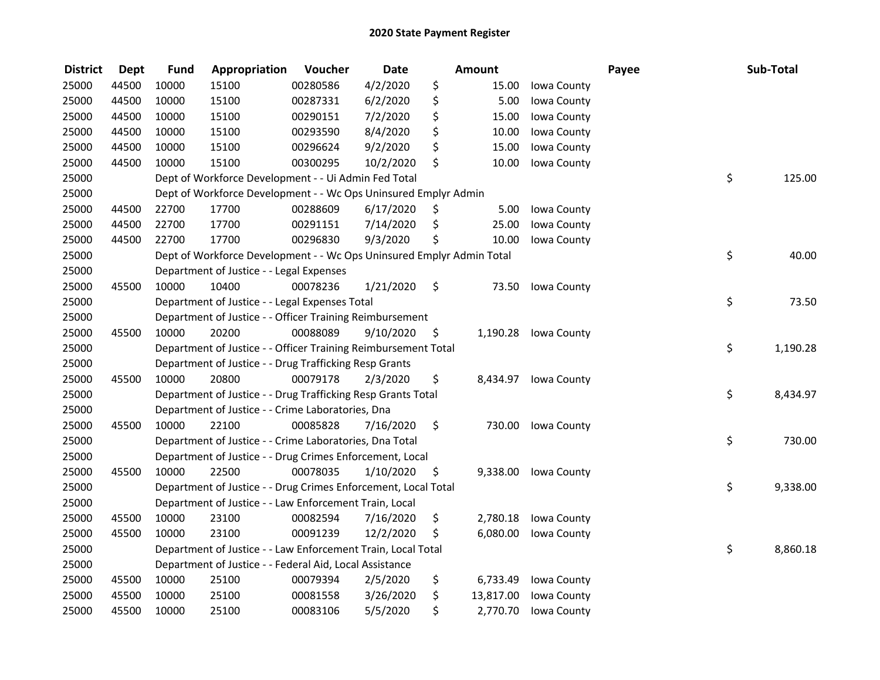# 2020 State Payment Register

| District | Dept | Fund | Appropriation | Voucher | Date | Amount | Payee | Sub-Total |
|---|---|---|---|---|---|---|---|---|
| 25000 | 44500 | 10000 | 15100 | 00280586 | 4/2/2020 | $ 15.00 | Iowa County | |
| 25000 | 44500 | 10000 | 15100 | 00287331 | 6/2/2020 | $ 5.00 | Iowa County | |
| 25000 | 44500 | 10000 | 15100 | 00290151 | 7/2/2020 | $ 15.00 | Iowa County | |
| 25000 | 44500 | 10000 | 15100 | 00293590 | 8/4/2020 | $ 10.00 | Iowa County | |
| 25000 | 44500 | 10000 | 15100 | 00296624 | 9/2/2020 | $ 15.00 | Iowa County | |
| 25000 | 44500 | 10000 | 15100 | 00300295 | 10/2/2020 | $ 10.00 | Iowa County | |
| 25000 | | Dept of Workforce Development - - Ui Admin Fed Total | | | | | | $ 125.00 |
| 25000 | | Dept of Workforce Development - - Wc Ops Uninsured Emplyr Admin | | | | | | |
| 25000 | 44500 | 22700 | 17700 | 00288609 | 6/17/2020 | $ 5.00 | Iowa County | |
| 25000 | 44500 | 22700 | 17700 | 00291151 | 7/14/2020 | $ 25.00 | Iowa County | |
| 25000 | 44500 | 22700 | 17700 | 00296830 | 9/3/2020 | $ 10.00 | Iowa County | |
| 25000 | | Dept of Workforce Development - - Wc Ops Uninsured Emplyr Admin Total | | | | | | $ 40.00 |
| 25000 | | Department of Justice - - Legal Expenses | | | | | | |
| 25000 | 45500 | 10000 | 10400 | 00078236 | 1/21/2020 | $ 73.50 | Iowa County | |
| 25000 | | Department of Justice - - Legal Expenses Total | | | | | | $ 73.50 |
| 25000 | | Department of Justice - - Officer Training Reimbursement | | | | | | |
| 25000 | 45500 | 10000 | 20200 | 00088089 | 9/10/2020 | $ 1,190.28 | Iowa County | |
| 25000 | | Department of Justice - - Officer Training Reimbursement Total | | | | | | $ 1,190.28 |
| 25000 | | Department of Justice - - Drug Trafficking Resp Grants | | | | | | |
| 25000 | 45500 | 10000 | 20800 | 00079178 | 2/3/2020 | $ 8,434.97 | Iowa County | |
| 25000 | | Department of Justice - - Drug Trafficking Resp Grants Total | | | | | | $ 8,434.97 |
| 25000 | | Department of Justice - - Crime Laboratories, Dna | | | | | | |
| 25000 | 45500 | 10000 | 22100 | 00085828 | 7/16/2020 | $ 730.00 | Iowa County | |
| 25000 | | Department of Justice - - Crime Laboratories, Dna Total | | | | | | $ 730.00 |
| 25000 | | Department of Justice - - Drug Crimes Enforcement, Local | | | | | | |
| 25000 | 45500 | 10000 | 22500 | 00078035 | 1/10/2020 | $ 9,338.00 | Iowa County | |
| 25000 | | Department of Justice - - Drug Crimes Enforcement, Local Total | | | | | | $ 9,338.00 |
| 25000 | | Department of Justice - - Law Enforcement Train, Local | | | | | | |
| 25000 | 45500 | 10000 | 23100 | 00082594 | 7/16/2020 | $ 2,780.18 | Iowa County | |
| 25000 | 45500 | 10000 | 23100 | 00091239 | 12/2/2020 | $ 6,080.00 | Iowa County | |
| 25000 | | Department of Justice - - Law Enforcement Train, Local Total | | | | | | $ 8,860.18 |
| 25000 | | Department of Justice - - Federal Aid, Local Assistance | | | | | | |
| 25000 | 45500 | 10000 | 25100 | 00079394 | 2/5/2020 | $ 6,733.49 | Iowa County | |
| 25000 | 45500 | 10000 | 25100 | 00081558 | 3/26/2020 | $ 13,817.00 | Iowa County | |
| 25000 | 45500 | 10000 | 25100 | 00083106 | 5/5/2020 | $ 2,770.70 | Iowa County | |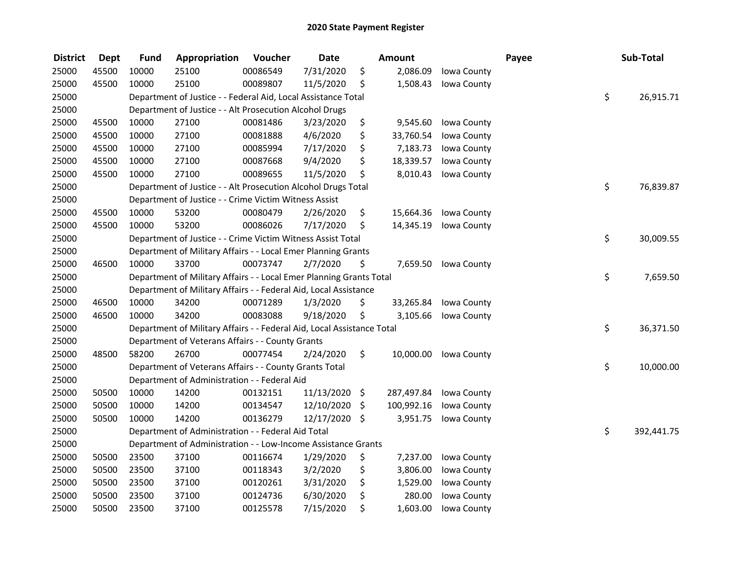# 2020 State Payment Register

| District | Dept | Fund | Appropriation | Voucher | Date | Amount | | Payee | Sub-Total |
|---|---|---|---|---|---|---|---|---|---|
| 25000 | 45500 | 10000 | 25100 | 00086549 | 7/31/2020 | $ 2,086.09 | Iowa County | | |
| 25000 | 45500 | 10000 | 25100 | 00089807 | 11/5/2020 | $ 1,508.43 | Iowa County | | |
| 25000 | | Department of Justice - - Federal Aid, Local Assistance Total | | | | | | | $ 26,915.71 |
| 25000 | | Department of Justice - - Alt Prosecution Alcohol Drugs | | | | | | | |
| 25000 | 45500 | 10000 | 27100 | 00081486 | 3/23/2020 | $ 9,545.60 | Iowa County | | |
| 25000 | 45500 | 10000 | 27100 | 00081888 | 4/6/2020 | $ 33,760.54 | Iowa County | | |
| 25000 | 45500 | 10000 | 27100 | 00085994 | 7/17/2020 | $ 7,183.73 | Iowa County | | |
| 25000 | 45500 | 10000 | 27100 | 00087668 | 9/4/2020 | $ 18,339.57 | Iowa County | | |
| 25000 | 45500 | 10000 | 27100 | 00089655 | 11/5/2020 | $ 8,010.43 | Iowa County | | |
| 25000 | | Department of Justice - - Alt Prosecution Alcohol Drugs Total | | | | | | | $ 76,839.87 |
| 25000 | | Department of Justice - - Crime Victim Witness Assist | | | | | | | |
| 25000 | 45500 | 10000 | 53200 | 00080479 | 2/26/2020 | $ 15,664.36 | Iowa County | | |
| 25000 | 45500 | 10000 | 53200 | 00086026 | 7/17/2020 | $ 14,345.19 | Iowa County | | |
| 25000 | | Department of Justice - - Crime Victim Witness Assist Total | | | | | | | $ 30,009.55 |
| 25000 | | Department of Military Affairs - - Local Emer Planning Grants | | | | | | | |
| 25000 | 46500 | 10000 | 33700 | 00073747 | 2/7/2020 | $ 7,659.50 | Iowa County | | |
| 25000 | | Department of Military Affairs - - Local Emer Planning Grants Total | | | | | | | $ 7,659.50 |
| 25000 | | Department of Military Affairs - - Federal Aid, Local Assistance | | | | | | | |
| 25000 | 46500 | 10000 | 34200 | 00071289 | 1/3/2020 | $ 33,265.84 | Iowa County | | |
| 25000 | 46500 | 10000 | 34200 | 00083088 | 9/18/2020 | $ 3,105.66 | Iowa County | | |
| 25000 | | Department of Military Affairs - - Federal Aid, Local Assistance Total | | | | | | | $ 36,371.50 |
| 25000 | | Department of Veterans Affairs - - County Grants | | | | | | | |
| 25000 | 48500 | 58200 | 26700 | 00077454 | 2/24/2020 | $ 10,000.00 | Iowa County | | |
| 25000 | | Department of Veterans Affairs - - County Grants Total | | | | | | | $ 10,000.00 |
| 25000 | | Department of Administration - - Federal Aid | | | | | | | |
| 25000 | 50500 | 10000 | 14200 | 00132151 | 11/13/2020 | $ 287,497.84 | Iowa County | | |
| 25000 | 50500 | 10000 | 14200 | 00134547 | 12/10/2020 | $ 100,992.16 | Iowa County | | |
| 25000 | 50500 | 10000 | 14200 | 00136279 | 12/17/2020 | $ 3,951.75 | Iowa County | | |
| 25000 | | Department of Administration - - Federal Aid Total | | | | | | | $ 392,441.75 |
| 25000 | | Department of Administration - - Low-Income Assistance Grants | | | | | | | |
| 25000 | 50500 | 23500 | 37100 | 00116674 | 1/29/2020 | $ 7,237.00 | Iowa County | | |
| 25000 | 50500 | 23500 | 37100 | 00118343 | 3/2/2020 | $ 3,806.00 | Iowa County | | |
| 25000 | 50500 | 23500 | 37100 | 00120261 | 3/31/2020 | $ 1,529.00 | Iowa County | | |
| 25000 | 50500 | 23500 | 37100 | 00124736 | 6/30/2020 | $ 280.00 | Iowa County | | |
| 25000 | 50500 | 23500 | 37100 | 00125578 | 7/15/2020 | $ 1,603.00 | Iowa County | | |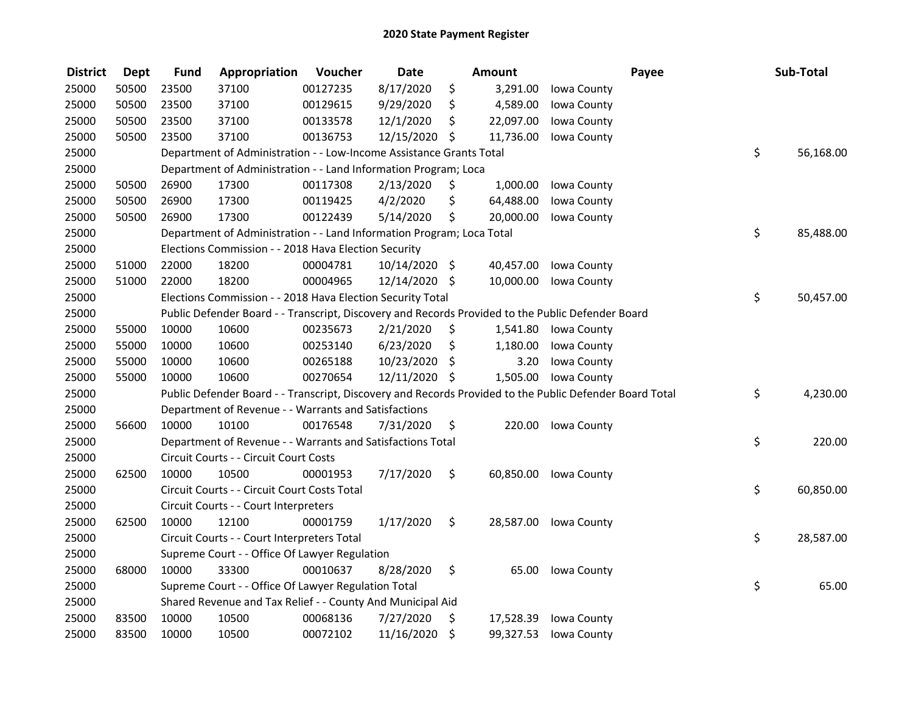# 2020 State Payment Register

| District | Dept | Fund | Appropriation | Voucher | Date | Amount | Payee | Sub-Total |
|---|---|---|---|---|---|---|---|---|
| 25000 | 50500 | 23500 | 37100 | 00127235 | 8/17/2020 | $ 3,291.00 | Iowa County | |
| 25000 | 50500 | 23500 | 37100 | 00129615 | 9/29/2020 | $ 4,589.00 | Iowa County | |
| 25000 | 50500 | 23500 | 37100 | 00133578 | 12/1/2020 | $ 22,097.00 | Iowa County | |
| 25000 | 50500 | 23500 | 37100 | 00136753 | 12/15/2020 | $ 11,736.00 | Iowa County | |
| 25000 | | Department of Administration - - Low-Income Assistance Grants Total | | | | | | $ 56,168.00 |
| 25000 | | Department of Administration - - Land Information Program; Loca | | | | | | |
| 25000 | 50500 | 26900 | 17300 | 00117308 | 2/13/2020 | $ 1,000.00 | Iowa County | |
| 25000 | 50500 | 26900 | 17300 | 00119425 | 4/2/2020 | $ 64,488.00 | Iowa County | |
| 25000 | 50500 | 26900 | 17300 | 00122439 | 5/14/2020 | $ 20,000.00 | Iowa County | |
| 25000 | | Department of Administration - - Land Information Program; Loca Total | | | | | | $ 85,488.00 |
| 25000 | | Elections Commission - - 2018 Hava Election Security | | | | | | |
| 25000 | 51000 | 22000 | 18200 | 00004781 | 10/14/2020 | $ 40,457.00 | Iowa County | |
| 25000 | 51000 | 22000 | 18200 | 00004965 | 12/14/2020 | $ 10,000.00 | Iowa County | |
| 25000 | | Elections Commission - - 2018 Hava Election Security Total | | | | | | $ 50,457.00 |
| 25000 | | Public Defender Board - - Transcript, Discovery and Records Provided to the Public Defender Board | | | | | | |
| 25000 | 55000 | 10000 | 10600 | 00235673 | 2/21/2020 | $ 1,541.80 | Iowa County | |
| 25000 | 55000 | 10000 | 10600 | 00253140 | 6/23/2020 | $ 1,180.00 | Iowa County | |
| 25000 | 55000 | 10000 | 10600 | 00265188 | 10/23/2020 | $ 3.20 | Iowa County | |
| 25000 | 55000 | 10000 | 10600 | 00270654 | 12/11/2020 | $ 1,505.00 | Iowa County | |
| 25000 | | Public Defender Board - - Transcript, Discovery and Records Provided to the Public Defender Board Total | | | | | | $ 4,230.00 |
| 25000 | | Department of Revenue - - Warrants and Satisfactions | | | | | | |
| 25000 | 56600 | 10000 | 10100 | 00176548 | 7/31/2020 | $ 220.00 | Iowa County | |
| 25000 | | Department of Revenue - - Warrants and Satisfactions Total | | | | | | $ 220.00 |
| 25000 | | Circuit Courts - - Circuit Court Costs | | | | | | |
| 25000 | 62500 | 10000 | 10500 | 00001953 | 7/17/2020 | $ 60,850.00 | Iowa County | |
| 25000 | | Circuit Courts - - Circuit Court Costs Total | | | | | | $ 60,850.00 |
| 25000 | | Circuit Courts - - Court Interpreters | | | | | | |
| 25000 | 62500 | 10000 | 12100 | 00001759 | 1/17/2020 | $ 28,587.00 | Iowa County | |
| 25000 | | Circuit Courts - - Court Interpreters Total | | | | | | $ 28,587.00 |
| 25000 | | Supreme Court - - Office Of Lawyer Regulation | | | | | | |
| 25000 | 68000 | 10000 | 33300 | 00010637 | 8/28/2020 | $ 65.00 | Iowa County | |
| 25000 | | Supreme Court - - Office Of Lawyer Regulation Total | | | | | | $ 65.00 |
| 25000 | | Shared Revenue and Tax Relief - - County And Municipal Aid | | | | | | |
| 25000 | 83500 | 10000 | 10500 | 00068136 | 7/27/2020 | $ 17,528.39 | Iowa County | |
| 25000 | 83500 | 10000 | 10500 | 00072102 | 11/16/2020 | $ 99,327.53 | Iowa County | |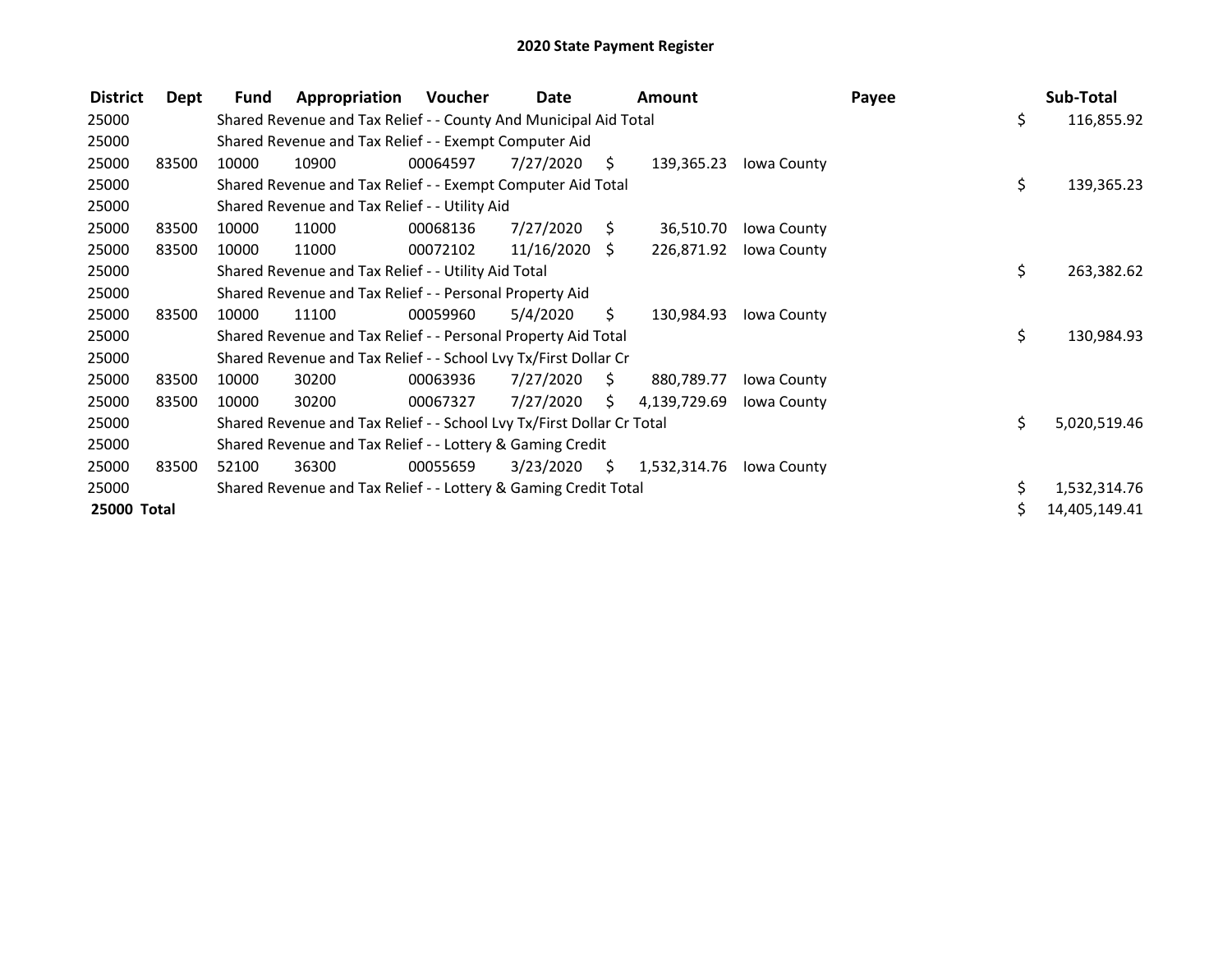# 2020 State Payment Register

| District | Dept | Fund | Appropriation | Voucher | Date | Amount | Payee | Sub-Total |
|---|---|---|---|---|---|---|---|---|
| 25000 | | Shared Revenue and Tax Relief - - County And Municipal Aid Total | | | | | | $ 116,855.92 |
| 25000 | | Shared Revenue and Tax Relief - - Exempt Computer Aid | | | | | | |
| 25000 | 83500 | 10000 | 10900 | 00064597 | 7/27/2020 | $ 139,365.23 | Iowa County | |
| 25000 | | Shared Revenue and Tax Relief - - Exempt Computer Aid Total | | | | | | $ 139,365.23 |
| 25000 | | Shared Revenue and Tax Relief - - Utility Aid | | | | | | |
| 25000 | 83500 | 10000 | 11000 | 00068136 | 7/27/2020 | $ 36,510.70 | Iowa County | |
| 25000 | 83500 | 10000 | 11000 | 00072102 | 11/16/2020 | $ 226,871.92 | Iowa County | |
| 25000 | | Shared Revenue and Tax Relief - - Utility Aid Total | | | | | | $ 263,382.62 |
| 25000 | | Shared Revenue and Tax Relief - - Personal Property Aid | | | | | | |
| 25000 | 83500 | 10000 | 11100 | 00059960 | 5/4/2020 | $ 130,984.93 | Iowa County | |
| 25000 | | Shared Revenue and Tax Relief - - Personal Property Aid Total | | | | | | $ 130,984.93 |
| 25000 | | Shared Revenue and Tax Relief - - School Lvy Tx/First Dollar Cr | | | | | | |
| 25000 | 83500 | 10000 | 30200 | 00063936 | 7/27/2020 | $ 880,789.77 | Iowa County | |
| 25000 | 83500 | 10000 | 30200 | 00067327 | 7/27/2020 | $ 4,139,729.69 | Iowa County | |
| 25000 | | Shared Revenue and Tax Relief - - School Lvy Tx/First Dollar Cr Total | | | | | | $ 5,020,519.46 |
| 25000 | | Shared Revenue and Tax Relief - - Lottery & Gaming Credit | | | | | | |
| 25000 | 83500 | 52100 | 36300 | 00055659 | 3/23/2020 | $ 1,532,314.76 | Iowa County | |
| 25000 | | Shared Revenue and Tax Relief - - Lottery & Gaming Credit Total | | | | | | $ 1,532,314.76 |
| **25000 Total** | | | | | | | | $ 14,405,149.41 |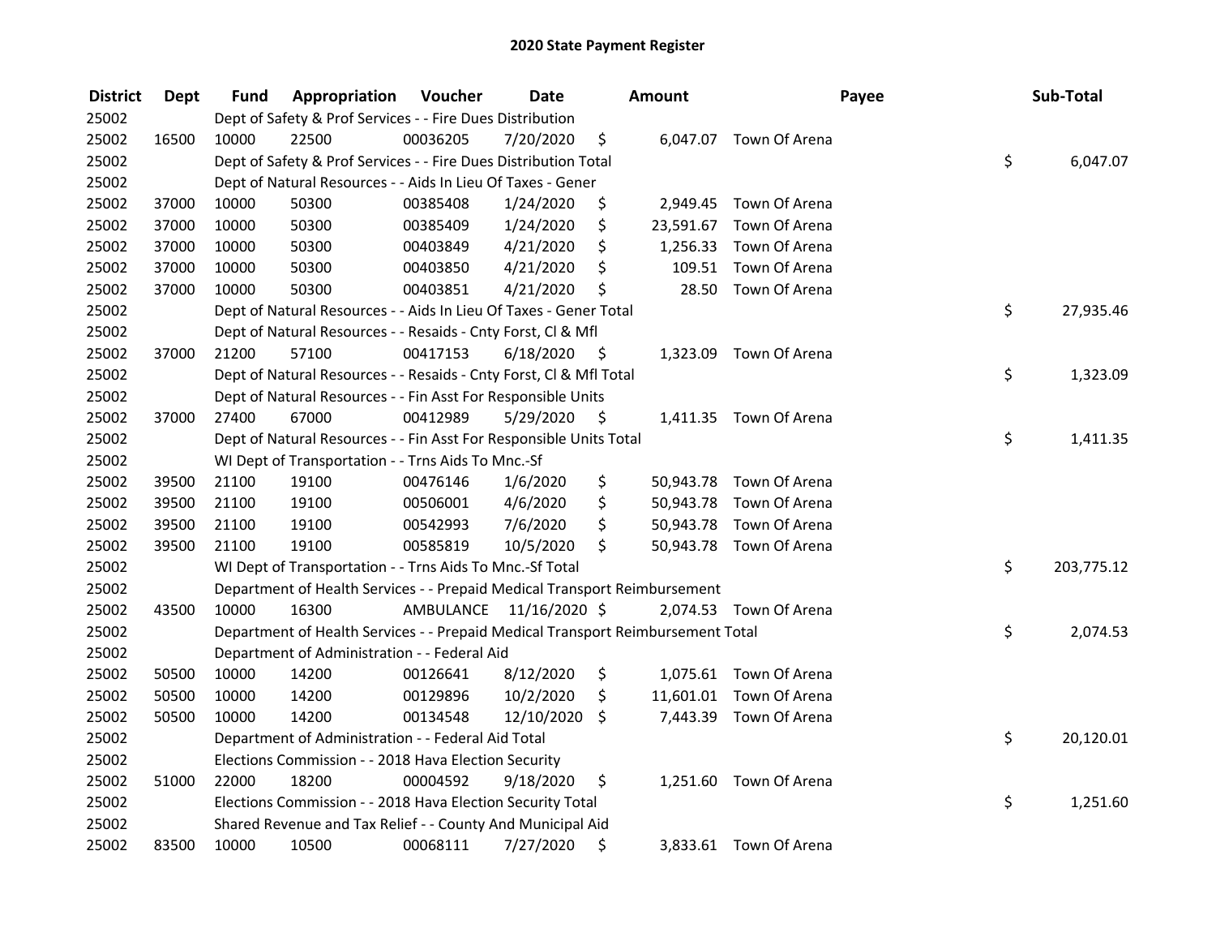# 2020 State Payment Register

| District | Dept | Fund | Appropriation | Voucher | Date | Amount | Payee | Sub-Total |
|---|---|---|---|---|---|---|---|---|
| 25002 | | | Dept of Safety & Prof Services - - Fire Dues Distribution | | | | | |
| 25002 | 16500 | 10000 | 22500 | 00036205 | 7/20/2020 | $ 6,047.07 | Town Of Arena | |
| 25002 | | | Dept of Safety & Prof Services - - Fire Dues Distribution Total | | | | | $ 6,047.07 |
| 25002 | | | Dept of Natural Resources - - Aids In Lieu Of Taxes - Gener | | | | | |
| 25002 | 37000 | 10000 | 50300 | 00385408 | 1/24/2020 | $ 2,949.45 | Town Of Arena | |
| 25002 | 37000 | 10000 | 50300 | 00385409 | 1/24/2020 | $ 23,591.67 | Town Of Arena | |
| 25002 | 37000 | 10000 | 50300 | 00403849 | 4/21/2020 | $ 1,256.33 | Town Of Arena | |
| 25002 | 37000 | 10000 | 50300 | 00403850 | 4/21/2020 | $ 109.51 | Town Of Arena | |
| 25002 | 37000 | 10000 | 50300 | 00403851 | 4/21/2020 | $ 28.50 | Town Of Arena | |
| 25002 | | | Dept of Natural Resources - - Aids In Lieu Of Taxes - Gener Total | | | | | $ 27,935.46 |
| 25002 | | | Dept of Natural Resources - - Resaids - Cnty Forst, Cl & Mfl | | | | | |
| 25002 | 37000 | 21200 | 57100 | 00417153 | 6/18/2020 | $ 1,323.09 | Town Of Arena | |
| 25002 | | | Dept of Natural Resources - - Resaids - Cnty Forst, Cl & Mfl Total | | | | | $ 1,323.09 |
| 25002 | | | Dept of Natural Resources - - Fin Asst For Responsible Units | | | | | |
| 25002 | 37000 | 27400 | 67000 | 00412989 | 5/29/2020 | $ 1,411.35 | Town Of Arena | |
| 25002 | | | Dept of Natural Resources - - Fin Asst For Responsible Units Total | | | | | $ 1,411.35 |
| 25002 | | | WI Dept of Transportation - - Trns Aids To Mnc.-Sf | | | | | |
| 25002 | 39500 | 21100 | 19100 | 00476146 | 1/6/2020 | $ 50,943.78 | Town Of Arena | |
| 25002 | 39500 | 21100 | 19100 | 00506001 | 4/6/2020 | $ 50,943.78 | Town Of Arena | |
| 25002 | 39500 | 21100 | 19100 | 00542993 | 7/6/2020 | $ 50,943.78 | Town Of Arena | |
| 25002 | 39500 | 21100 | 19100 | 00585819 | 10/5/2020 | $ 50,943.78 | Town Of Arena | |
| 25002 | | | WI Dept of Transportation - - Trns Aids To Mnc.-Sf Total | | | | | $ 203,775.12 |
| 25002 | | | Department of Health Services - - Prepaid Medical Transport Reimbursement | | | | | |
| 25002 | 43500 | 10000 | 16300 | AMBULANCE | 11/16/2020 | $ 2,074.53 | Town Of Arena | |
| 25002 | | | Department of Health Services - - Prepaid Medical Transport Reimbursement Total | | | | | $ 2,074.53 |
| 25002 | | | Department of Administration - - Federal Aid | | | | | |
| 25002 | 50500 | 10000 | 14200 | 00126641 | 8/12/2020 | $ 1,075.61 | Town Of Arena | |
| 25002 | 50500 | 10000 | 14200 | 00129896 | 10/2/2020 | $ 11,601.01 | Town Of Arena | |
| 25002 | 50500 | 10000 | 14200 | 00134548 | 12/10/2020 | $ 7,443.39 | Town Of Arena | |
| 25002 | | | Department of Administration - - Federal Aid Total | | | | | $ 20,120.01 |
| 25002 | | | Elections Commission - - 2018 Hava Election Security | | | | | |
| 25002 | 51000 | 22000 | 18200 | 00004592 | 9/18/2020 | $ 1,251.60 | Town Of Arena | |
| 25002 | | | Elections Commission - - 2018 Hava Election Security Total | | | | | $ 1,251.60 |
| 25002 | | | Shared Revenue and Tax Relief - - County And Municipal Aid | | | | | |
| 25002 | 83500 | 10000 | 10500 | 00068111 | 7/27/2020 | $ 3,833.61 | Town Of Arena | |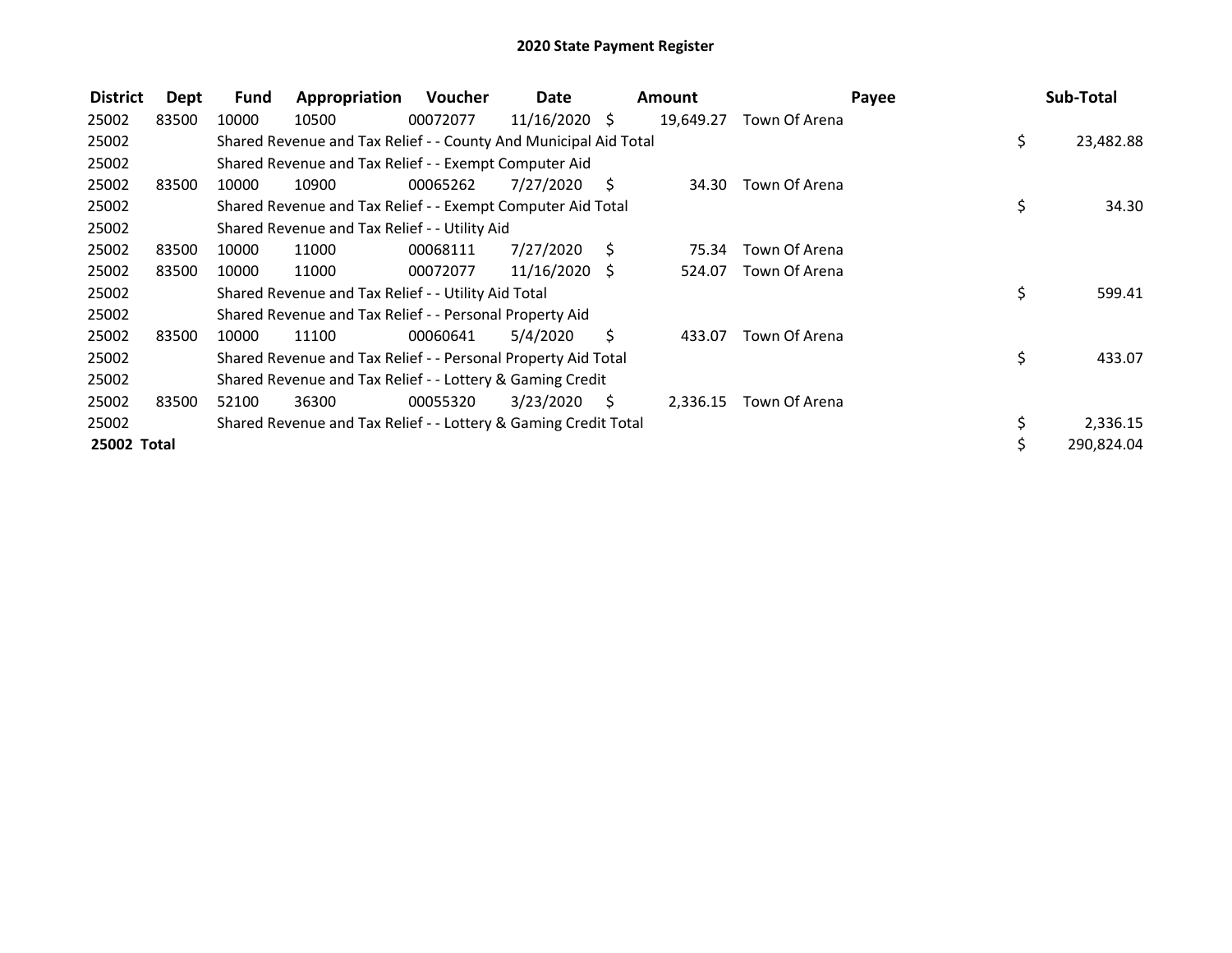# 2020 State Payment Register

| District | Dept | Fund | Appropriation | Voucher | Date | Amount | Payee | Sub-Total |
|---|---|---|---|---|---|---|---|---|
| 25002 | 83500 | 10000 | 10500 | 00072077 | 11/16/2020 | $ 19,649.27 | Town Of Arena | |
| 25002 | | Shared Revenue and Tax Relief - - County And Municipal Aid Total | | | | | | $ 23,482.88 |
| 25002 | | Shared Revenue and Tax Relief - - Exempt Computer Aid | | | | | | |
| 25002 | 83500 | 10000 | 10900 | 00065262 | 7/27/2020 | $ 34.30 | Town Of Arena | |
| 25002 | | Shared Revenue and Tax Relief - - Exempt Computer Aid Total | | | | | | $ 34.30 |
| 25002 | | Shared Revenue and Tax Relief - - Utility Aid | | | | | | |
| 25002 | 83500 | 10000 | 11000 | 00068111 | 7/27/2020 | $ 75.34 | Town Of Arena | |
| 25002 | 83500 | 10000 | 11000 | 00072077 | 11/16/2020 | $ 524.07 | Town Of Arena | |
| 25002 | | Shared Revenue and Tax Relief - - Utility Aid Total | | | | | | $ 599.41 |
| 25002 | | Shared Revenue and Tax Relief - - Personal Property Aid | | | | | | |
| 25002 | 83500 | 10000 | 11100 | 00060641 | 5/4/2020 | $ 433.07 | Town Of Arena | |
| 25002 | | Shared Revenue and Tax Relief - - Personal Property Aid Total | | | | | | $ 433.07 |
| 25002 | | Shared Revenue and Tax Relief - - Lottery & Gaming Credit | | | | | | |
| 25002 | 83500 | 52100 | 36300 | 00055320 | 3/23/2020 | $ 2,336.15 | Town Of Arena | |
| 25002 | | Shared Revenue and Tax Relief - - Lottery & Gaming Credit Total | | | | | | $ 2,336.15 |
| **25002 Total** | | | | | | | | $ 290,824.04 |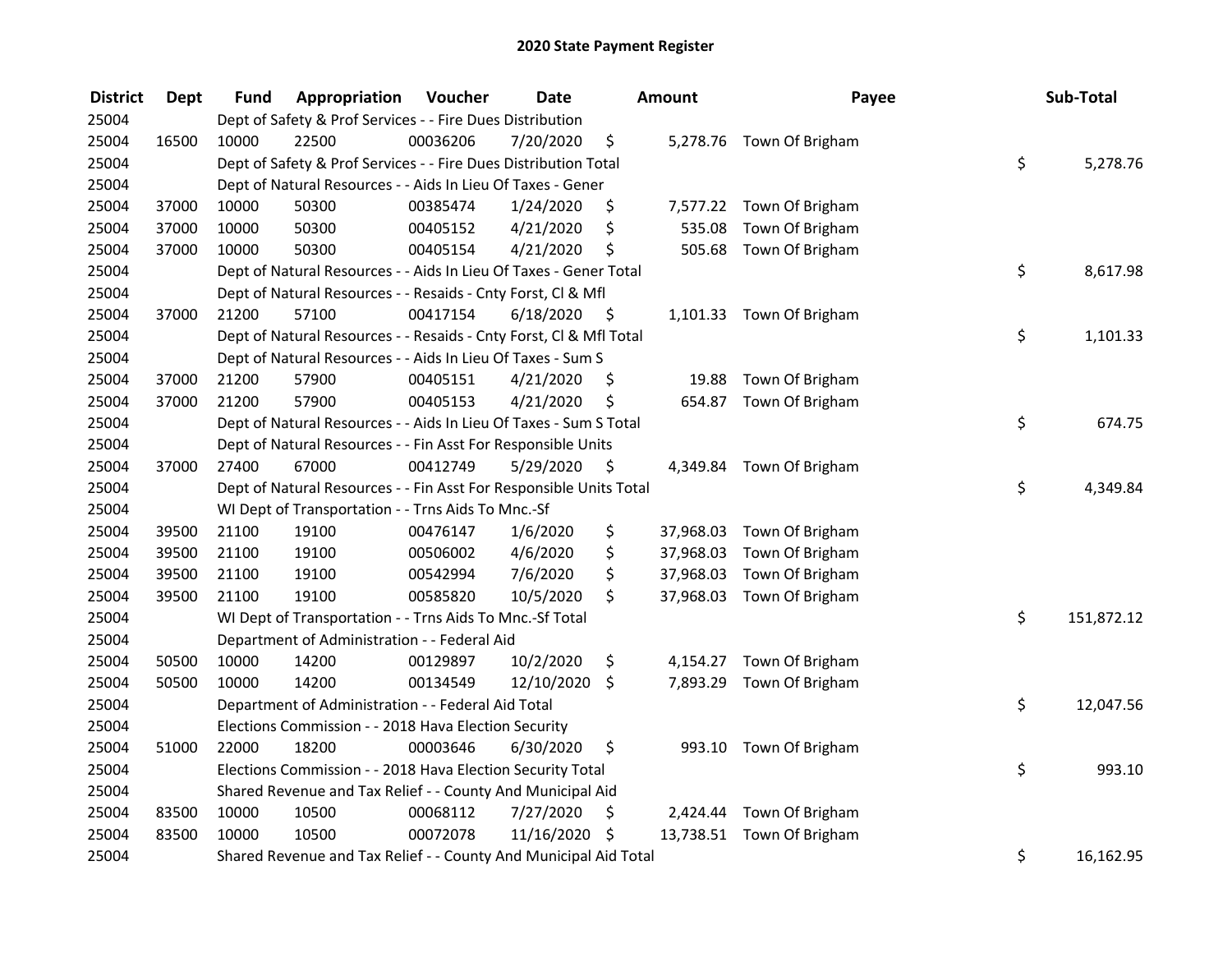# 2020 State Payment Register

| District | Dept | Fund | Appropriation | Voucher | Date | Amount | Payee | Sub-Total |
|---|---|---|---|---|---|---|---|---|
| 25004 | | Dept of Safety & Prof Services - - Fire Dues Distribution | | | | | | |
| 25004 | 16500 | 10000 | 22500 | 00036206 | 7/20/2020 | $ 5,278.76 | Town Of Brigham | |
| 25004 | | Dept of Safety & Prof Services - - Fire Dues Distribution Total | | | | | | $ 5,278.76 |
| 25004 | | Dept of Natural Resources - - Aids In Lieu Of Taxes - Gener | | | | | | |
| 25004 | 37000 | 10000 | 50300 | 00385474 | 1/24/2020 | $ 7,577.22 | Town Of Brigham | |
| 25004 | 37000 | 10000 | 50300 | 00405152 | 4/21/2020 | $ 535.08 | Town Of Brigham | |
| 25004 | 37000 | 10000 | 50300 | 00405154 | 4/21/2020 | $ 505.68 | Town Of Brigham | |
| 25004 | | Dept of Natural Resources - - Aids In Lieu Of Taxes - Gener Total | | | | | | $ 8,617.98 |
| 25004 | | Dept of Natural Resources - - Resaids - Cnty Forst, Cl & Mfl | | | | | | |
| 25004 | 37000 | 21200 | 57100 | 00417154 | 6/18/2020 | $ 1,101.33 | Town Of Brigham | |
| 25004 | | Dept of Natural Resources - - Resaids - Cnty Forst, Cl & Mfl Total | | | | | | $ 1,101.33 |
| 25004 | | Dept of Natural Resources - - Aids In Lieu Of Taxes - Sum S | | | | | | |
| 25004 | 37000 | 21200 | 57900 | 00405151 | 4/21/2020 | $ 19.88 | Town Of Brigham | |
| 25004 | 37000 | 21200 | 57900 | 00405153 | 4/21/2020 | $ 654.87 | Town Of Brigham | |
| 25004 | | Dept of Natural Resources - - Aids In Lieu Of Taxes - Sum S Total | | | | | | $ 674.75 |
| 25004 | | Dept of Natural Resources - - Fin Asst For Responsible Units | | | | | | |
| 25004 | 37000 | 27400 | 67000 | 00412749 | 5/29/2020 | $ 4,349.84 | Town Of Brigham | |
| 25004 | | Dept of Natural Resources - - Fin Asst For Responsible Units Total | | | | | | $ 4,349.84 |
| 25004 | | WI Dept of Transportation - - Trns Aids To Mnc.-Sf | | | | | | |
| 25004 | 39500 | 21100 | 19100 | 00476147 | 1/6/2020 | $ 37,968.03 | Town Of Brigham | |
| 25004 | 39500 | 21100 | 19100 | 00506002 | 4/6/2020 | $ 37,968.03 | Town Of Brigham | |
| 25004 | 39500 | 21100 | 19100 | 00542994 | 7/6/2020 | $ 37,968.03 | Town Of Brigham | |
| 25004 | 39500 | 21100 | 19100 | 00585820 | 10/5/2020 | $ 37,968.03 | Town Of Brigham | |
| 25004 | | WI Dept of Transportation - - Trns Aids To Mnc.-Sf Total | | | | | | $ 151,872.12 |
| 25004 | | Department of Administration - - Federal Aid | | | | | | |
| 25004 | 50500 | 10000 | 14200 | 00129897 | 10/2/2020 | $ 4,154.27 | Town Of Brigham | |
| 25004 | 50500 | 10000 | 14200 | 00134549 | 12/10/2020 | $ 7,893.29 | Town Of Brigham | |
| 25004 | | Department of Administration - - Federal Aid Total | | | | | | $ 12,047.56 |
| 25004 | | Elections Commission - - 2018 Hava Election Security | | | | | | |
| 25004 | 51000 | 22000 | 18200 | 00003646 | 6/30/2020 | $ 993.10 | Town Of Brigham | |
| 25004 | | Elections Commission - - 2018 Hava Election Security Total | | | | | | $ 993.10 |
| 25004 | | Shared Revenue and Tax Relief - - County And Municipal Aid | | | | | | |
| 25004 | 83500 | 10000 | 10500 | 00068112 | 7/27/2020 | $ 2,424.44 | Town Of Brigham | |
| 25004 | 83500 | 10000 | 10500 | 00072078 | 11/16/2020 | $ 13,738.51 | Town Of Brigham | |
| 25004 | | Shared Revenue and Tax Relief - - County And Municipal Aid Total | | | | | | $ 16,162.95 |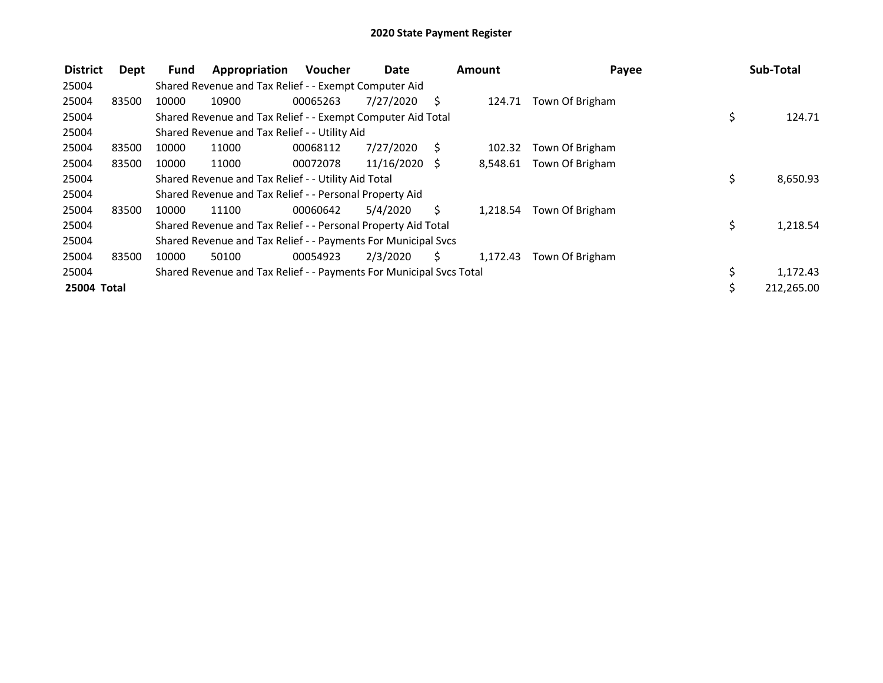# 2020 State Payment Register

| District | Dept | Fund | Appropriation | Voucher | Date | Amount | Payee | Sub-Total |
|---|---|---|---|---|---|---|---|---|
| 25004 | | Shared Revenue and Tax Relief - - Exempt Computer Aid | | | | | | |
| 25004 | 83500 | 10000 | 10900 | 00065263 | 7/27/2020 | $ 124.71 | Town Of Brigham | |
| 25004 | | Shared Revenue and Tax Relief - - Exempt Computer Aid Total | | | | | | $ 124.71 |
| 25004 | | Shared Revenue and Tax Relief - - Utility Aid | | | | | | |
| 25004 | 83500 | 10000 | 11000 | 00068112 | 7/27/2020 | $ 102.32 | Town Of Brigham | |
| 25004 | 83500 | 10000 | 11000 | 00072078 | 11/16/2020 | $ 8,548.61 | Town Of Brigham | |
| 25004 | | Shared Revenue and Tax Relief - - Utility Aid Total | | | | | | $ 8,650.93 |
| 25004 | | Shared Revenue and Tax Relief - - Personal Property Aid | | | | | | |
| 25004 | 83500 | 10000 | 11100 | 00060642 | 5/4/2020 | $ 1,218.54 | Town Of Brigham | |
| 25004 | | Shared Revenue and Tax Relief - - Personal Property Aid Total | | | | | | $ 1,218.54 |
| 25004 | | Shared Revenue and Tax Relief - - Payments For Municipal Svcs | | | | | | |
| 25004 | 83500 | 10000 | 50100 | 00054923 | 2/3/2020 | $ 1,172.43 | Town Of Brigham | |
| 25004 | | Shared Revenue and Tax Relief - - Payments For Municipal Svcs Total | | | | | | $ 1,172.43 |
| **25004 Total** | | | | | | | | $ 212,265.00 |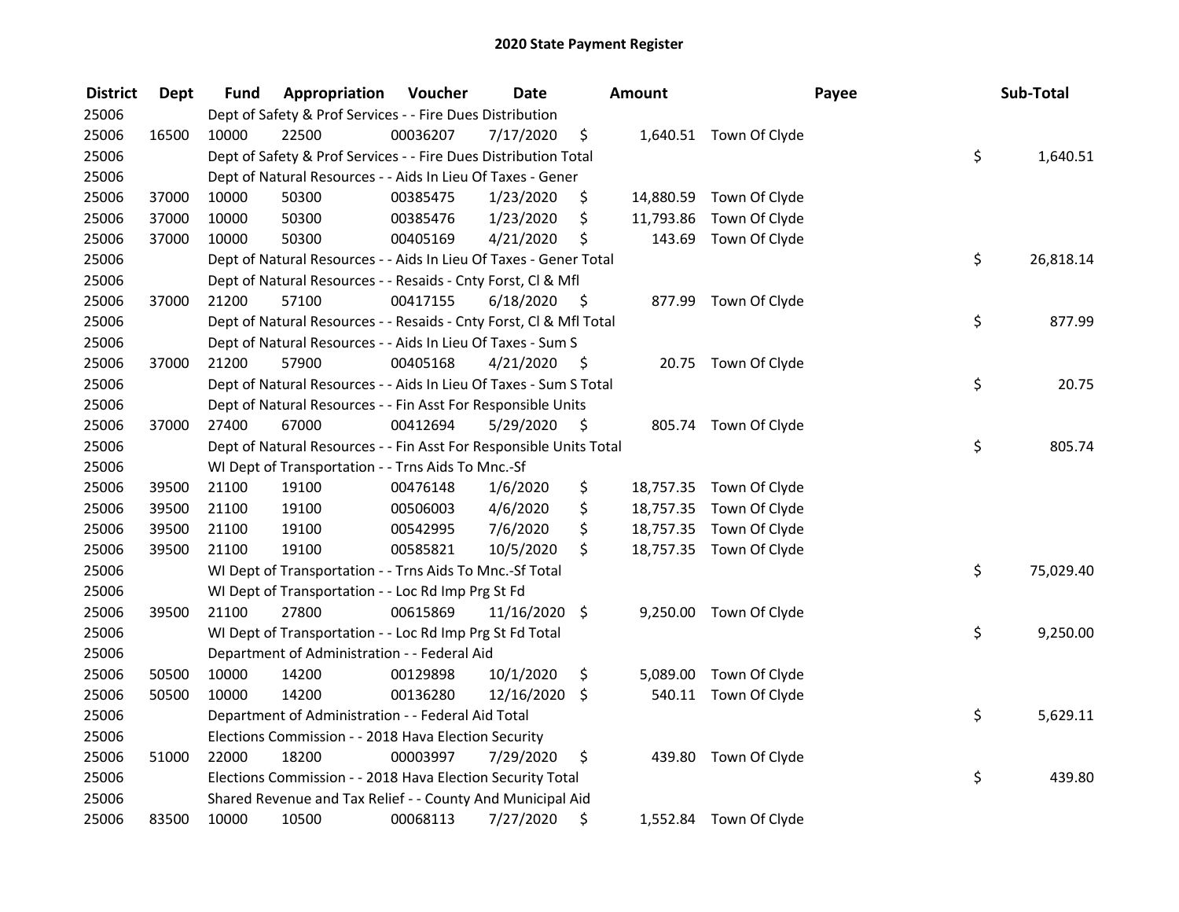# 2020 State Payment Register

| District | Dept | Fund | Appropriation | Voucher | Date | Amount | Payee | Sub-Total |
|---|---|---|---|---|---|---|---|---|
| 25006 | | Dept of Safety & Prof Services - - Fire Dues Distribution | | | | | | |
| 25006 | 16500 | 10000 | 22500 | 00036207 | 7/17/2020 | $ 1,640.51 | Town Of Clyde | |
| 25006 | | Dept of Safety & Prof Services - - Fire Dues Distribution Total | | | | | | $ 1,640.51 |
| 25006 | | Dept of Natural Resources - - Aids In Lieu Of Taxes - Gener | | | | | | |
| 25006 | 37000 | 10000 | 50300 | 00385475 | 1/23/2020 | $ 14,880.59 | Town Of Clyde | |
| 25006 | 37000 | 10000 | 50300 | 00385476 | 1/23/2020 | $ 11,793.86 | Town Of Clyde | |
| 25006 | 37000 | 10000 | 50300 | 00405169 | 4/21/2020 | $ 143.69 | Town Of Clyde | |
| 25006 | | Dept of Natural Resources - - Aids In Lieu Of Taxes - Gener Total | | | | | | $ 26,818.14 |
| 25006 | | Dept of Natural Resources - - Resaids - Cnty Forst, Cl & Mfl | | | | | | |
| 25006 | 37000 | 21200 | 57100 | 00417155 | 6/18/2020 | $ 877.99 | Town Of Clyde | |
| 25006 | | Dept of Natural Resources - - Resaids - Cnty Forst, Cl & Mfl Total | | | | | | $ 877.99 |
| 25006 | | Dept of Natural Resources - - Aids In Lieu Of Taxes - Sum S | | | | | | |
| 25006 | 37000 | 21200 | 57900 | 00405168 | 4/21/2020 | $ 20.75 | Town Of Clyde | |
| 25006 | | Dept of Natural Resources - - Aids In Lieu Of Taxes - Sum S Total | | | | | | $ 20.75 |
| 25006 | | Dept of Natural Resources - - Fin Asst For Responsible Units | | | | | | |
| 25006 | 37000 | 27400 | 67000 | 00412694 | 5/29/2020 | $ 805.74 | Town Of Clyde | |
| 25006 | | Dept of Natural Resources - - Fin Asst For Responsible Units Total | | | | | | $ 805.74 |
| 25006 | | WI Dept of Transportation - - Trns Aids To Mnc.-Sf | | | | | | |
| 25006 | 39500 | 21100 | 19100 | 00476148 | 1/6/2020 | $ 18,757.35 | Town Of Clyde | |
| 25006 | 39500 | 21100 | 19100 | 00506003 | 4/6/2020 | $ 18,757.35 | Town Of Clyde | |
| 25006 | 39500 | 21100 | 19100 | 00542995 | 7/6/2020 | $ 18,757.35 | Town Of Clyde | |
| 25006 | 39500 | 21100 | 19100 | 00585821 | 10/5/2020 | $ 18,757.35 | Town Of Clyde | |
| 25006 | | WI Dept of Transportation - - Trns Aids To Mnc.-Sf Total | | | | | | $ 75,029.40 |
| 25006 | | WI Dept of Transportation - - Loc Rd Imp Prg St Fd | | | | | | |
| 25006 | 39500 | 21100 | 27800 | 00615869 | 11/16/2020 | $ 9,250.00 | Town Of Clyde | |
| 25006 | | WI Dept of Transportation - - Loc Rd Imp Prg St Fd Total | | | | | | $ 9,250.00 |
| 25006 | | Department of Administration - - Federal Aid | | | | | | |
| 25006 | 50500 | 10000 | 14200 | 00129898 | 10/1/2020 | $ 5,089.00 | Town Of Clyde | |
| 25006 | 50500 | 10000 | 14200 | 00136280 | 12/16/2020 | $ 540.11 | Town Of Clyde | |
| 25006 | | Department of Administration - - Federal Aid Total | | | | | | $ 5,629.11 |
| 25006 | | Elections Commission - - 2018 Hava Election Security | | | | | | |
| 25006 | 51000 | 22000 | 18200 | 00003997 | 7/29/2020 | $ 439.80 | Town Of Clyde | |
| 25006 | | Elections Commission - - 2018 Hava Election Security Total | | | | | | $ 439.80 |
| 25006 | | Shared Revenue and Tax Relief - - County And Municipal Aid | | | | | | |
| 25006 | 83500 | 10000 | 10500 | 00068113 | 7/27/2020 | $ 1,552.84 | Town Of Clyde | |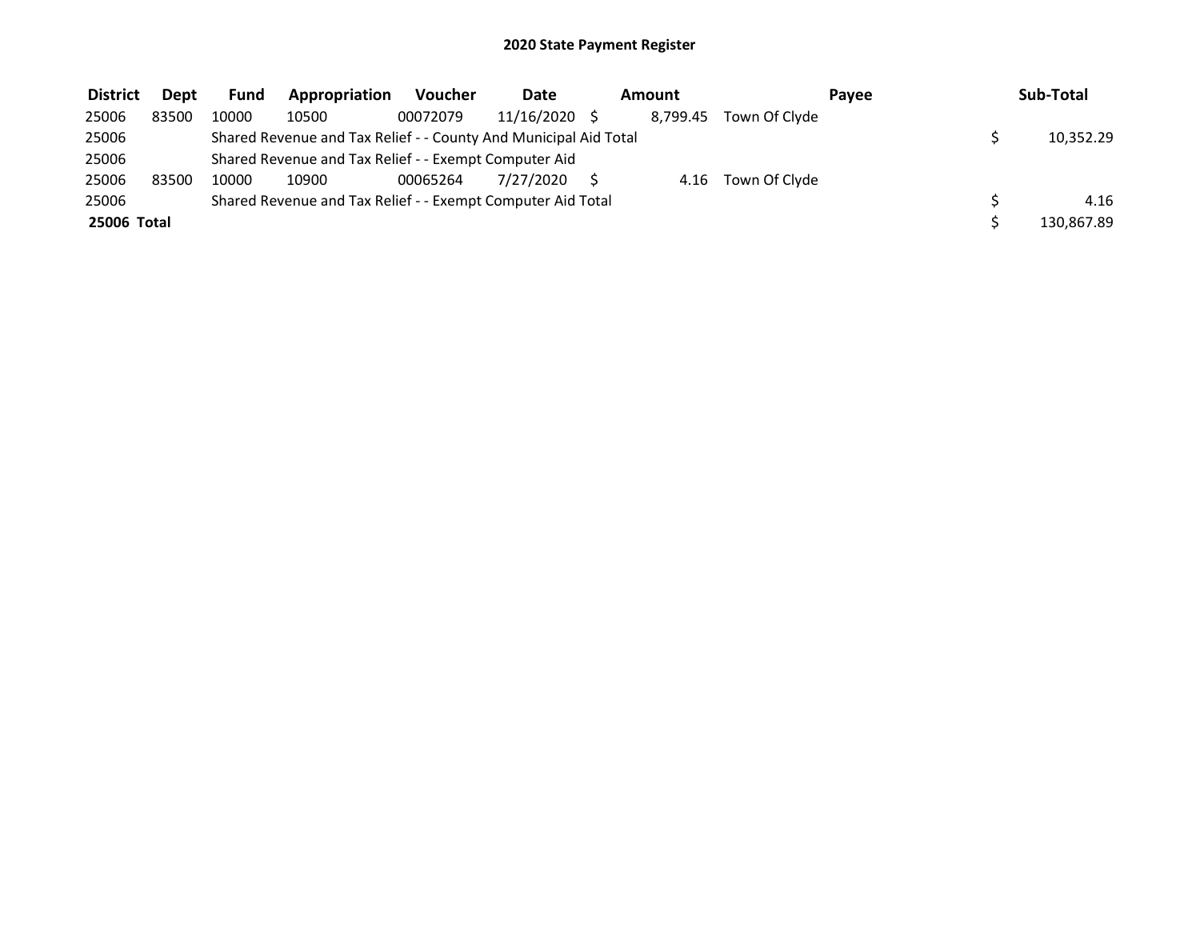## 2020 State Payment Register

| District | Dept | Fund | Appropriation | Voucher | Date | Amount | Payee | Sub-Total |
|---|---|---|---|---|---|---|---|---|
| 25006 | 83500 | 10000 | 10500 | 00072079 | 11/16/2020 | $ 8,799.45 | Town Of Clyde | |
| 25006 | | Shared Revenue and Tax Relief - - County And Municipal Aid Total | | | | | | $ 10,352.29 |
| 25006 | | Shared Revenue and Tax Relief - - Exempt Computer Aid | | | | | | |
| 25006 | 83500 | 10000 | 10900 | 00065264 | 7/27/2020 | $ 4.16 | Town Of Clyde | |
| 25006 | | Shared Revenue and Tax Relief - - Exempt Computer Aid Total | | | | | | $ 4.16 |
| **25006 Total** | | | | | | | | $ 130,867.89 |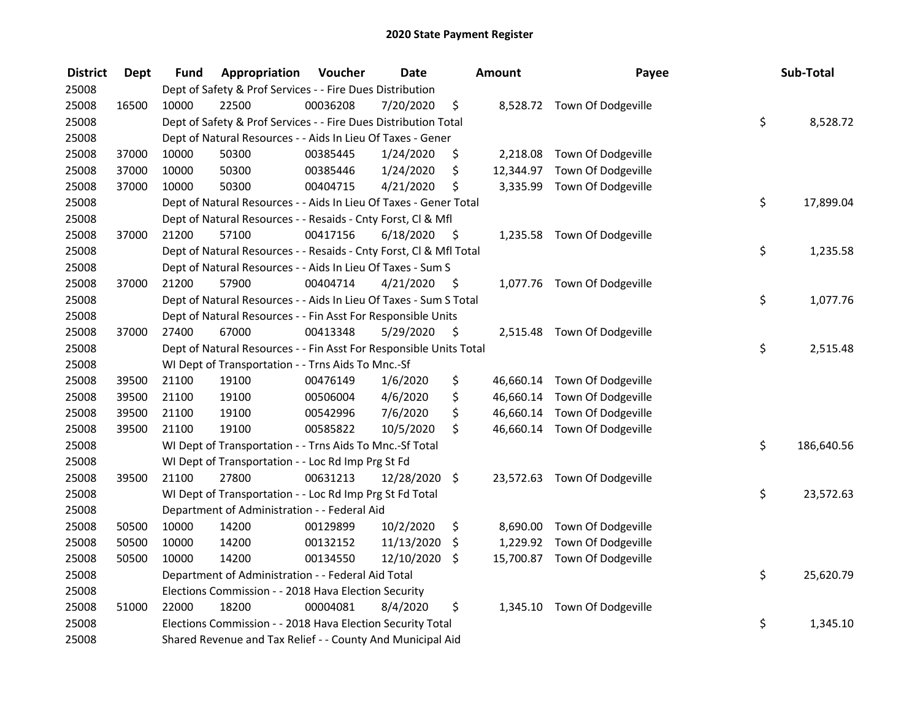# 2020 State Payment Register

| District | Dept | Fund | Appropriation | Voucher | Date | Amount | Payee | Sub-Total |
|---|---|---|---|---|---|---|---|---|
| 25008 | | Dept of Safety & Prof Services - - Fire Dues Distribution | | | | | | |
| 25008 | 16500 | 10000 | 22500 | 00036208 | 7/20/2020 | $ 8,528.72 | Town Of Dodgeville | |
| 25008 | | Dept of Safety & Prof Services - - Fire Dues Distribution Total | | | | | | $ 8,528.72 |
| 25008 | | Dept of Natural Resources - - Aids In Lieu Of Taxes - Gener | | | | | | |
| 25008 | 37000 | 10000 | 50300 | 00385445 | 1/24/2020 | $ 2,218.08 | Town Of Dodgeville | |
| 25008 | 37000 | 10000 | 50300 | 00385446 | 1/24/2020 | $ 12,344.97 | Town Of Dodgeville | |
| 25008 | 37000 | 10000 | 50300 | 00404715 | 4/21/2020 | $ 3,335.99 | Town Of Dodgeville | |
| 25008 | | Dept of Natural Resources - - Aids In Lieu Of Taxes - Gener Total | | | | | | $ 17,899.04 |
| 25008 | | Dept of Natural Resources - - Resaids - Cnty Forst, Cl & Mfl | | | | | | |
| 25008 | 37000 | 21200 | 57100 | 00417156 | 6/18/2020 | $ 1,235.58 | Town Of Dodgeville | |
| 25008 | | Dept of Natural Resources - - Resaids - Cnty Forst, Cl & Mfl Total | | | | | | $ 1,235.58 |
| 25008 | | Dept of Natural Resources - - Aids In Lieu Of Taxes - Sum S | | | | | | |
| 25008 | 37000 | 21200 | 57900 | 00404714 | 4/21/2020 | $ 1,077.76 | Town Of Dodgeville | |
| 25008 | | Dept of Natural Resources - - Aids In Lieu Of Taxes - Sum S Total | | | | | | $ 1,077.76 |
| 25008 | | Dept of Natural Resources - - Fin Asst For Responsible Units | | | | | | |
| 25008 | 37000 | 27400 | 67000 | 00413348 | 5/29/2020 | $ 2,515.48 | Town Of Dodgeville | |
| 25008 | | Dept of Natural Resources - - Fin Asst For Responsible Units Total | | | | | | $ 2,515.48 |
| 25008 | | WI Dept of Transportation - - Trns Aids To Mnc.-Sf | | | | | | |
| 25008 | 39500 | 21100 | 19100 | 00476149 | 1/6/2020 | $ 46,660.14 | Town Of Dodgeville | |
| 25008 | 39500 | 21100 | 19100 | 00506004 | 4/6/2020 | $ 46,660.14 | Town Of Dodgeville | |
| 25008 | 39500 | 21100 | 19100 | 00542996 | 7/6/2020 | $ 46,660.14 | Town Of Dodgeville | |
| 25008 | 39500 | 21100 | 19100 | 00585822 | 10/5/2020 | $ 46,660.14 | Town Of Dodgeville | |
| 25008 | | WI Dept of Transportation - - Trns Aids To Mnc.-Sf Total | | | | | | $ 186,640.56 |
| 25008 | | WI Dept of Transportation - - Loc Rd Imp Prg St Fd | | | | | | |
| 25008 | 39500 | 21100 | 27800 | 00631213 | 12/28/2020 | $ 23,572.63 | Town Of Dodgeville | |
| 25008 | | WI Dept of Transportation - - Loc Rd Imp Prg St Fd Total | | | | | | $ 23,572.63 |
| 25008 | | Department of Administration - - Federal Aid | | | | | | |
| 25008 | 50500 | 10000 | 14200 | 00129899 | 10/2/2020 | $ 8,690.00 | Town Of Dodgeville | |
| 25008 | 50500 | 10000 | 14200 | 00132152 | 11/13/2020 | $ 1,229.92 | Town Of Dodgeville | |
| 25008 | 50500 | 10000 | 14200 | 00134550 | 12/10/2020 | $ 15,700.87 | Town Of Dodgeville | |
| 25008 | | Department of Administration - - Federal Aid Total | | | | | | $ 25,620.79 |
| 25008 | | Elections Commission - - 2018 Hava Election Security | | | | | | |
| 25008 | 51000 | 22000 | 18200 | 00004081 | 8/4/2020 | $ 1,345.10 | Town Of Dodgeville | |
| 25008 | | Elections Commission - - 2018 Hava Election Security Total | | | | | | $ 1,345.10 |
| 25008 | | Shared Revenue and Tax Relief - - County And Municipal Aid | | | | | | |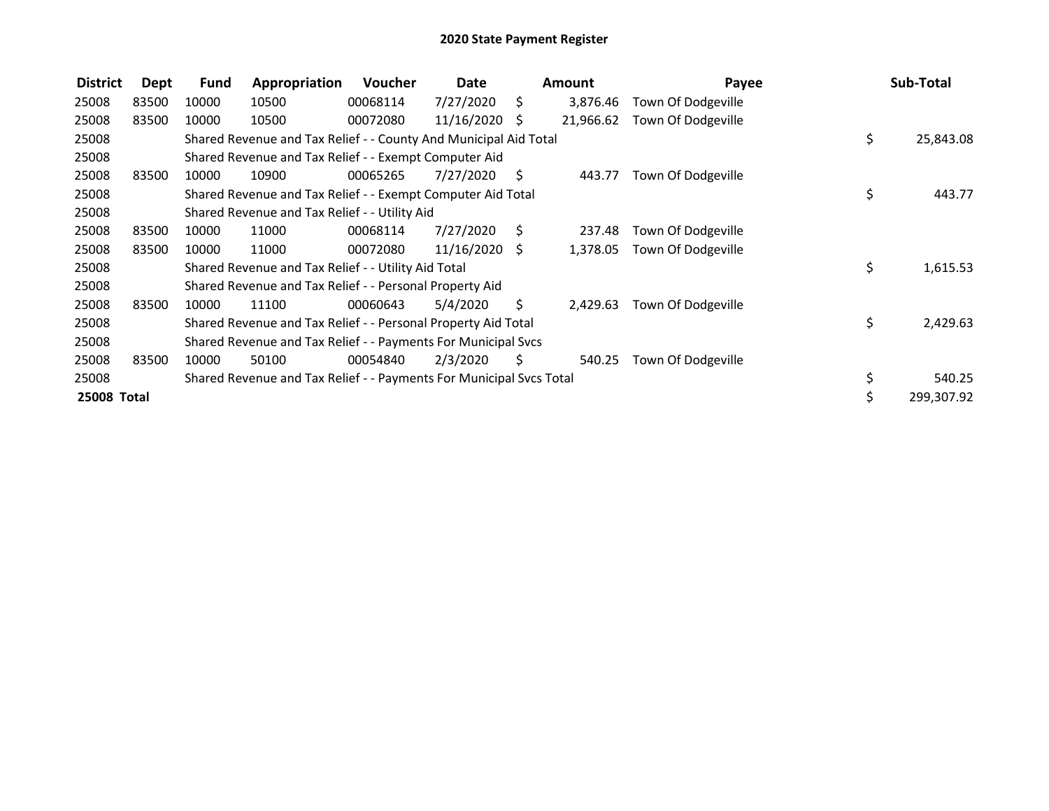# 2020 State Payment Register

| District | Dept | Fund | Appropriation | Voucher | Date | Amount | Payee | Sub-Total |
|---|---|---|---|---|---|---|---|---|
| 25008 | 83500 | 10000 | 10500 | 00068114 | 7/27/2020 | $ 3,876.46 | Town Of Dodgeville | |
| 25008 | 83500 | 10000 | 10500 | 00072080 | 11/16/2020 | $ 21,966.62 | Town Of Dodgeville | |
| 25008 | | Shared Revenue and Tax Relief - - County And Municipal Aid Total | | | | | | $ 25,843.08 |
| 25008 | | Shared Revenue and Tax Relief - - Exempt Computer Aid | | | | | | |
| 25008 | 83500 | 10000 | 10900 | 00065265 | 7/27/2020 | $ 443.77 | Town Of Dodgeville | |
| 25008 | | Shared Revenue and Tax Relief - - Exempt Computer Aid Total | | | | | | $ 443.77 |
| 25008 | | Shared Revenue and Tax Relief - - Utility Aid | | | | | | |
| 25008 | 83500 | 10000 | 11000 | 00068114 | 7/27/2020 | $ 237.48 | Town Of Dodgeville | |
| 25008 | 83500 | 10000 | 11000 | 00072080 | 11/16/2020 | $ 1,378.05 | Town Of Dodgeville | |
| 25008 | | Shared Revenue and Tax Relief - - Utility Aid Total | | | | | | $ 1,615.53 |
| 25008 | | Shared Revenue and Tax Relief - - Personal Property Aid | | | | | | |
| 25008 | 83500 | 10000 | 11100 | 00060643 | 5/4/2020 | $ 2,429.63 | Town Of Dodgeville | |
| 25008 | | Shared Revenue and Tax Relief - - Personal Property Aid Total | | | | | | $ 2,429.63 |
| 25008 | | Shared Revenue and Tax Relief - - Payments For Municipal Svcs | | | | | | |
| 25008 | 83500 | 10000 | 50100 | 00054840 | 2/3/2020 | $ 540.25 | Town Of Dodgeville | |
| 25008 | | Shared Revenue and Tax Relief - - Payments For Municipal Svcs Total | | | | | | $ 540.25 |
| **25008 Total** | | | | | | | | $ 299,307.92 |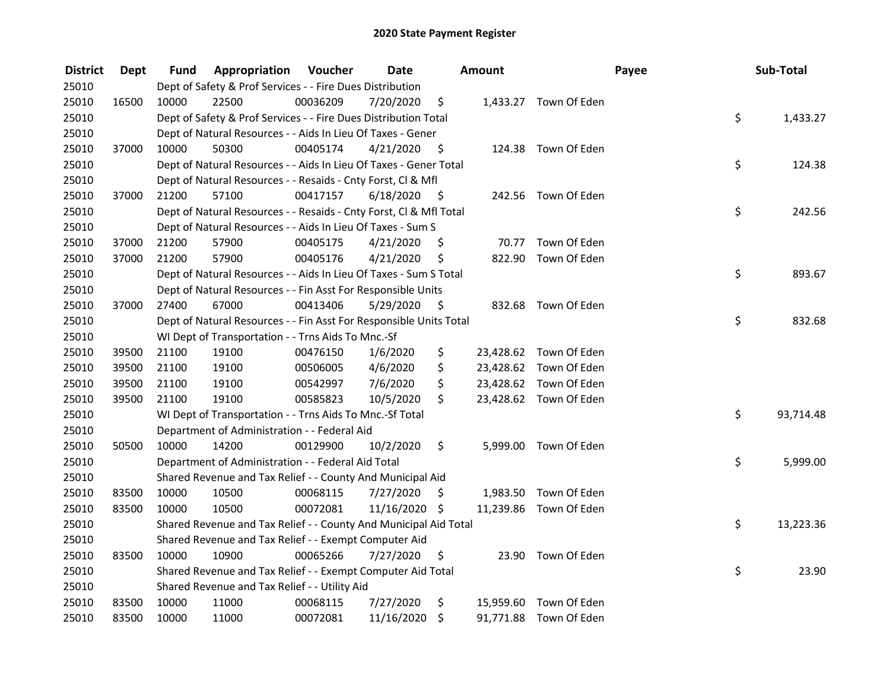# 2020 State Payment Register

| District | Dept | Fund | Appropriation | Voucher | Date | Amount | Payee | Sub-Total |
|---|---|---|---|---|---|---|---|---|
| 25010 | | Dept of Safety & Prof Services - - Fire Dues Distribution | | | | | | |
| 25010 | 16500 | 10000 | 22500 | 00036209 | 7/20/2020 | $ 1,433.27 | Town Of Eden | |
| 25010 | | Dept of Safety & Prof Services - - Fire Dues Distribution Total | | | | | | $ 1,433.27 |
| 25010 | | Dept of Natural Resources - - Aids In Lieu Of Taxes - Gener | | | | | | |
| 25010 | 37000 | 10000 | 50300 | 00405174 | 4/21/2020 | $ 124.38 | Town Of Eden | |
| 25010 | | Dept of Natural Resources - - Aids In Lieu Of Taxes - Gener Total | | | | | | $ 124.38 |
| 25010 | | Dept of Natural Resources - - Resaids - Cnty Forst, Cl & Mfl | | | | | | |
| 25010 | 37000 | 21200 | 57100 | 00417157 | 6/18/2020 | $ 242.56 | Town Of Eden | |
| 25010 | | Dept of Natural Resources - - Resaids - Cnty Forst, Cl & Mfl Total | | | | | | $ 242.56 |
| 25010 | | Dept of Natural Resources - - Aids In Lieu Of Taxes - Sum S | | | | | | |
| 25010 | 37000 | 21200 | 57900 | 00405175 | 4/21/2020 | $ 70.77 | Town Of Eden | |
| 25010 | 37000 | 21200 | 57900 | 00405176 | 4/21/2020 | $ 822.90 | Town Of Eden | |
| 25010 | | Dept of Natural Resources - - Aids In Lieu Of Taxes - Sum S Total | | | | | | $ 893.67 |
| 25010 | | Dept of Natural Resources - - Fin Asst For Responsible Units | | | | | | |
| 25010 | 37000 | 27400 | 67000 | 00413406 | 5/29/2020 | $ 832.68 | Town Of Eden | |
| 25010 | | Dept of Natural Resources - - Fin Asst For Responsible Units Total | | | | | | $ 832.68 |
| 25010 | | WI Dept of Transportation - - Trns Aids To Mnc.-Sf | | | | | | |
| 25010 | 39500 | 21100 | 19100 | 00476150 | 1/6/2020 | $ 23,428.62 | Town Of Eden | |
| 25010 | 39500 | 21100 | 19100 | 00506005 | 4/6/2020 | $ 23,428.62 | Town Of Eden | |
| 25010 | 39500 | 21100 | 19100 | 00542997 | 7/6/2020 | $ 23,428.62 | Town Of Eden | |
| 25010 | 39500 | 21100 | 19100 | 00585823 | 10/5/2020 | $ 23,428.62 | Town Of Eden | |
| 25010 | | WI Dept of Transportation - - Trns Aids To Mnc.-Sf Total | | | | | | $ 93,714.48 |
| 25010 | | Department of Administration - - Federal Aid | | | | | | |
| 25010 | 50500 | 10000 | 14200 | 00129900 | 10/2/2020 | $ 5,999.00 | Town Of Eden | |
| 25010 | | Department of Administration - - Federal Aid Total | | | | | | $ 5,999.00 |
| 25010 | | Shared Revenue and Tax Relief - - County And Municipal Aid | | | | | | |
| 25010 | 83500 | 10000 | 10500 | 00068115 | 7/27/2020 | $ 1,983.50 | Town Of Eden | |
| 25010 | 83500 | 10000 | 10500 | 00072081 | 11/16/2020 | $ 11,239.86 | Town Of Eden | |
| 25010 | | Shared Revenue and Tax Relief - - County And Municipal Aid Total | | | | | | $ 13,223.36 |
| 25010 | | Shared Revenue and Tax Relief - - Exempt Computer Aid | | | | | | |
| 25010 | 83500 | 10000 | 10900 | 00065266 | 7/27/2020 | $ 23.90 | Town Of Eden | |
| 25010 | | Shared Revenue and Tax Relief - - Exempt Computer Aid Total | | | | | | $ 23.90 |
| 25010 | | Shared Revenue and Tax Relief - - Utility Aid | | | | | | |
| 25010 | 83500 | 10000 | 11000 | 00068115 | 7/27/2020 | $ 15,959.60 | Town Of Eden | |
| 25010 | 83500 | 10000 | 11000 | 00072081 | 11/16/2020 | $ 91,771.88 | Town Of Eden | |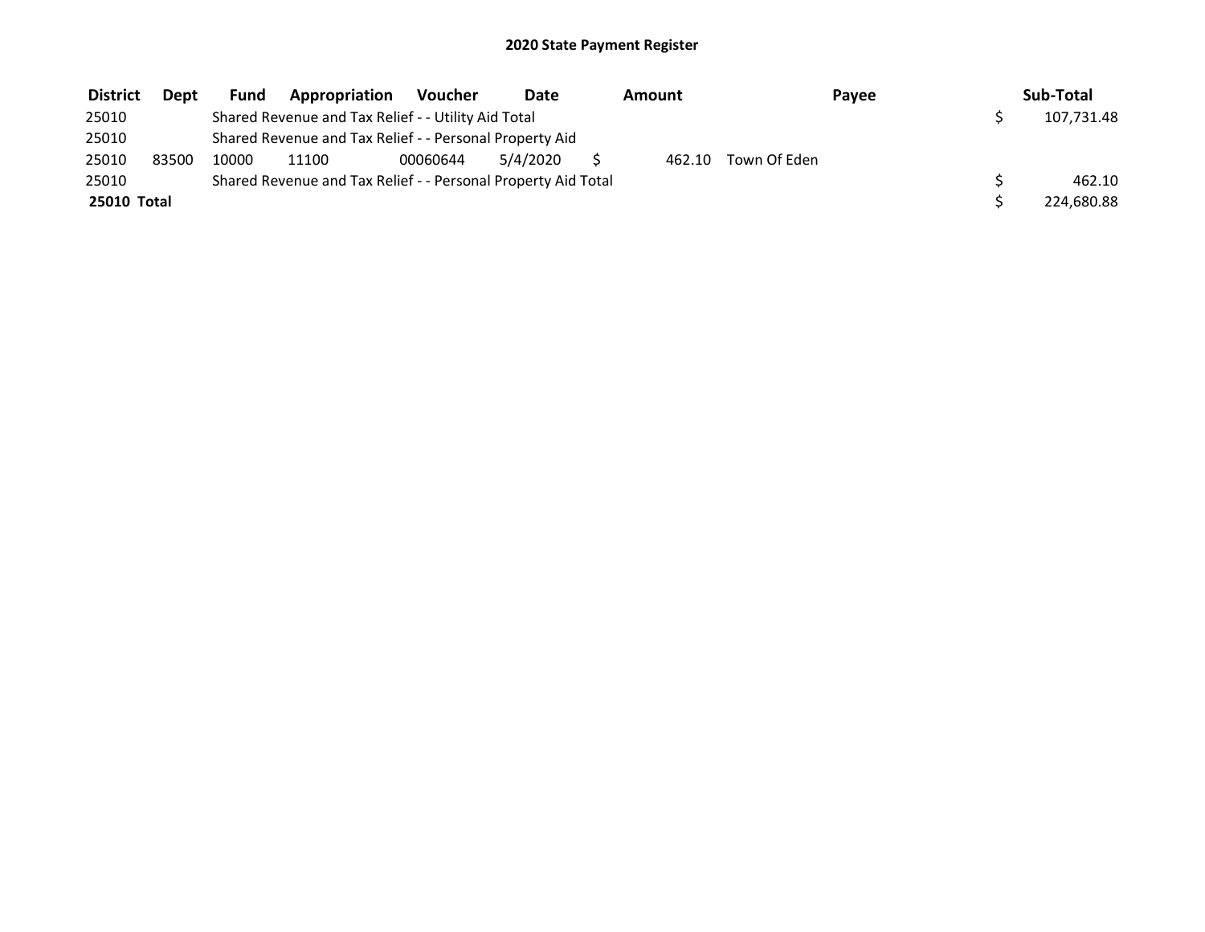# 2020 State Payment Register

| District | Dept | Fund | Appropriation | Voucher | Date | Amount | Payee | Sub-Total |
|---|---|---|---|---|---|---|---|---|
| 25010 | | Shared Revenue and Tax Relief - - Utility Aid Total | | | | | | $ 107,731.48 |
| 25010 | | Shared Revenue and Tax Relief - - Personal Property Aid | | | | | | |
| 25010 | 83500 | 10000 | 11100 | 00060644 | 5/4/2020 | $ 462.10 | Town Of Eden | |
| 25010 | | Shared Revenue and Tax Relief - - Personal Property Aid Total | | | | | | $ 462.10 |
| **25010 Total** | | | | | | | | $ 224,680.88 |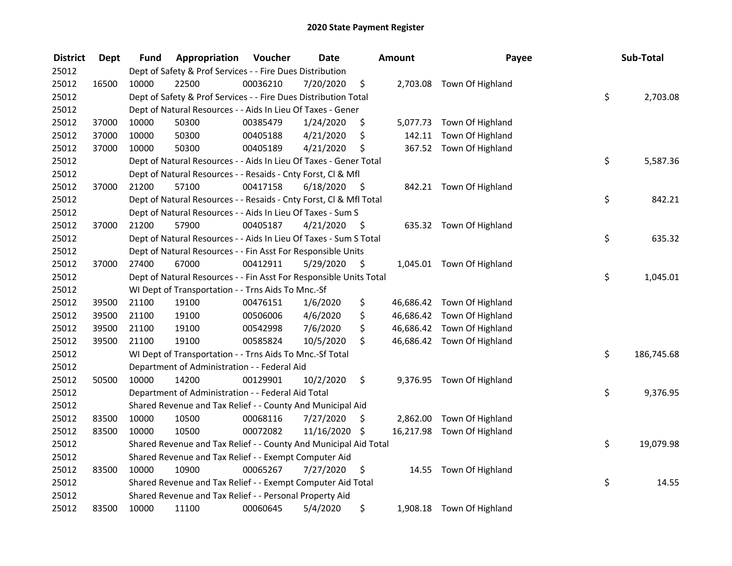# 2020 State Payment Register

| District | Dept | Fund | Appropriation | Voucher | Date | Amount | Payee | Sub-Total |
|---|---|---|---|---|---|---|---|---|
| 25012 | | Dept of Safety & Prof Services - - Fire Dues Distribution | | | | | | |
| 25012 | 16500 | 10000 | 22500 | 00036210 | 7/20/2020 | $ 2,703.08 | Town Of Highland | |
| 25012 | | Dept of Safety & Prof Services - - Fire Dues Distribution Total | | | | | | $ 2,703.08 |
| 25012 | | Dept of Natural Resources - - Aids In Lieu Of Taxes - Gener | | | | | | |
| 25012 | 37000 | 10000 | 50300 | 00385479 | 1/24/2020 | $ 5,077.73 | Town Of Highland | |
| 25012 | 37000 | 10000 | 50300 | 00405188 | 4/21/2020 | $ 142.11 | Town Of Highland | |
| 25012 | 37000 | 10000 | 50300 | 00405189 | 4/21/2020 | $ 367.52 | Town Of Highland | |
| 25012 | | Dept of Natural Resources - - Aids In Lieu Of Taxes - Gener Total | | | | | | $ 5,587.36 |
| 25012 | | Dept of Natural Resources - - Resaids - Cnty Forst, Cl & Mfl | | | | | | |
| 25012 | 37000 | 21200 | 57100 | 00417158 | 6/18/2020 | $ 842.21 | Town Of Highland | |
| 25012 | | Dept of Natural Resources - - Resaids - Cnty Forst, Cl & Mfl Total | | | | | | $ 842.21 |
| 25012 | | Dept of Natural Resources - - Aids In Lieu Of Taxes - Sum S | | | | | | |
| 25012 | 37000 | 21200 | 57900 | 00405187 | 4/21/2020 | $ 635.32 | Town Of Highland | |
| 25012 | | Dept of Natural Resources - - Aids In Lieu Of Taxes - Sum S Total | | | | | | $ 635.32 |
| 25012 | | Dept of Natural Resources - - Fin Asst For Responsible Units | | | | | | |
| 25012 | 37000 | 27400 | 67000 | 00412911 | 5/29/2020 | $ 1,045.01 | Town Of Highland | |
| 25012 | | Dept of Natural Resources - - Fin Asst For Responsible Units Total | | | | | | $ 1,045.01 |
| 25012 | | WI Dept of Transportation - - Trns Aids To Mnc.-Sf | | | | | | |
| 25012 | 39500 | 21100 | 19100 | 00476151 | 1/6/2020 | $ 46,686.42 | Town Of Highland | |
| 25012 | 39500 | 21100 | 19100 | 00506006 | 4/6/2020 | $ 46,686.42 | Town Of Highland | |
| 25012 | 39500 | 21100 | 19100 | 00542998 | 7/6/2020 | $ 46,686.42 | Town Of Highland | |
| 25012 | 39500 | 21100 | 19100 | 00585824 | 10/5/2020 | $ 46,686.42 | Town Of Highland | |
| 25012 | | WI Dept of Transportation - - Trns Aids To Mnc.-Sf Total | | | | | | $ 186,745.68 |
| 25012 | | Department of Administration - - Federal Aid | | | | | | |
| 25012 | 50500 | 10000 | 14200 | 00129901 | 10/2/2020 | $ 9,376.95 | Town Of Highland | |
| 25012 | | Department of Administration - - Federal Aid Total | | | | | | $ 9,376.95 |
| 25012 | | Shared Revenue and Tax Relief - - County And Municipal Aid | | | | | | |
| 25012 | 83500 | 10000 | 10500 | 00068116 | 7/27/2020 | $ 2,862.00 | Town Of Highland | |
| 25012 | 83500 | 10000 | 10500 | 00072082 | 11/16/2020 | $ 16,217.98 | Town Of Highland | |
| 25012 | | Shared Revenue and Tax Relief - - County And Municipal Aid Total | | | | | | $ 19,079.98 |
| 25012 | | Shared Revenue and Tax Relief - - Exempt Computer Aid | | | | | | |
| 25012 | 83500 | 10000 | 10900 | 00065267 | 7/27/2020 | $ 14.55 | Town Of Highland | |
| 25012 | | Shared Revenue and Tax Relief - - Exempt Computer Aid Total | | | | | | $ 14.55 |
| 25012 | | Shared Revenue and Tax Relief - - Personal Property Aid | | | | | | |
| 25012 | 83500 | 10000 | 11100 | 00060645 | 5/4/2020 | $ 1,908.18 | Town Of Highland | |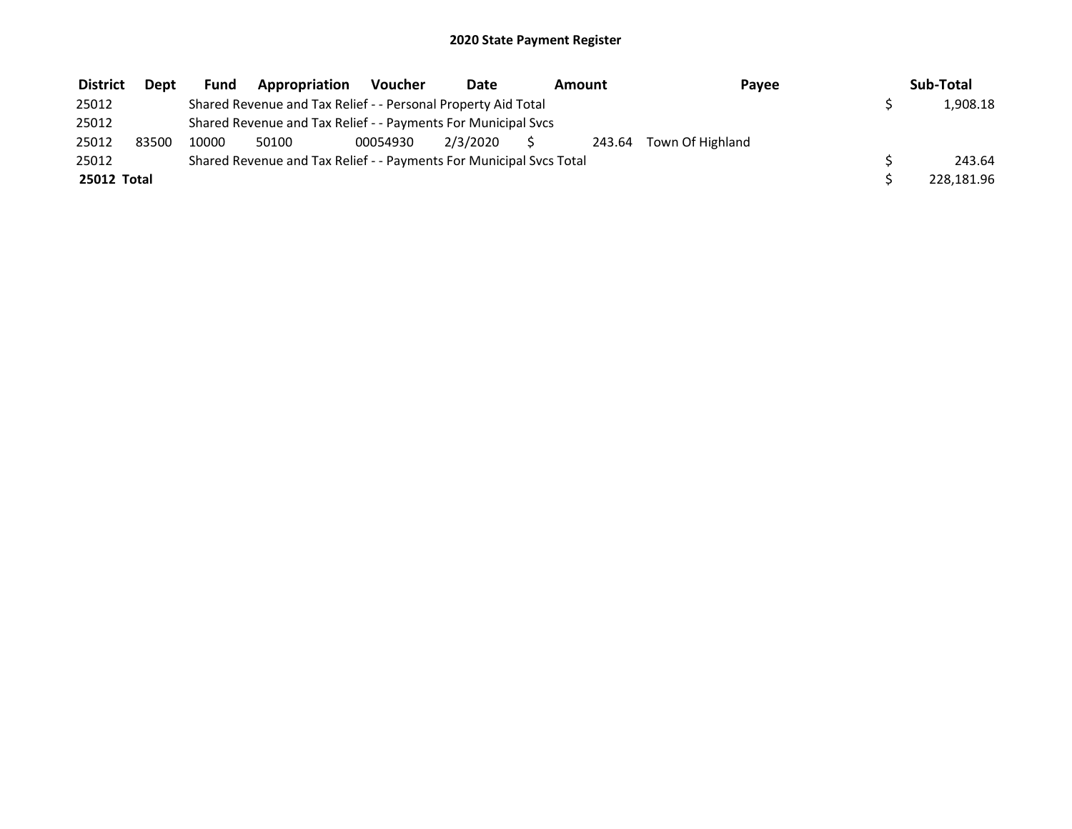# 2020 State Payment Register

| District | Dept | Fund | Appropriation | Voucher | Date | Amount | Payee | Sub-Total |
|---|---|---|---|---|---|---|---|---|
| 25012 | | Shared Revenue and Tax Relief - - Personal Property Aid Total | | | | | | $ 1,908.18 |
| 25012 | | Shared Revenue and Tax Relief - - Payments For Municipal Svcs | | | | | | |
| 25012 | 83500 | 10000 | 50100 | 00054930 | 2/3/2020 | $ 243.64 | Town Of Highland | |
| 25012 | | Shared Revenue and Tax Relief - - Payments For Municipal Svcs Total | | | | | | $ 243.64 |
| **25012 Total** | | | | | | | | $ 228,181.96 |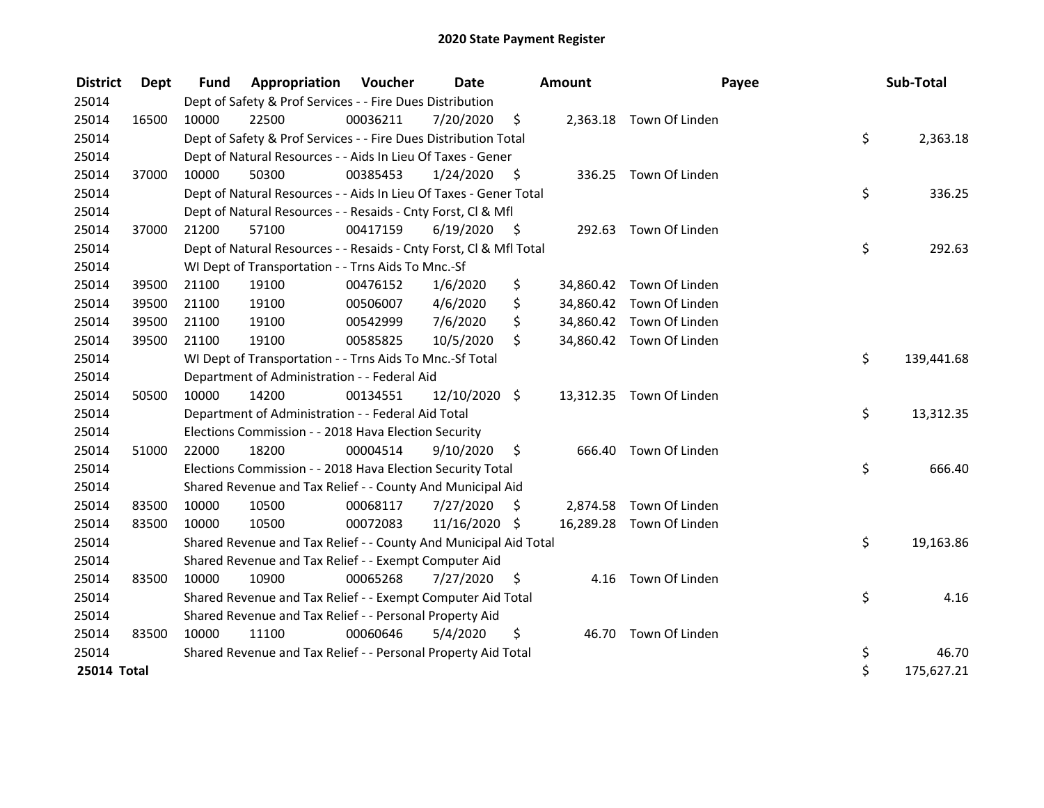# 2020 State Payment Register

| District | Dept | Fund | Appropriation | Voucher | Date | Amount | Payee | Sub-Total |
|---|---|---|---|---|---|---|---|---|
| 25014 | | Dept of Safety & Prof Services - - Fire Dues Distribution | | | | | | |
| 25014 | 16500 | 10000 | 22500 | 00036211 | 7/20/2020 | $ 2,363.18 | Town Of Linden | |
| 25014 | | Dept of Safety & Prof Services - - Fire Dues Distribution Total | | | | | | $ 2,363.18 |
| 25014 | | Dept of Natural Resources - - Aids In Lieu Of Taxes - Gener | | | | | | |
| 25014 | 37000 | 10000 | 50300 | 00385453 | 1/24/2020 | $ 336.25 | Town Of Linden | |
| 25014 | | Dept of Natural Resources - - Aids In Lieu Of Taxes - Gener Total | | | | | | $ 336.25 |
| 25014 | | Dept of Natural Resources - - Resaids - Cnty Forst, Cl & Mfl | | | | | | |
| 25014 | 37000 | 21200 | 57100 | 00417159 | 6/19/2020 | $ 292.63 | Town Of Linden | |
| 25014 | | Dept of Natural Resources - - Resaids - Cnty Forst, Cl & Mfl Total | | | | | | $ 292.63 |
| 25014 | | WI Dept of Transportation - - Trns Aids To Mnc.-Sf | | | | | | |
| 25014 | 39500 | 21100 | 19100 | 00476152 | 1/6/2020 | $ 34,860.42 | Town Of Linden | |
| 25014 | 39500 | 21100 | 19100 | 00506007 | 4/6/2020 | $ 34,860.42 | Town Of Linden | |
| 25014 | 39500 | 21100 | 19100 | 00542999 | 7/6/2020 | $ 34,860.42 | Town Of Linden | |
| 25014 | 39500 | 21100 | 19100 | 00585825 | 10/5/2020 | $ 34,860.42 | Town Of Linden | |
| 25014 | | WI Dept of Transportation - - Trns Aids To Mnc.-Sf Total | | | | | | $ 139,441.68 |
| 25014 | | Department of Administration - - Federal Aid | | | | | | |
| 25014 | 50500 | 10000 | 14200 | 00134551 | 12/10/2020 | $ 13,312.35 | Town Of Linden | |
| 25014 | | Department of Administration - - Federal Aid Total | | | | | | $ 13,312.35 |
| 25014 | | Elections Commission - - 2018 Hava Election Security | | | | | | |
| 25014 | 51000 | 22000 | 18200 | 00004514 | 9/10/2020 | $ 666.40 | Town Of Linden | |
| 25014 | | Elections Commission - - 2018 Hava Election Security Total | | | | | | $ 666.40 |
| 25014 | | Shared Revenue and Tax Relief - - County And Municipal Aid | | | | | | |
| 25014 | 83500 | 10000 | 10500 | 00068117 | 7/27/2020 | $ 2,874.58 | Town Of Linden | |
| 25014 | 83500 | 10000 | 10500 | 00072083 | 11/16/2020 | $ 16,289.28 | Town Of Linden | |
| 25014 | | Shared Revenue and Tax Relief - - County And Municipal Aid Total | | | | | | $ 19,163.86 |
| 25014 | | Shared Revenue and Tax Relief - - Exempt Computer Aid | | | | | | |
| 25014 | 83500 | 10000 | 10900 | 00065268 | 7/27/2020 | $ 4.16 | Town Of Linden | |
| 25014 | | Shared Revenue and Tax Relief - - Exempt Computer Aid Total | | | | | | $ 4.16 |
| 25014 | | Shared Revenue and Tax Relief - - Personal Property Aid | | | | | | |
| 25014 | 83500 | 10000 | 11100 | 00060646 | 5/4/2020 | $ 46.70 | Town Of Linden | |
| 25014 | | Shared Revenue and Tax Relief - - Personal Property Aid Total | | | | | | $ 46.70 |
| **25014 Total** | | | | | | | | $ 175,627.21 |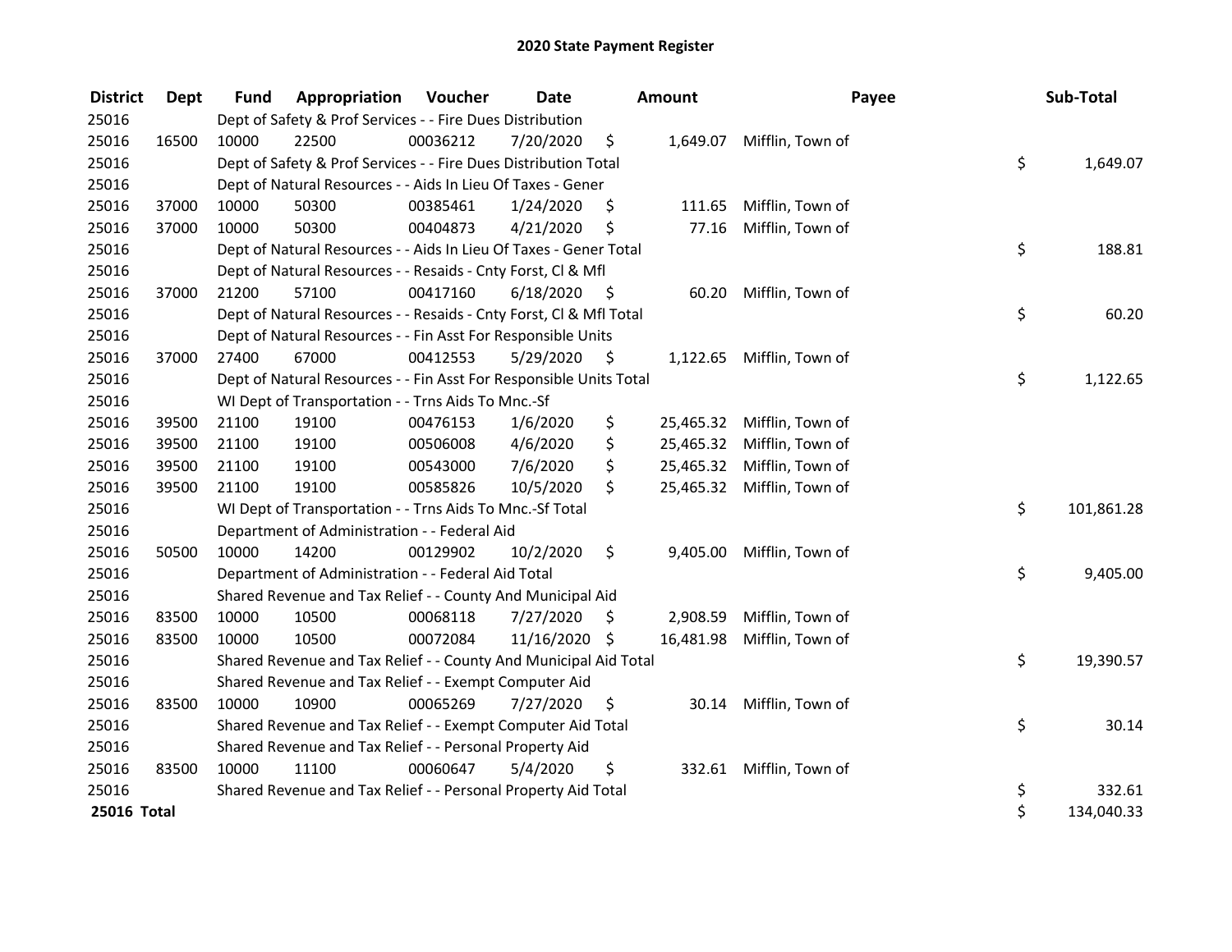# 2020 State Payment Register

| District | Dept | Fund | Appropriation | Voucher | Date | Amount | Payee | Sub-Total |
|---|---|---|---|---|---|---|---|---|
| 25016 | | Dept of Safety & Prof Services - - Fire Dues Distribution | | | | | | |
| 25016 | 16500 | 10000 | 22500 | 00036212 | 7/20/2020 | $ 1,649.07 | Mifflin, Town of | |
| 25016 | | Dept of Safety & Prof Services - - Fire Dues Distribution Total | | | | | | $ 1,649.07 |
| 25016 | | Dept of Natural Resources - - Aids In Lieu Of Taxes - Gener | | | | | | |
| 25016 | 37000 | 10000 | 50300 | 00385461 | 1/24/2020 | $ 111.65 | Mifflin, Town of | |
| 25016 | 37000 | 10000 | 50300 | 00404873 | 4/21/2020 | $ 77.16 | Mifflin, Town of | |
| 25016 | | Dept of Natural Resources - - Aids In Lieu Of Taxes - Gener Total | | | | | | $ 188.81 |
| 25016 | | Dept of Natural Resources - - Resaids - Cnty Forst, Cl & Mfl | | | | | | |
| 25016 | 37000 | 21200 | 57100 | 00417160 | 6/18/2020 | $ 60.20 | Mifflin, Town of | |
| 25016 | | Dept of Natural Resources - - Resaids - Cnty Forst, Cl & Mfl Total | | | | | | $ 60.20 |
| 25016 | | Dept of Natural Resources - - Fin Asst For Responsible Units | | | | | | |
| 25016 | 37000 | 27400 | 67000 | 00412553 | 5/29/2020 | $ 1,122.65 | Mifflin, Town of | |
| 25016 | | Dept of Natural Resources - - Fin Asst For Responsible Units Total | | | | | | $ 1,122.65 |
| 25016 | | WI Dept of Transportation - - Trns Aids To Mnc.-Sf | | | | | | |
| 25016 | 39500 | 21100 | 19100 | 00476153 | 1/6/2020 | $ 25,465.32 | Mifflin, Town of | |
| 25016 | 39500 | 21100 | 19100 | 00506008 | 4/6/2020 | $ 25,465.32 | Mifflin, Town of | |
| 25016 | 39500 | 21100 | 19100 | 00543000 | 7/6/2020 | $ 25,465.32 | Mifflin, Town of | |
| 25016 | 39500 | 21100 | 19100 | 00585826 | 10/5/2020 | $ 25,465.32 | Mifflin, Town of | |
| 25016 | | WI Dept of Transportation - - Trns Aids To Mnc.-Sf Total | | | | | | $ 101,861.28 |
| 25016 | | Department of Administration - - Federal Aid | | | | | | |
| 25016 | 50500 | 10000 | 14200 | 00129902 | 10/2/2020 | $ 9,405.00 | Mifflin, Town of | |
| 25016 | | Department of Administration - - Federal Aid Total | | | | | | $ 9,405.00 |
| 25016 | | Shared Revenue and Tax Relief - - County And Municipal Aid | | | | | | |
| 25016 | 83500 | 10000 | 10500 | 00068118 | 7/27/2020 | $ 2,908.59 | Mifflin, Town of | |
| 25016 | 83500 | 10000 | 10500 | 00072084 | 11/16/2020 | $ 16,481.98 | Mifflin, Town of | |
| 25016 | | Shared Revenue and Tax Relief - - County And Municipal Aid Total | | | | | | $ 19,390.57 |
| 25016 | | Shared Revenue and Tax Relief - - Exempt Computer Aid | | | | | | |
| 25016 | 83500 | 10000 | 10900 | 00065269 | 7/27/2020 | $ 30.14 | Mifflin, Town of | |
| 25016 | | Shared Revenue and Tax Relief - - Exempt Computer Aid Total | | | | | | $ 30.14 |
| 25016 | | Shared Revenue and Tax Relief - - Personal Property Aid | | | | | | |
| 25016 | 83500 | 10000 | 11100 | 00060647 | 5/4/2020 | $ 332.61 | Mifflin, Town of | |
| 25016 | | Shared Revenue and Tax Relief - - Personal Property Aid Total | | | | | | $ 332.61 |
| **25016 Total** | | | | | | | | $ 134,040.33 |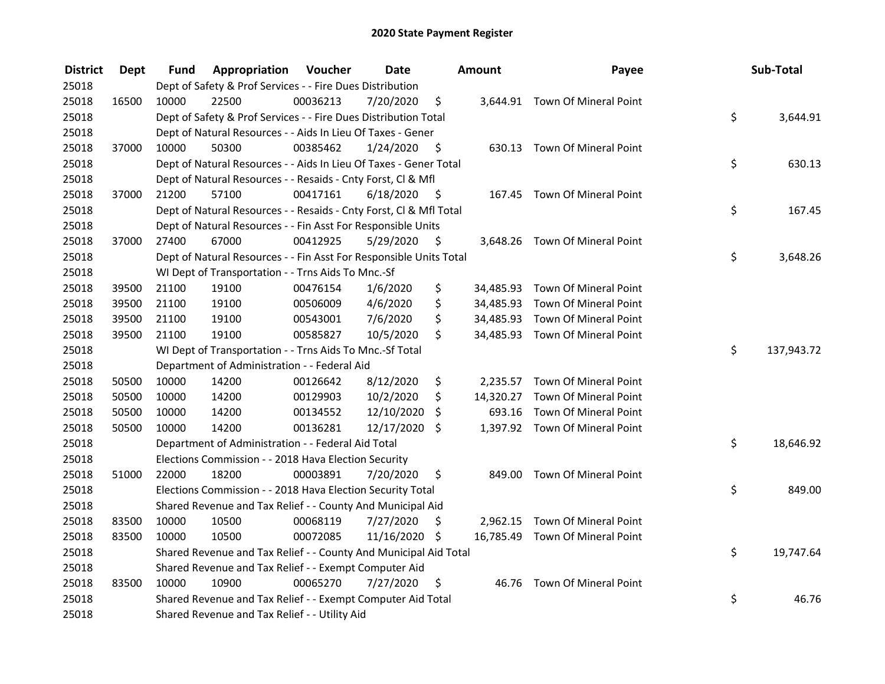# 2020 State Payment Register

| District | Dept | Fund | Appropriation | Voucher | Date | Amount | Payee | Sub-Total |
|---|---|---|---|---|---|---|---|---|
| 25018 | | Dept of Safety & Prof Services - - Fire Dues Distribution | | | | | | |
| 25018 | 16500 | 10000 | 22500 | 00036213 | 7/20/2020 | $ 3,644.91 | Town Of Mineral Point | |
| 25018 | | Dept of Safety & Prof Services - - Fire Dues Distribution Total | | | | | | $ 3,644.91 |
| 25018 | | Dept of Natural Resources - - Aids In Lieu Of Taxes - Gener | | | | | | |
| 25018 | 37000 | 10000 | 50300 | 00385462 | 1/24/2020 | $ 630.13 | Town Of Mineral Point | |
| 25018 | | Dept of Natural Resources - - Aids In Lieu Of Taxes - Gener Total | | | | | | $ 630.13 |
| 25018 | | Dept of Natural Resources - - Resaids - Cnty Forst, Cl & Mfl | | | | | | |
| 25018 | 37000 | 21200 | 57100 | 00417161 | 6/18/2020 | $ 167.45 | Town Of Mineral Point | |
| 25018 | | Dept of Natural Resources - - Resaids - Cnty Forst, Cl & Mfl Total | | | | | | $ 167.45 |
| 25018 | | Dept of Natural Resources - - Fin Asst For Responsible Units | | | | | | |
| 25018 | 37000 | 27400 | 67000 | 00412925 | 5/29/2020 | $ 3,648.26 | Town Of Mineral Point | |
| 25018 | | Dept of Natural Resources - - Fin Asst For Responsible Units Total | | | | | | $ 3,648.26 |
| 25018 | | WI Dept of Transportation - - Trns Aids To Mnc.-Sf | | | | | | |
| 25018 | 39500 | 21100 | 19100 | 00476154 | 1/6/2020 | $ 34,485.93 | Town Of Mineral Point | |
| 25018 | 39500 | 21100 | 19100 | 00506009 | 4/6/2020 | $ 34,485.93 | Town Of Mineral Point | |
| 25018 | 39500 | 21100 | 19100 | 00543001 | 7/6/2020 | $ 34,485.93 | Town Of Mineral Point | |
| 25018 | 39500 | 21100 | 19100 | 00585827 | 10/5/2020 | $ 34,485.93 | Town Of Mineral Point | |
| 25018 | | WI Dept of Transportation - - Trns Aids To Mnc.-Sf Total | | | | | | $ 137,943.72 |
| 25018 | | Department of Administration - - Federal Aid | | | | | | |
| 25018 | 50500 | 10000 | 14200 | 00126642 | 8/12/2020 | $ 2,235.57 | Town Of Mineral Point | |
| 25018 | 50500 | 10000 | 14200 | 00129903 | 10/2/2020 | $ 14,320.27 | Town Of Mineral Point | |
| 25018 | 50500 | 10000 | 14200 | 00134552 | 12/10/2020 | $ 693.16 | Town Of Mineral Point | |
| 25018 | 50500 | 10000 | 14200 | 00136281 | 12/17/2020 | $ 1,397.92 | Town Of Mineral Point | |
| 25018 | | Department of Administration - - Federal Aid Total | | | | | | $ 18,646.92 |
| 25018 | | Elections Commission - - 2018 Hava Election Security | | | | | | |
| 25018 | 51000 | 22000 | 18200 | 00003891 | 7/20/2020 | $ 849.00 | Town Of Mineral Point | |
| 25018 | | Elections Commission - - 2018 Hava Election Security Total | | | | | | $ 849.00 |
| 25018 | | Shared Revenue and Tax Relief - - County And Municipal Aid | | | | | | |
| 25018 | 83500 | 10000 | 10500 | 00068119 | 7/27/2020 | $ 2,962.15 | Town Of Mineral Point | |
| 25018 | 83500 | 10000 | 10500 | 00072085 | 11/16/2020 | $ 16,785.49 | Town Of Mineral Point | |
| 25018 | | Shared Revenue and Tax Relief - - County And Municipal Aid Total | | | | | | $ 19,747.64 |
| 25018 | | Shared Revenue and Tax Relief - - Exempt Computer Aid | | | | | | |
| 25018 | 83500 | 10000 | 10900 | 00065270 | 7/27/2020 | $ 46.76 | Town Of Mineral Point | |
| 25018 | | Shared Revenue and Tax Relief - - Exempt Computer Aid Total | | | | | | $ 46.76 |
| 25018 | | Shared Revenue and Tax Relief - - Utility Aid | | | | | | |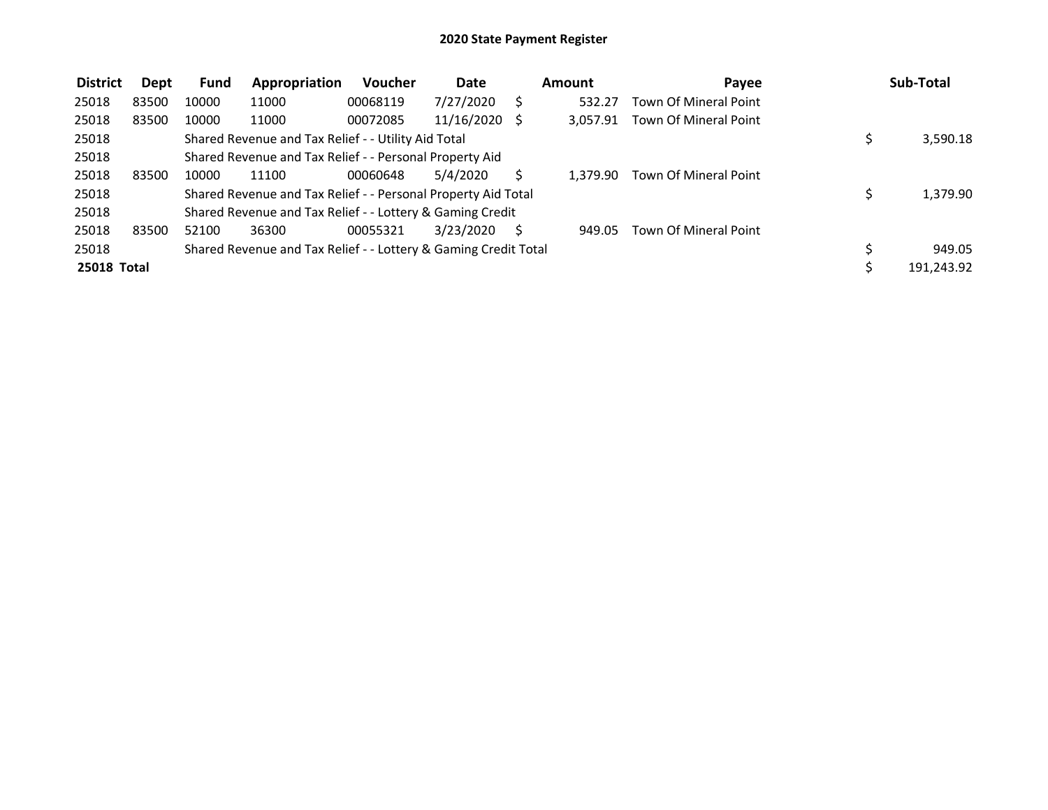# 2020 State Payment Register

| District | Dept | Fund | Appropriation | Voucher | Date | Amount | Payee | Sub-Total |
|---|---|---|---|---|---|---|---|---|
| 25018 | 83500 | 10000 | 11000 | 00068119 | 7/27/2020 | $ 532.27 | Town Of Mineral Point | |
| 25018 | 83500 | 10000 | 11000 | 00072085 | 11/16/2020 | $ 3,057.91 | Town Of Mineral Point | |
| 25018 | | Shared Revenue and Tax Relief - - Utility Aid Total | | | | | | $ 3,590.18 |
| 25018 | | Shared Revenue and Tax Relief - - Personal Property Aid | | | | | | |
| 25018 | 83500 | 10000 | 11100 | 00060648 | 5/4/2020 | $ 1,379.90 | Town Of Mineral Point | |
| 25018 | | Shared Revenue and Tax Relief - - Personal Property Aid Total | | | | | | $ 1,379.90 |
| 25018 | | Shared Revenue and Tax Relief - - Lottery & Gaming Credit | | | | | | |
| 25018 | 83500 | 52100 | 36300 | 00055321 | 3/23/2020 | $ 949.05 | Town Of Mineral Point | |
| 25018 | | Shared Revenue and Tax Relief - - Lottery & Gaming Credit Total | | | | | | $ 949.05 |
| **25018 Total** | | | | | | | | $ 191,243.92 |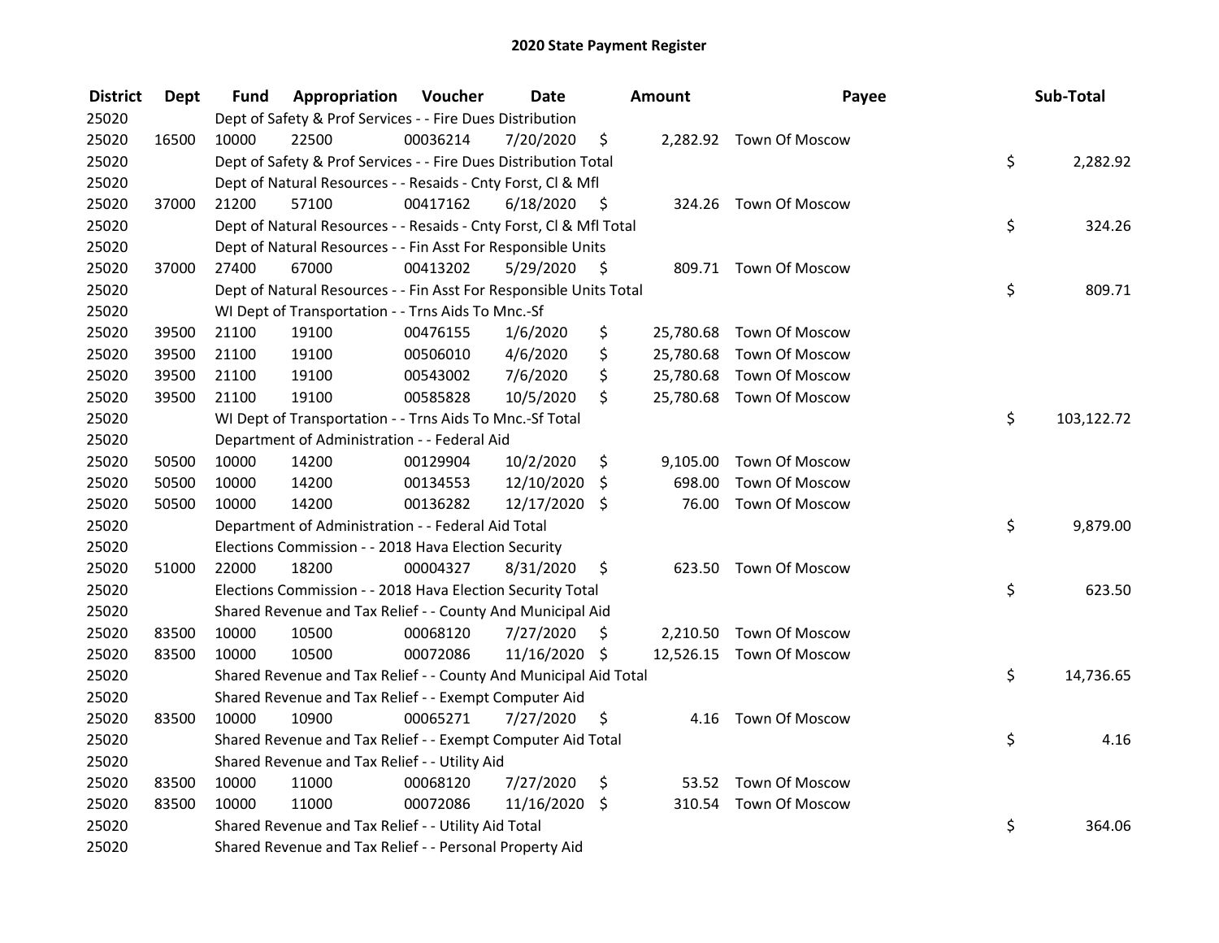# 2020 State Payment Register

| District | Dept | Fund | Appropriation | Voucher | Date | Amount | Payee | Sub-Total |
|---|---|---|---|---|---|---|---|---|
| 25020 | | Dept of Safety & Prof Services - - Fire Dues Distribution | | | | | | |
| 25020 | 16500 | 10000 | 22500 | 00036214 | 7/20/2020 | $ 2,282.92 | Town Of Moscow | |
| 25020 | | Dept of Safety & Prof Services - - Fire Dues Distribution Total | | | | | | $ 2,282.92 |
| 25020 | | Dept of Natural Resources - - Resaids - Cnty Forst, Cl & Mfl | | | | | | |
| 25020 | 37000 | 21200 | 57100 | 00417162 | 6/18/2020 | $ 324.26 | Town Of Moscow | |
| 25020 | | Dept of Natural Resources - - Resaids - Cnty Forst, Cl & Mfl Total | | | | | | $ 324.26 |
| 25020 | | Dept of Natural Resources - - Fin Asst For Responsible Units | | | | | | |
| 25020 | 37000 | 27400 | 67000 | 00413202 | 5/29/2020 | $ 809.71 | Town Of Moscow | |
| 25020 | | Dept of Natural Resources - - Fin Asst For Responsible Units Total | | | | | | $ 809.71 |
| 25020 | | WI Dept of Transportation - - Trns Aids To Mnc.-Sf | | | | | | |
| 25020 | 39500 | 21100 | 19100 | 00476155 | 1/6/2020 | $ 25,780.68 | Town Of Moscow | |
| 25020 | 39500 | 21100 | 19100 | 00506010 | 4/6/2020 | $ 25,780.68 | Town Of Moscow | |
| 25020 | 39500 | 21100 | 19100 | 00543002 | 7/6/2020 | $ 25,780.68 | Town Of Moscow | |
| 25020 | 39500 | 21100 | 19100 | 00585828 | 10/5/2020 | $ 25,780.68 | Town Of Moscow | |
| 25020 | | WI Dept of Transportation - - Trns Aids To Mnc.-Sf Total | | | | | | $ 103,122.72 |
| 25020 | | Department of Administration - - Federal Aid | | | | | | |
| 25020 | 50500 | 10000 | 14200 | 00129904 | 10/2/2020 | $ 9,105.00 | Town Of Moscow | |
| 25020 | 50500 | 10000 | 14200 | 00134553 | 12/10/2020 | $ 698.00 | Town Of Moscow | |
| 25020 | 50500 | 10000 | 14200 | 00136282 | 12/17/2020 | $ 76.00 | Town Of Moscow | |
| 25020 | | Department of Administration - - Federal Aid Total | | | | | | $ 9,879.00 |
| 25020 | | Elections Commission - - 2018 Hava Election Security | | | | | | |
| 25020 | 51000 | 22000 | 18200 | 00004327 | 8/31/2020 | $ 623.50 | Town Of Moscow | |
| 25020 | | Elections Commission - - 2018 Hava Election Security Total | | | | | | $ 623.50 |
| 25020 | | Shared Revenue and Tax Relief - - County And Municipal Aid | | | | | | |
| 25020 | 83500 | 10000 | 10500 | 00068120 | 7/27/2020 | $ 2,210.50 | Town Of Moscow | |
| 25020 | 83500 | 10000 | 10500 | 00072086 | 11/16/2020 | $ 12,526.15 | Town Of Moscow | |
| 25020 | | Shared Revenue and Tax Relief - - County And Municipal Aid Total | | | | | | $ 14,736.65 |
| 25020 | | Shared Revenue and Tax Relief - - Exempt Computer Aid | | | | | | |
| 25020 | 83500 | 10000 | 10900 | 00065271 | 7/27/2020 | $ 4.16 | Town Of Moscow | |
| 25020 | | Shared Revenue and Tax Relief - - Exempt Computer Aid Total | | | | | | $ 4.16 |
| 25020 | | Shared Revenue and Tax Relief - - Utility Aid | | | | | | |
| 25020 | 83500 | 10000 | 11000 | 00068120 | 7/27/2020 | $ 53.52 | Town Of Moscow | |
| 25020 | 83500 | 10000 | 11000 | 00072086 | 11/16/2020 | $ 310.54 | Town Of Moscow | |
| 25020 | | Shared Revenue and Tax Relief - - Utility Aid Total | | | | | | $ 364.06 |
| 25020 | | Shared Revenue and Tax Relief - - Personal Property Aid | | | | | | |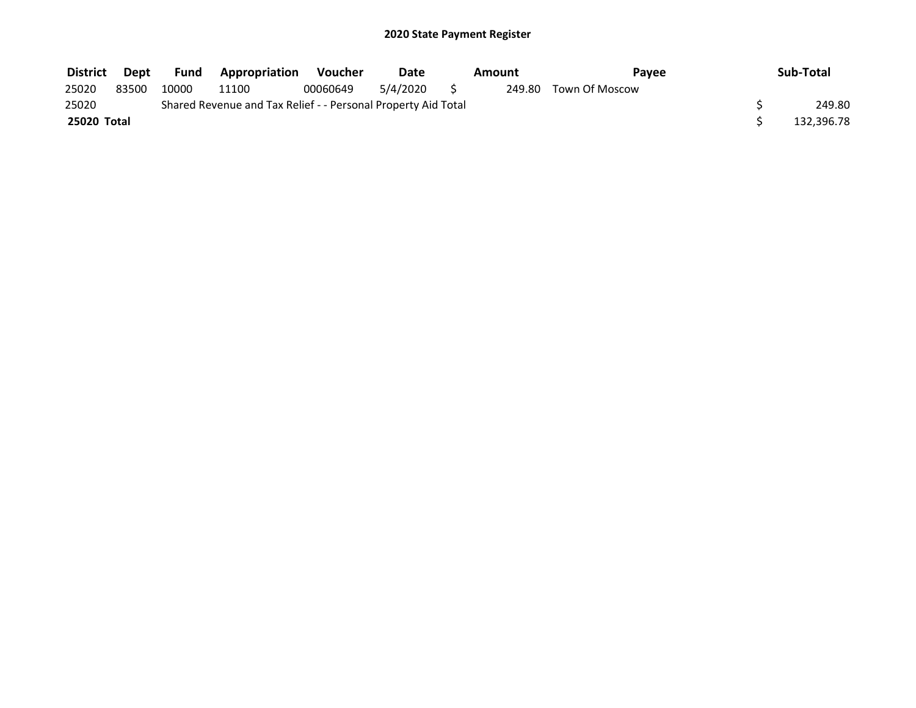## 2020 State Payment Register

| District | Dept | Fund | Appropriation | Voucher | Date | Amount | Payee | Sub-Total |
|---|---|---|---|---|---|---|---|---|
| 25020 | 83500 | 10000 | 11100 | 00060649 | 5/4/2020 | $ 249.80 | Town Of Moscow | |
| 25020 | | Shared Revenue and Tax Relief - - Personal Property Aid Total | | | | | | $ 249.80 |
| **25020 Total** | | | | | | | | $ 132,396.78 |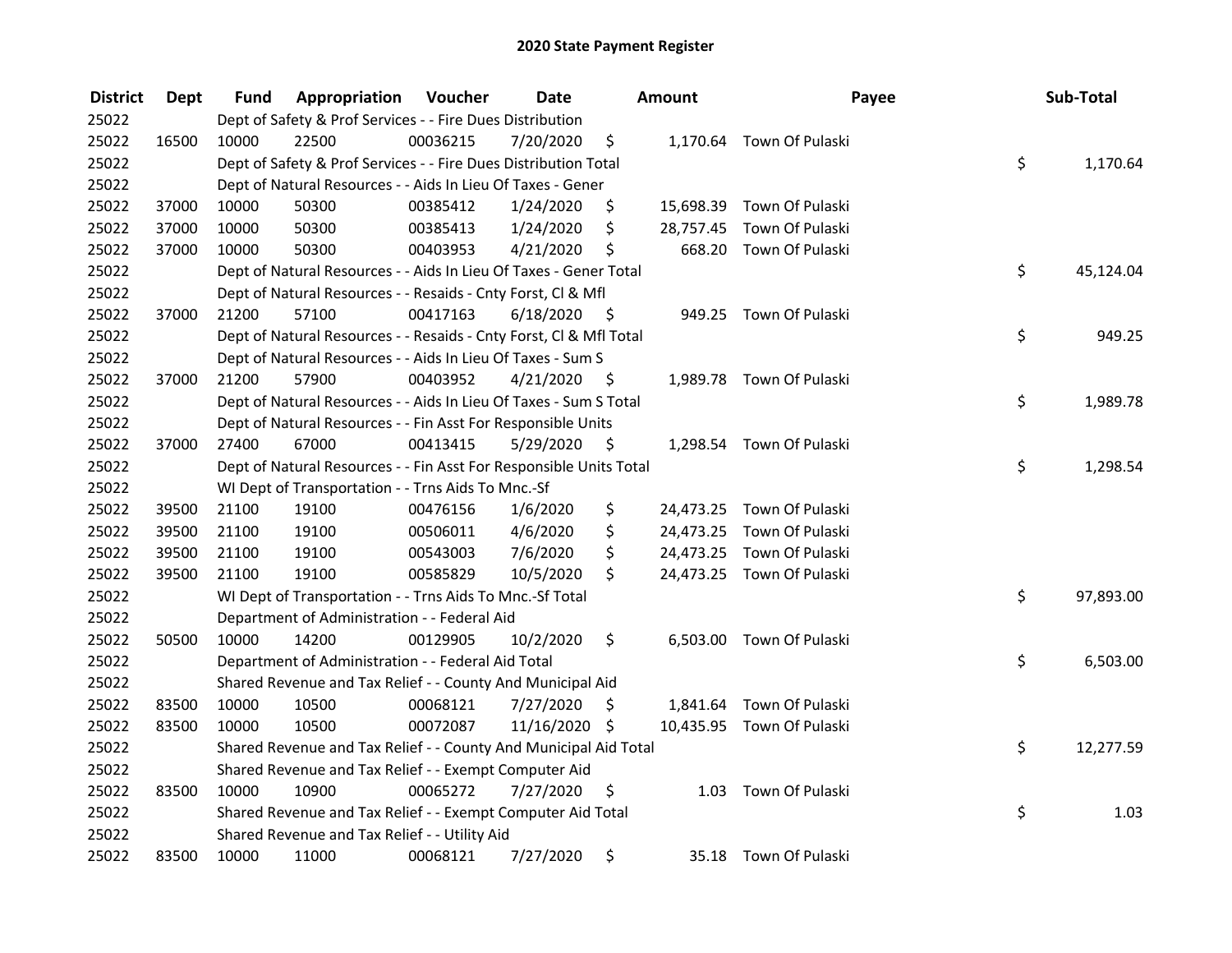# 2020 State Payment Register

| District | Dept | Fund | Appropriation | Voucher | Date | Amount | Payee | Sub-Total |
|---|---|---|---|---|---|---|---|---|
| 25022 | | Dept of Safety & Prof Services - - Fire Dues Distribution | | | | | | |
| 25022 | 16500 | 10000 | 22500 | 00036215 | 7/20/2020 | $ 1,170.64 | Town Of Pulaski | |
| 25022 | | Dept of Safety & Prof Services - - Fire Dues Distribution Total | | | | | | $ 1,170.64 |
| 25022 | | Dept of Natural Resources - - Aids In Lieu Of Taxes - Gener | | | | | | |
| 25022 | 37000 | 10000 | 50300 | 00385412 | 1/24/2020 | $ 15,698.39 | Town Of Pulaski | |
| 25022 | 37000 | 10000 | 50300 | 00385413 | 1/24/2020 | $ 28,757.45 | Town Of Pulaski | |
| 25022 | 37000 | 10000 | 50300 | 00403953 | 4/21/2020 | $ 668.20 | Town Of Pulaski | |
| 25022 | | Dept of Natural Resources - - Aids In Lieu Of Taxes - Gener Total | | | | | | $ 45,124.04 |
| 25022 | | Dept of Natural Resources - - Resaids - Cnty Forst, Cl & Mfl | | | | | | |
| 25022 | 37000 | 21200 | 57100 | 00417163 | 6/18/2020 | $ 949.25 | Town Of Pulaski | |
| 25022 | | Dept of Natural Resources - - Resaids - Cnty Forst, Cl & Mfl Total | | | | | | $ 949.25 |
| 25022 | | Dept of Natural Resources - - Aids In Lieu Of Taxes - Sum S | | | | | | |
| 25022 | 37000 | 21200 | 57900 | 00403952 | 4/21/2020 | $ 1,989.78 | Town Of Pulaski | |
| 25022 | | Dept of Natural Resources - - Aids In Lieu Of Taxes - Sum S Total | | | | | | $ 1,989.78 |
| 25022 | | Dept of Natural Resources - - Fin Asst For Responsible Units | | | | | | |
| 25022 | 37000 | 27400 | 67000 | 00413415 | 5/29/2020 | $ 1,298.54 | Town Of Pulaski | |
| 25022 | | Dept of Natural Resources - - Fin Asst For Responsible Units Total | | | | | | $ 1,298.54 |
| 25022 | | WI Dept of Transportation - - Trns Aids To Mnc.-Sf | | | | | | |
| 25022 | 39500 | 21100 | 19100 | 00476156 | 1/6/2020 | $ 24,473.25 | Town Of Pulaski | |
| 25022 | 39500 | 21100 | 19100 | 00506011 | 4/6/2020 | $ 24,473.25 | Town Of Pulaski | |
| 25022 | 39500 | 21100 | 19100 | 00543003 | 7/6/2020 | $ 24,473.25 | Town Of Pulaski | |
| 25022 | 39500 | 21100 | 19100 | 00585829 | 10/5/2020 | $ 24,473.25 | Town Of Pulaski | |
| 25022 | | WI Dept of Transportation - - Trns Aids To Mnc.-Sf Total | | | | | | $ 97,893.00 |
| 25022 | | Department of Administration - - Federal Aid | | | | | | |
| 25022 | 50500 | 10000 | 14200 | 00129905 | 10/2/2020 | $ 6,503.00 | Town Of Pulaski | |
| 25022 | | Department of Administration - - Federal Aid Total | | | | | | $ 6,503.00 |
| 25022 | | Shared Revenue and Tax Relief - - County And Municipal Aid | | | | | | |
| 25022 | 83500 | 10000 | 10500 | 00068121 | 7/27/2020 | $ 1,841.64 | Town Of Pulaski | |
| 25022 | 83500 | 10000 | 10500 | 00072087 | 11/16/2020 | $ 10,435.95 | Town Of Pulaski | |
| 25022 | | Shared Revenue and Tax Relief - - County And Municipal Aid Total | | | | | | $ 12,277.59 |
| 25022 | | Shared Revenue and Tax Relief - - Exempt Computer Aid | | | | | | |
| 25022 | 83500 | 10000 | 10900 | 00065272 | 7/27/2020 | $ 1.03 | Town Of Pulaski | |
| 25022 | | Shared Revenue and Tax Relief - - Exempt Computer Aid Total | | | | | | $ 1.03 |
| 25022 | | Shared Revenue and Tax Relief - - Utility Aid | | | | | | |
| 25022 | 83500 | 10000 | 11000 | 00068121 | 7/27/2020 | $ 35.18 | Town Of Pulaski | |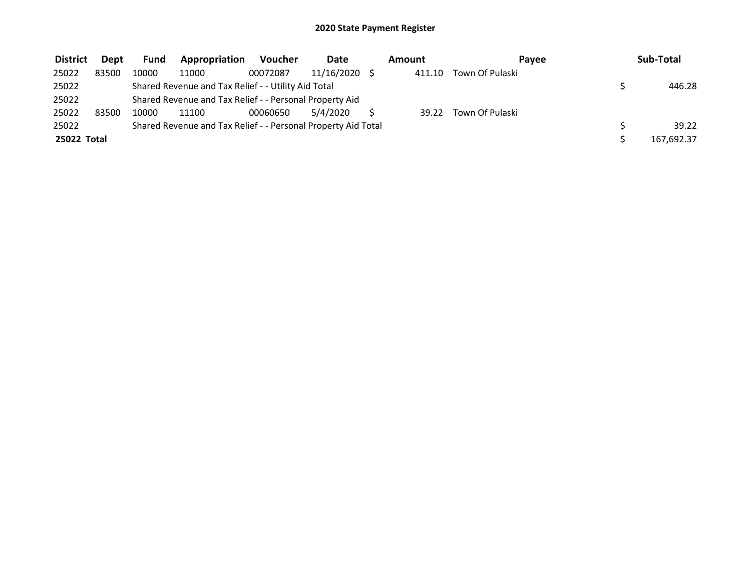## 2020 State Payment Register

| District | Dept | Fund | Appropriation | Voucher | Date | Amount | Payee | Sub-Total |
|---|---|---|---|---|---|---|---|---|
| 25022 | 83500 | 10000 | 11000 | 00072087 | 11/16/2020 | $ 411.10 | Town Of Pulaski | |
| 25022 | | Shared Revenue and Tax Relief - - Utility Aid Total | | | | | | $ 446.28 |
| 25022 | | Shared Revenue and Tax Relief - - Personal Property Aid | | | | | | |
| 25022 | 83500 | 10000 | 11100 | 00060650 | 5/4/2020 | $ 39.22 | Town Of Pulaski | |
| 25022 | | Shared Revenue and Tax Relief - - Personal Property Aid Total | | | | | | $ 39.22 |
| **25022 Total** | | | | | | | | $ 167,692.37 |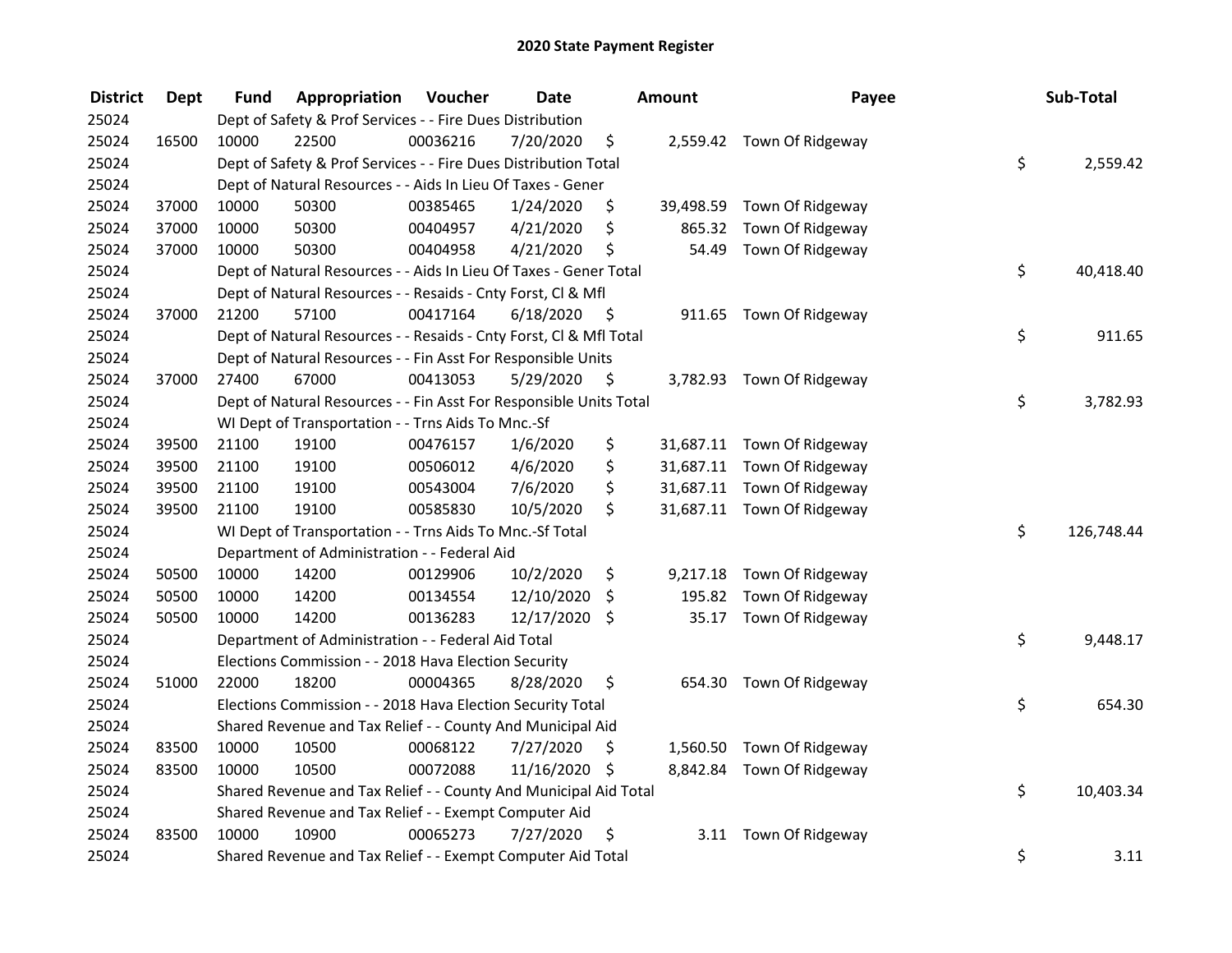# 2020 State Payment Register

| District | Dept | Fund | Appropriation | Voucher | Date | Amount | Payee | Sub-Total |
|---|---|---|---|---|---|---|---|---|
| 25024 | | Dept of Safety & Prof Services - - Fire Dues Distribution | | | | | | |
| 25024 | 16500 | 10000 | 22500 | 00036216 | 7/20/2020 | $ 2,559.42 | Town Of Ridgeway | |
| 25024 | | Dept of Safety & Prof Services - - Fire Dues Distribution Total | | | | | | $ 2,559.42 |
| 25024 | | Dept of Natural Resources - - Aids In Lieu Of Taxes - Gener | | | | | | |
| 25024 | 37000 | 10000 | 50300 | 00385465 | 1/24/2020 | $ 39,498.59 | Town Of Ridgeway | |
| 25024 | 37000 | 10000 | 50300 | 00404957 | 4/21/2020 | $ 865.32 | Town Of Ridgeway | |
| 25024 | 37000 | 10000 | 50300 | 00404958 | 4/21/2020 | $ 54.49 | Town Of Ridgeway | |
| 25024 | | Dept of Natural Resources - - Aids In Lieu Of Taxes - Gener Total | | | | | | $ 40,418.40 |
| 25024 | | Dept of Natural Resources - - Resaids - Cnty Forst, Cl & Mfl | | | | | | |
| 25024 | 37000 | 21200 | 57100 | 00417164 | 6/18/2020 | $ 911.65 | Town Of Ridgeway | |
| 25024 | | Dept of Natural Resources - - Resaids - Cnty Forst, Cl & Mfl Total | | | | | | $ 911.65 |
| 25024 | | Dept of Natural Resources - - Fin Asst For Responsible Units | | | | | | |
| 25024 | 37000 | 27400 | 67000 | 00413053 | 5/29/2020 | $ 3,782.93 | Town Of Ridgeway | |
| 25024 | | Dept of Natural Resources - - Fin Asst For Responsible Units Total | | | | | | $ 3,782.93 |
| 25024 | | WI Dept of Transportation - - Trns Aids To Mnc.-Sf | | | | | | |
| 25024 | 39500 | 21100 | 19100 | 00476157 | 1/6/2020 | $ 31,687.11 | Town Of Ridgeway | |
| 25024 | 39500 | 21100 | 19100 | 00506012 | 4/6/2020 | $ 31,687.11 | Town Of Ridgeway | |
| 25024 | 39500 | 21100 | 19100 | 00543004 | 7/6/2020 | $ 31,687.11 | Town Of Ridgeway | |
| 25024 | 39500 | 21100 | 19100 | 00585830 | 10/5/2020 | $ 31,687.11 | Town Of Ridgeway | |
| 25024 | | WI Dept of Transportation - - Trns Aids To Mnc.-Sf Total | | | | | | $ 126,748.44 |
| 25024 | | Department of Administration - - Federal Aid | | | | | | |
| 25024 | 50500 | 10000 | 14200 | 00129906 | 10/2/2020 | $ 9,217.18 | Town Of Ridgeway | |
| 25024 | 50500 | 10000 | 14200 | 00134554 | 12/10/2020 | $ 195.82 | Town Of Ridgeway | |
| 25024 | 50500 | 10000 | 14200 | 00136283 | 12/17/2020 | $ 35.17 | Town Of Ridgeway | |
| 25024 | | Department of Administration - - Federal Aid Total | | | | | | $ 9,448.17 |
| 25024 | | Elections Commission - - 2018 Hava Election Security | | | | | | |
| 25024 | 51000 | 22000 | 18200 | 00004365 | 8/28/2020 | $ 654.30 | Town Of Ridgeway | |
| 25024 | | Elections Commission - - 2018 Hava Election Security Total | | | | | | $ 654.30 |
| 25024 | | Shared Revenue and Tax Relief - - County And Municipal Aid | | | | | | |
| 25024 | 83500 | 10000 | 10500 | 00068122 | 7/27/2020 | $ 1,560.50 | Town Of Ridgeway | |
| 25024 | 83500 | 10000 | 10500 | 00072088 | 11/16/2020 | $ 8,842.84 | Town Of Ridgeway | |
| 25024 | | Shared Revenue and Tax Relief - - County And Municipal Aid Total | | | | | | $ 10,403.34 |
| 25024 | | Shared Revenue and Tax Relief - - Exempt Computer Aid | | | | | | |
| 25024 | 83500 | 10000 | 10900 | 00065273 | 7/27/2020 | $ 3.11 | Town Of Ridgeway | |
| 25024 | | Shared Revenue and Tax Relief - - Exempt Computer Aid Total | | | | | | $ 3.11 |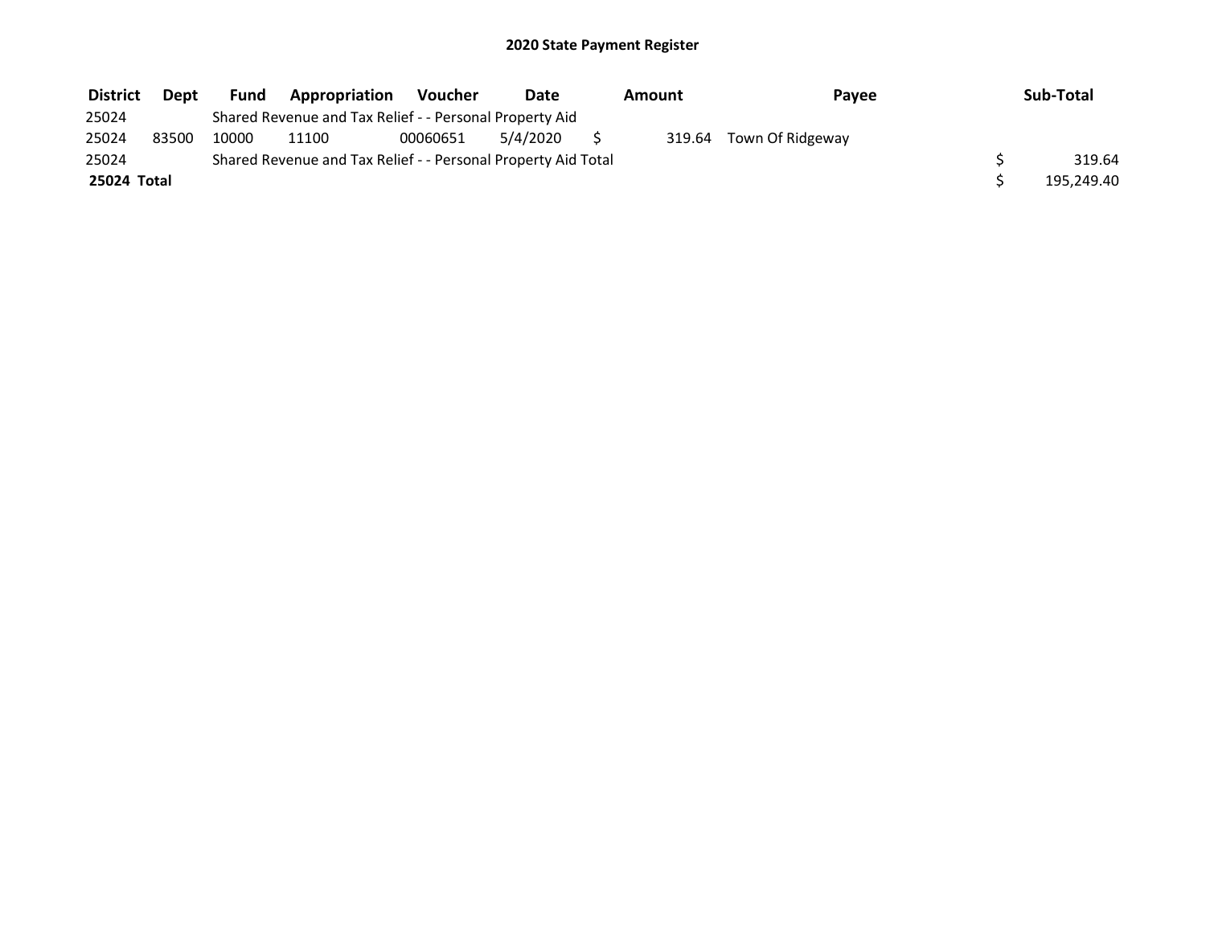# 2020 State Payment Register

| District | Dept | Fund | Appropriation | Voucher | Date | Amount | Payee | Sub-Total |
|---|---|---|---|---|---|---|---|---|
| 25024 | | Shared Revenue and Tax Relief - - Personal Property Aid | | | | | | |
| 25024 | 83500 | 10000 | 11100 | 00060651 | 5/4/2020 | $ 319.64 | Town Of Ridgeway | |
| 25024 | | Shared Revenue and Tax Relief - - Personal Property Aid Total | | | | | | $ 319.64 |
| **25024 Total** | | | | | | | | $ 195,249.40 |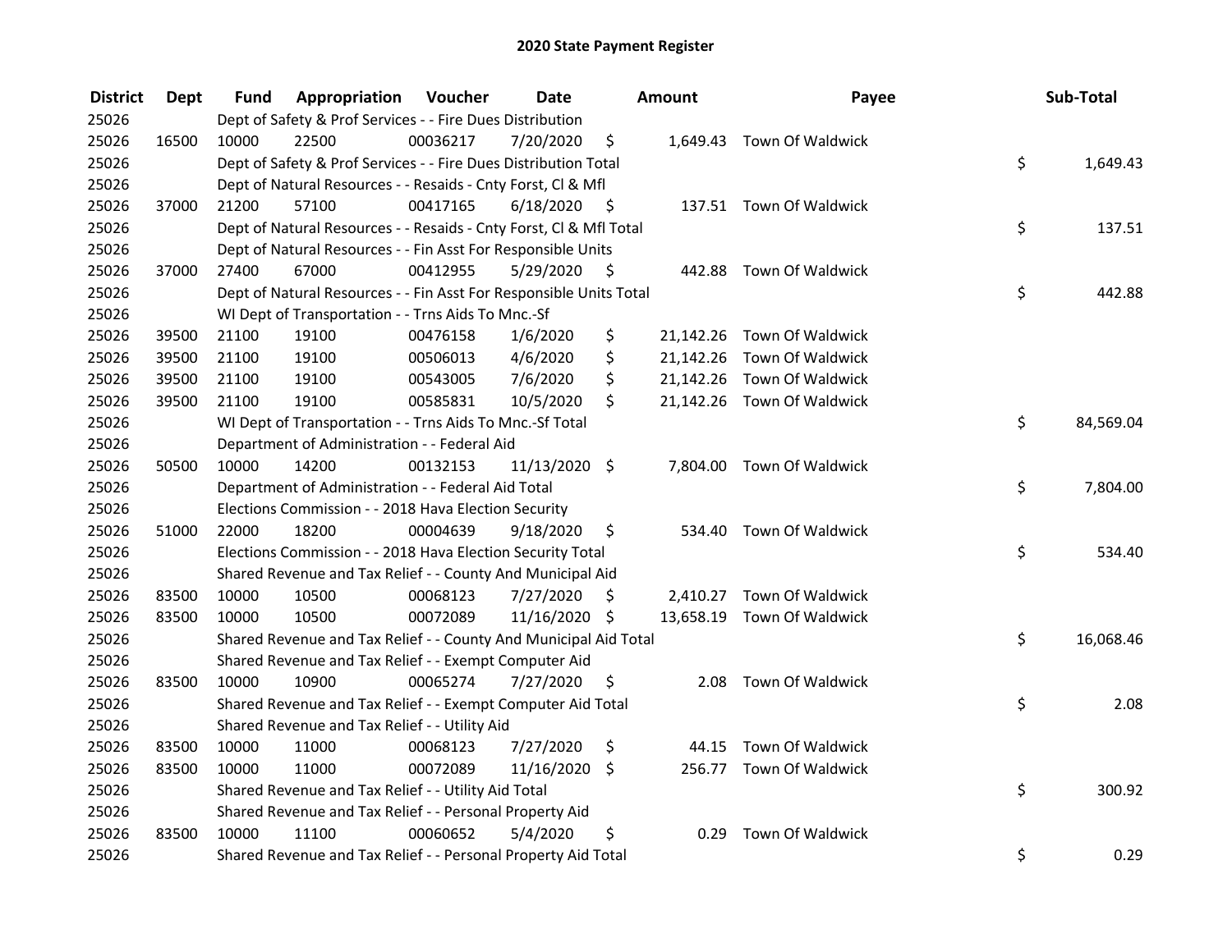## 2020 State Payment Register

| District | Dept | Fund | Appropriation | Voucher | Date | Amount | Payee | Sub-Total |
|---|---|---|---|---|---|---|---|---|
| 25026 | | Dept of Safety & Prof Services - - Fire Dues Distribution | | | | | | |
| 25026 | 16500 | 10000 | 22500 | 00036217 | 7/20/2020 | $ 1,649.43 | Town Of Waldwick | |
| 25026 | | Dept of Safety & Prof Services - - Fire Dues Distribution Total | | | | | | $ 1,649.43 |
| 25026 | | Dept of Natural Resources - - Resaids - Cnty Forst, Cl & Mfl | | | | | | |
| 25026 | 37000 | 21200 | 57100 | 00417165 | 6/18/2020 | $ 137.51 | Town Of Waldwick | |
| 25026 | | Dept of Natural Resources - - Resaids - Cnty Forst, Cl & Mfl Total | | | | | | $ 137.51 |
| 25026 | | Dept of Natural Resources - - Fin Asst For Responsible Units | | | | | | |
| 25026 | 37000 | 27400 | 67000 | 00412955 | 5/29/2020 | $ 442.88 | Town Of Waldwick | |
| 25026 | | Dept of Natural Resources - - Fin Asst For Responsible Units Total | | | | | | $ 442.88 |
| 25026 | | WI Dept of Transportation - - Trns Aids To Mnc.-Sf | | | | | | |
| 25026 | 39500 | 21100 | 19100 | 00476158 | 1/6/2020 | $ 21,142.26 | Town Of Waldwick | |
| 25026 | 39500 | 21100 | 19100 | 00506013 | 4/6/2020 | $ 21,142.26 | Town Of Waldwick | |
| 25026 | 39500 | 21100 | 19100 | 00543005 | 7/6/2020 | $ 21,142.26 | Town Of Waldwick | |
| 25026 | 39500 | 21100 | 19100 | 00585831 | 10/5/2020 | $ 21,142.26 | Town Of Waldwick | |
| 25026 | | WI Dept of Transportation - - Trns Aids To Mnc.-Sf Total | | | | | | $ 84,569.04 |
| 25026 | | Department of Administration - - Federal Aid | | | | | | |
| 25026 | 50500 | 10000 | 14200 | 00132153 | 11/13/2020 | $ 7,804.00 | Town Of Waldwick | |
| 25026 | | Department of Administration - - Federal Aid Total | | | | | | $ 7,804.00 |
| 25026 | | Elections Commission - - 2018 Hava Election Security | | | | | | |
| 25026 | 51000 | 22000 | 18200 | 00004639 | 9/18/2020 | $ 534.40 | Town Of Waldwick | |
| 25026 | | Elections Commission - - 2018 Hava Election Security Total | | | | | | $ 534.40 |
| 25026 | | Shared Revenue and Tax Relief - - County And Municipal Aid | | | | | | |
| 25026 | 83500 | 10000 | 10500 | 00068123 | 7/27/2020 | $ 2,410.27 | Town Of Waldwick | |
| 25026 | 83500 | 10000 | 10500 | 00072089 | 11/16/2020 | $ 13,658.19 | Town Of Waldwick | |
| 25026 | | Shared Revenue and Tax Relief - - County And Municipal Aid Total | | | | | | $ 16,068.46 |
| 25026 | | Shared Revenue and Tax Relief - - Exempt Computer Aid | | | | | | |
| 25026 | 83500 | 10000 | 10900 | 00065274 | 7/27/2020 | $ 2.08 | Town Of Waldwick | |
| 25026 | | Shared Revenue and Tax Relief - - Exempt Computer Aid Total | | | | | | $ 2.08 |
| 25026 | | Shared Revenue and Tax Relief - - Utility Aid | | | | | | |
| 25026 | 83500 | 10000 | 11000 | 00068123 | 7/27/2020 | $ 44.15 | Town Of Waldwick | |
| 25026 | 83500 | 10000 | 11000 | 00072089 | 11/16/2020 | $ 256.77 | Town Of Waldwick | |
| 25026 | | Shared Revenue and Tax Relief - - Utility Aid Total | | | | | | $ 300.92 |
| 25026 | | Shared Revenue and Tax Relief - - Personal Property Aid | | | | | | |
| 25026 | 83500 | 10000 | 11100 | 00060652 | 5/4/2020 | $ 0.29 | Town Of Waldwick | |
| 25026 | | Shared Revenue and Tax Relief - - Personal Property Aid Total | | | | | | $ 0.29 |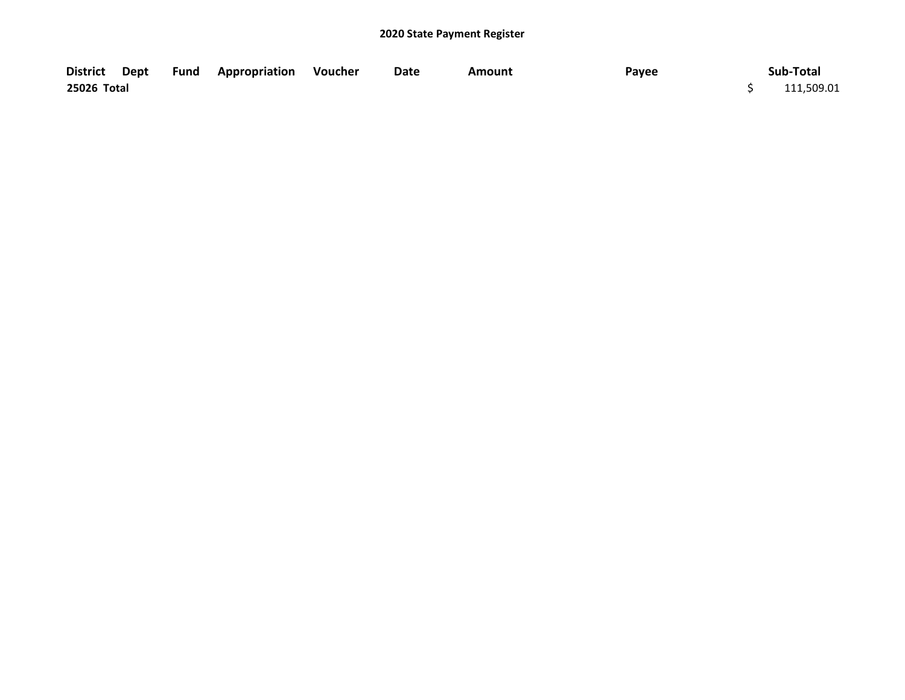# 2020 State Payment Register

| District | Dept | Fund | Appropriation | Voucher | Date | Amount | Payee | Sub-Total |
|---|---|---|---|---|---|---|---|---|
| **25026 Total** | | | | | | | | $ 111,509.01 |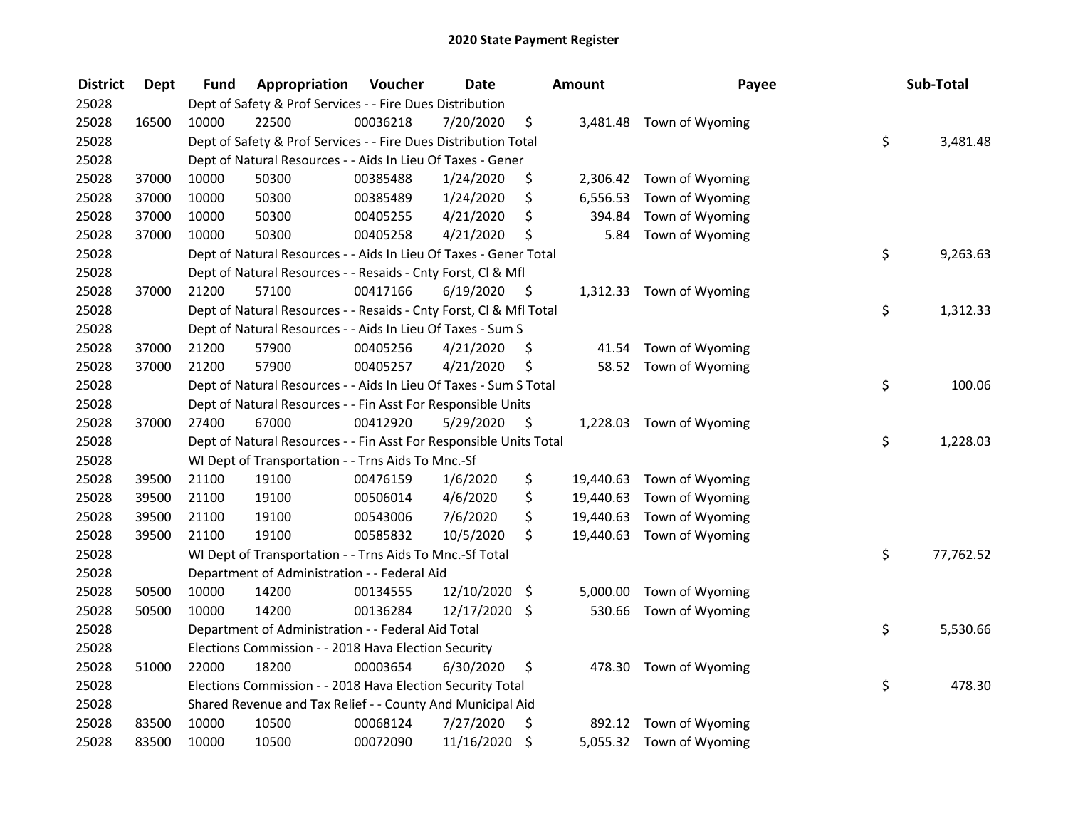# 2020 State Payment Register

| District | Dept | Fund | Appropriation | Voucher | Date | Amount | Payee | Sub-Total |
|---|---|---|---|---|---|---|---|---|
| 25028 | | Dept of Safety & Prof Services - - Fire Dues Distribution | | | | | | |
| 25028 | 16500 | 10000 | 22500 | 00036218 | 7/20/2020 | $ 3,481.48 | Town of Wyoming | |
| 25028 | | Dept of Safety & Prof Services - - Fire Dues Distribution Total | | | | | | $ 3,481.48 |
| 25028 | | Dept of Natural Resources - - Aids In Lieu Of Taxes - Gener | | | | | | |
| 25028 | 37000 | 10000 | 50300 | 00385488 | 1/24/2020 | $ 2,306.42 | Town of Wyoming | |
| 25028 | 37000 | 10000 | 50300 | 00385489 | 1/24/2020 | $ 6,556.53 | Town of Wyoming | |
| 25028 | 37000 | 10000 | 50300 | 00405255 | 4/21/2020 | $ 394.84 | Town of Wyoming | |
| 25028 | 37000 | 10000 | 50300 | 00405258 | 4/21/2020 | $ 5.84 | Town of Wyoming | |
| 25028 | | Dept of Natural Resources - - Aids In Lieu Of Taxes - Gener Total | | | | | | $ 9,263.63 |
| 25028 | | Dept of Natural Resources - - Resaids - Cnty Forst, Cl & Mfl | | | | | | |
| 25028 | 37000 | 21200 | 57100 | 00417166 | 6/19/2020 | $ 1,312.33 | Town of Wyoming | |
| 25028 | | Dept of Natural Resources - - Resaids - Cnty Forst, Cl & Mfl Total | | | | | | $ 1,312.33 |
| 25028 | | Dept of Natural Resources - - Aids In Lieu Of Taxes - Sum S | | | | | | |
| 25028 | 37000 | 21200 | 57900 | 00405256 | 4/21/2020 | $ 41.54 | Town of Wyoming | |
| 25028 | 37000 | 21200 | 57900 | 00405257 | 4/21/2020 | $ 58.52 | Town of Wyoming | |
| 25028 | | Dept of Natural Resources - - Aids In Lieu Of Taxes - Sum S Total | | | | | | $ 100.06 |
| 25028 | | Dept of Natural Resources - - Fin Asst For Responsible Units | | | | | | |
| 25028 | 37000 | 27400 | 67000 | 00412920 | 5/29/2020 | $ 1,228.03 | Town of Wyoming | |
| 25028 | | Dept of Natural Resources - - Fin Asst For Responsible Units Total | | | | | | $ 1,228.03 |
| 25028 | | WI Dept of Transportation - - Trns Aids To Mnc.-Sf | | | | | | |
| 25028 | 39500 | 21100 | 19100 | 00476159 | 1/6/2020 | $ 19,440.63 | Town of Wyoming | |
| 25028 | 39500 | 21100 | 19100 | 00506014 | 4/6/2020 | $ 19,440.63 | Town of Wyoming | |
| 25028 | 39500 | 21100 | 19100 | 00543006 | 7/6/2020 | $ 19,440.63 | Town of Wyoming | |
| 25028 | 39500 | 21100 | 19100 | 00585832 | 10/5/2020 | $ 19,440.63 | Town of Wyoming | |
| 25028 | | WI Dept of Transportation - - Trns Aids To Mnc.-Sf Total | | | | | | $ 77,762.52 |
| 25028 | | Department of Administration - - Federal Aid | | | | | | |
| 25028 | 50500 | 10000 | 14200 | 00134555 | 12/10/2020 | $ 5,000.00 | Town of Wyoming | |
| 25028 | 50500 | 10000 | 14200 | 00136284 | 12/17/2020 | $ 530.66 | Town of Wyoming | |
| 25028 | | Department of Administration - - Federal Aid Total | | | | | | $ 5,530.66 |
| 25028 | | Elections Commission - - 2018 Hava Election Security | | | | | | |
| 25028 | 51000 | 22000 | 18200 | 00003654 | 6/30/2020 | $ 478.30 | Town of Wyoming | |
| 25028 | | Elections Commission - - 2018 Hava Election Security Total | | | | | | $ 478.30 |
| 25028 | | Shared Revenue and Tax Relief - - County And Municipal Aid | | | | | | |
| 25028 | 83500 | 10000 | 10500 | 00068124 | 7/27/2020 | $ 892.12 | Town of Wyoming | |
| 25028 | 83500 | 10000 | 10500 | 00072090 | 11/16/2020 | $ 5,055.32 | Town of Wyoming | |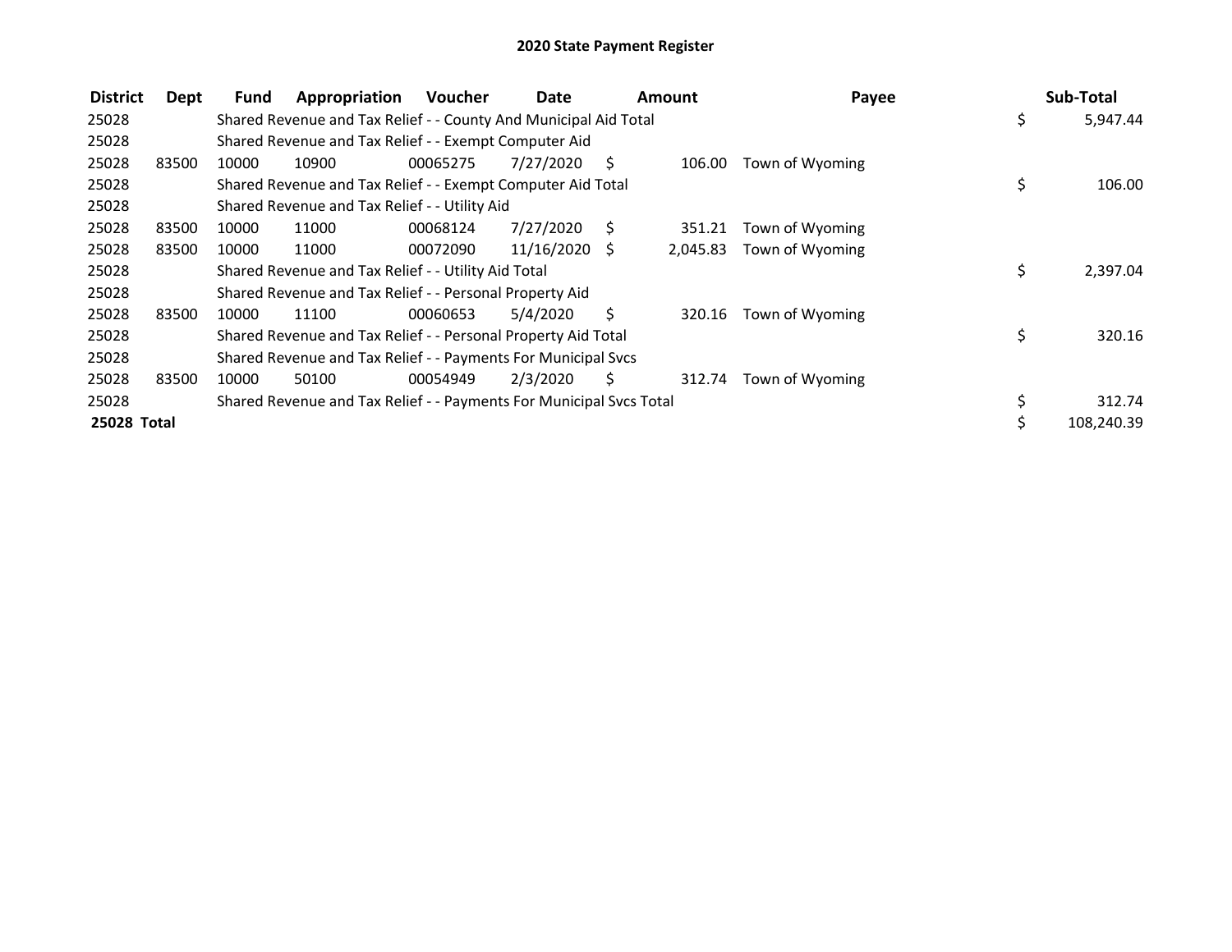# 2020 State Payment Register

| District | Dept | Fund | Appropriation | Voucher | Date | Amount | Payee | Sub-Total |
|---|---|---|---|---|---|---|---|---|
| 25028 | | Shared Revenue and Tax Relief - - County And Municipal Aid Total | | | | | | $ 5,947.44 |
| 25028 | | Shared Revenue and Tax Relief - - Exempt Computer Aid | | | | | | |
| 25028 | 83500 | 10000 | 10900 | 00065275 | 7/27/2020 | $ 106.00 | Town of Wyoming | |
| 25028 | | Shared Revenue and Tax Relief - - Exempt Computer Aid Total | | | | | | $ 106.00 |
| 25028 | | Shared Revenue and Tax Relief - - Utility Aid | | | | | | |
| 25028 | 83500 | 10000 | 11000 | 00068124 | 7/27/2020 | $ 351.21 | Town of Wyoming | |
| 25028 | 83500 | 10000 | 11000 | 00072090 | 11/16/2020 | $ 2,045.83 | Town of Wyoming | |
| 25028 | | Shared Revenue and Tax Relief - - Utility Aid Total | | | | | | $ 2,397.04 |
| 25028 | | Shared Revenue and Tax Relief - - Personal Property Aid | | | | | | |
| 25028 | 83500 | 10000 | 11100 | 00060653 | 5/4/2020 | $ 320.16 | Town of Wyoming | |
| 25028 | | Shared Revenue and Tax Relief - - Personal Property Aid Total | | | | | | $ 320.16 |
| 25028 | | Shared Revenue and Tax Relief - - Payments For Municipal Svcs | | | | | | |
| 25028 | 83500 | 10000 | 50100 | 00054949 | 2/3/2020 | $ 312.74 | Town of Wyoming | |
| 25028 | | Shared Revenue and Tax Relief - - Payments For Municipal Svcs Total | | | | | | $ 312.74 |
| **25028 Total** | | | | | | | | $ 108,240.39 |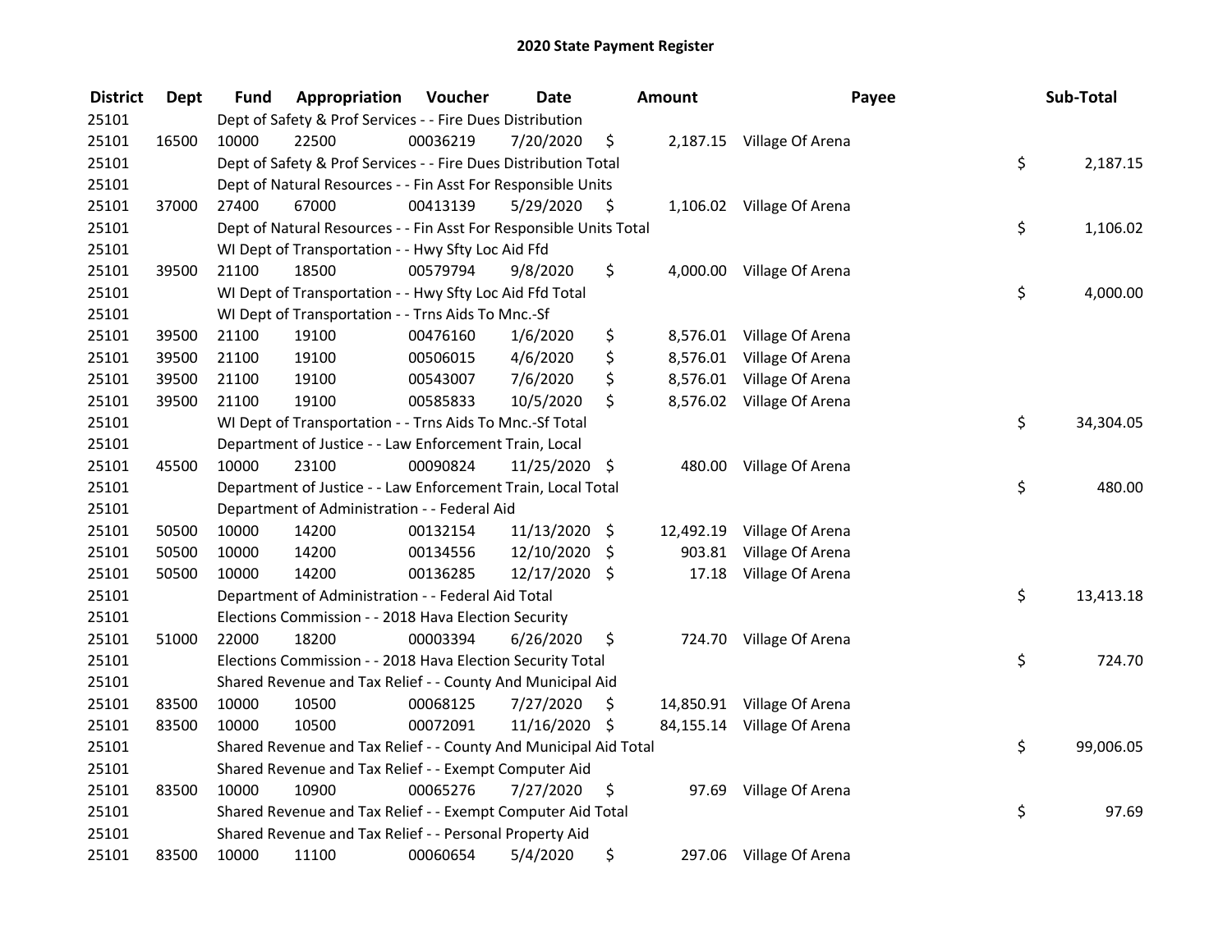# 2020 State Payment Register

| District | Dept | Fund | Appropriation | Voucher | Date | Amount | Payee | Sub-Total |
|---|---|---|---|---|---|---|---|---|
| 25101 | | Dept of Safety & Prof Services - - Fire Dues Distribution | | | | | | |
| 25101 | 16500 | 10000 | 22500 | 00036219 | 7/20/2020 | $ 2,187.15 | Village Of Arena | |
| 25101 | | Dept of Safety & Prof Services - - Fire Dues Distribution Total | | | | | | $ 2,187.15 |
| 25101 | | Dept of Natural Resources - - Fin Asst For Responsible Units | | | | | | |
| 25101 | 37000 | 27400 | 67000 | 00413139 | 5/29/2020 | $ 1,106.02 | Village Of Arena | |
| 25101 | | Dept of Natural Resources - - Fin Asst For Responsible Units Total | | | | | | $ 1,106.02 |
| 25101 | | WI Dept of Transportation - - Hwy Sfty Loc Aid Ffd | | | | | | |
| 25101 | 39500 | 21100 | 18500 | 00579794 | 9/8/2020 | $ 4,000.00 | Village Of Arena | |
| 25101 | | WI Dept of Transportation - - Hwy Sfty Loc Aid Ffd Total | | | | | | $ 4,000.00 |
| 25101 | | WI Dept of Transportation - - Trns Aids To Mnc.-Sf | | | | | | |
| 25101 | 39500 | 21100 | 19100 | 00476160 | 1/6/2020 | $ 8,576.01 | Village Of Arena | |
| 25101 | 39500 | 21100 | 19100 | 00506015 | 4/6/2020 | $ 8,576.01 | Village Of Arena | |
| 25101 | 39500 | 21100 | 19100 | 00543007 | 7/6/2020 | $ 8,576.01 | Village Of Arena | |
| 25101 | 39500 | 21100 | 19100 | 00585833 | 10/5/2020 | $ 8,576.02 | Village Of Arena | |
| 25101 | | WI Dept of Transportation - - Trns Aids To Mnc.-Sf Total | | | | | | $ 34,304.05 |
| 25101 | | Department of Justice - - Law Enforcement Train, Local | | | | | | |
| 25101 | 45500 | 10000 | 23100 | 00090824 | 11/25/2020 | $ 480.00 | Village Of Arena | |
| 25101 | | Department of Justice - - Law Enforcement Train, Local Total | | | | | | $ 480.00 |
| 25101 | | Department of Administration - - Federal Aid | | | | | | |
| 25101 | 50500 | 10000 | 14200 | 00132154 | 11/13/2020 | $ 12,492.19 | Village Of Arena | |
| 25101 | 50500 | 10000 | 14200 | 00134556 | 12/10/2020 | $ 903.81 | Village Of Arena | |
| 25101 | 50500 | 10000 | 14200 | 00136285 | 12/17/2020 | $ 17.18 | Village Of Arena | |
| 25101 | | Department of Administration - - Federal Aid Total | | | | | | $ 13,413.18 |
| 25101 | | Elections Commission - - 2018 Hava Election Security | | | | | | |
| 25101 | 51000 | 22000 | 18200 | 00003394 | 6/26/2020 | $ 724.70 | Village Of Arena | |
| 25101 | | Elections Commission - - 2018 Hava Election Security Total | | | | | | $ 724.70 |
| 25101 | | Shared Revenue and Tax Relief - - County And Municipal Aid | | | | | | |
| 25101 | 83500 | 10000 | 10500 | 00068125 | 7/27/2020 | $ 14,850.91 | Village Of Arena | |
| 25101 | 83500 | 10000 | 10500 | 00072091 | 11/16/2020 | $ 84,155.14 | Village Of Arena | |
| 25101 | | Shared Revenue and Tax Relief - - County And Municipal Aid Total | | | | | | $ 99,006.05 |
| 25101 | | Shared Revenue and Tax Relief - - Exempt Computer Aid | | | | | | |
| 25101 | 83500 | 10000 | 10900 | 00065276 | 7/27/2020 | $ 97.69 | Village Of Arena | |
| 25101 | | Shared Revenue and Tax Relief - - Exempt Computer Aid Total | | | | | | $ 97.69 |
| 25101 | | Shared Revenue and Tax Relief - - Personal Property Aid | | | | | | |
| 25101 | 83500 | 10000 | 11100 | 00060654 | 5/4/2020 | $ 297.06 | Village Of Arena | |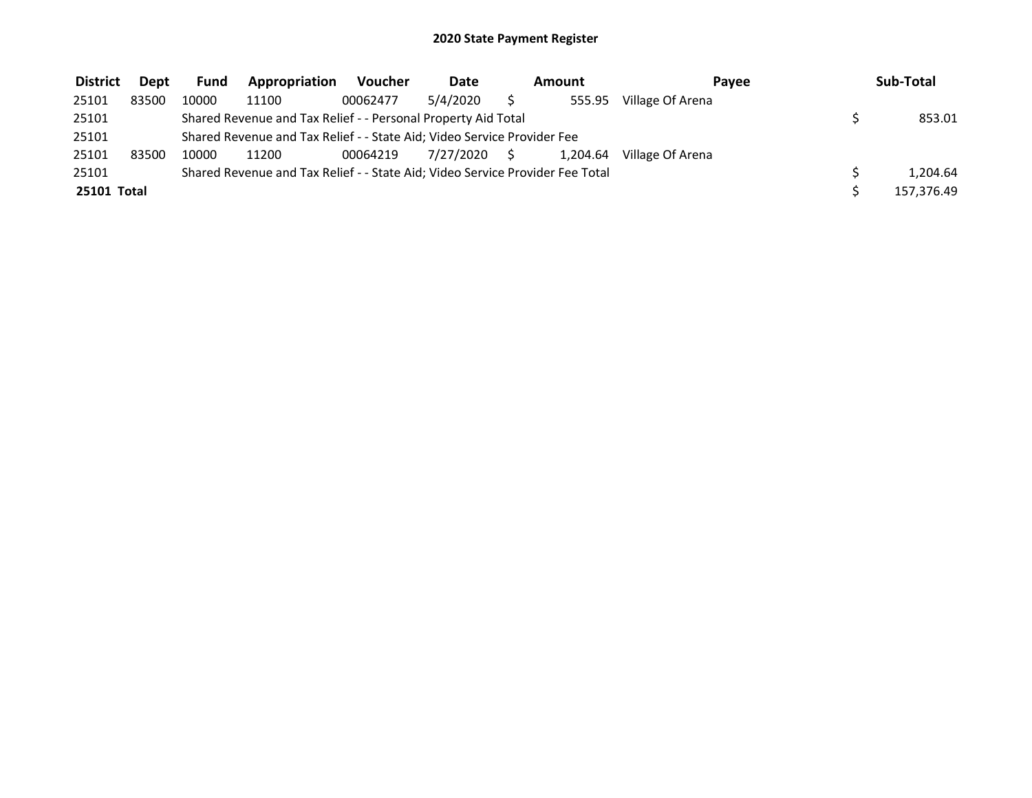# 2020 State Payment Register

| District | Dept | Fund | Appropriation | Voucher | Date | Amount | Payee | Sub-Total |
|---|---|---|---|---|---|---|---|---|
| 25101 | 83500 | 10000 | 11100 | 00062477 | 5/4/2020 | $ 555.95 | Village Of Arena | |
| 25101 | | Shared Revenue and Tax Relief - - Personal Property Aid Total | | | | | | $ 853.01 |
| 25101 | | Shared Revenue and Tax Relief - - State Aid; Video Service Provider Fee | | | | | | |
| 25101 | 83500 | 10000 | 11200 | 00064219 | 7/27/2020 | $ 1,204.64 | Village Of Arena | |
| 25101 | | Shared Revenue and Tax Relief - - State Aid; Video Service Provider Fee Total | | | | | | $ 1,204.64 |
| **25101 Total** | | | | | | | | $ 157,376.49 |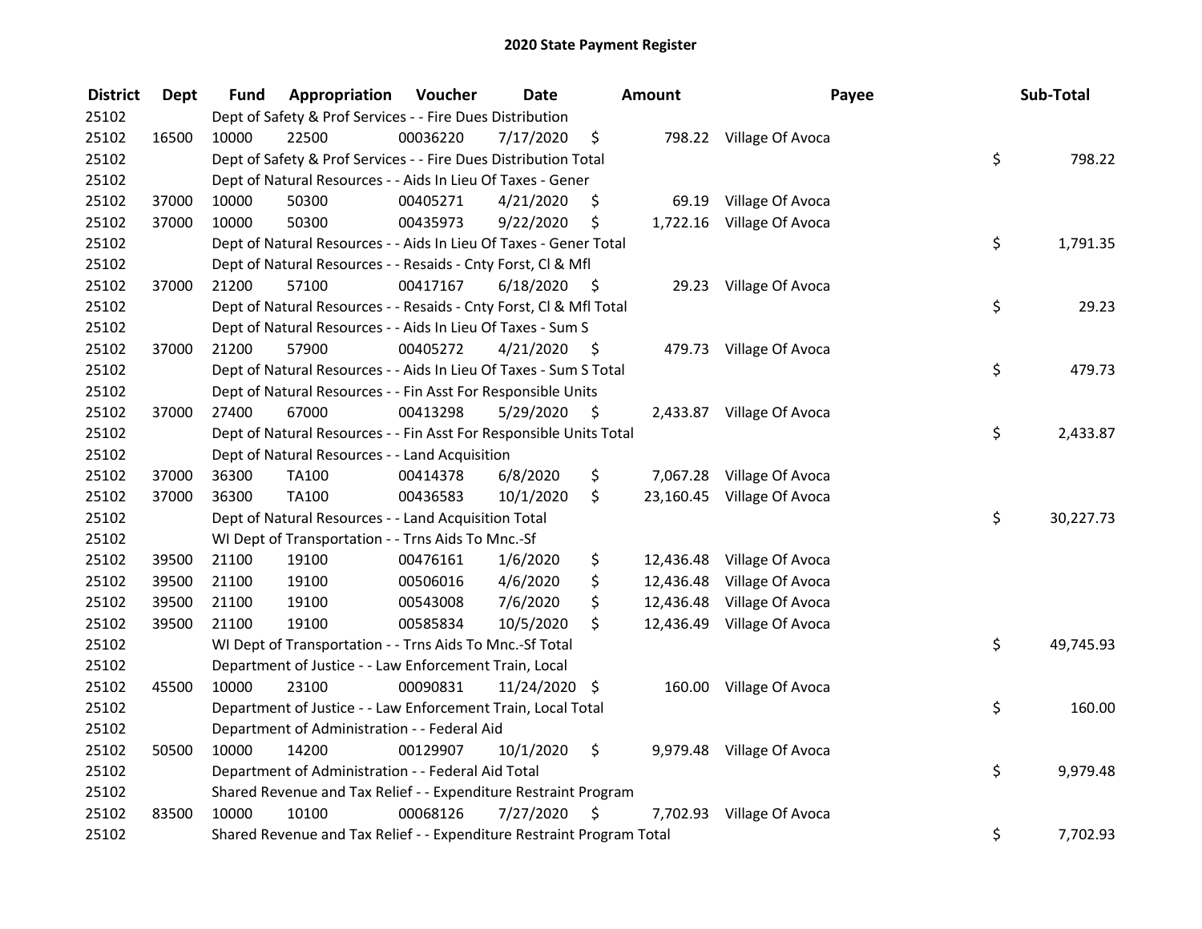# 2020 State Payment Register

| District | Dept | Fund | Appropriation | Voucher | Date | Amount | Payee | Sub-Total |
|---|---|---|---|---|---|---|---|---|
| 25102 | | Dept of Safety & Prof Services - - Fire Dues Distribution | | | | | | |
| 25102 | 16500 | 10000 | 22500 | 00036220 | 7/17/2020 | $ 798.22 | Village Of Avoca | |
| 25102 | | Dept of Safety & Prof Services - - Fire Dues Distribution Total | | | | | | $ 798.22 |
| 25102 | | Dept of Natural Resources - - Aids In Lieu Of Taxes - Gener | | | | | | |
| 25102 | 37000 | 10000 | 50300 | 00405271 | 4/21/2020 | $ 69.19 | Village Of Avoca | |
| 25102 | 37000 | 10000 | 50300 | 00435973 | 9/22/2020 | $ 1,722.16 | Village Of Avoca | |
| 25102 | | Dept of Natural Resources - - Aids In Lieu Of Taxes - Gener Total | | | | | | $ 1,791.35 |
| 25102 | | Dept of Natural Resources - - Resaids - Cnty Forst, Cl & Mfl | | | | | | |
| 25102 | 37000 | 21200 | 57100 | 00417167 | 6/18/2020 | $ 29.23 | Village Of Avoca | |
| 25102 | | Dept of Natural Resources - - Resaids - Cnty Forst, Cl & Mfl Total | | | | | | $ 29.23 |
| 25102 | | Dept of Natural Resources - - Aids In Lieu Of Taxes - Sum S | | | | | | |
| 25102 | 37000 | 21200 | 57900 | 00405272 | 4/21/2020 | $ 479.73 | Village Of Avoca | |
| 25102 | | Dept of Natural Resources - - Aids In Lieu Of Taxes - Sum S Total | | | | | | $ 479.73 |
| 25102 | | Dept of Natural Resources - - Fin Asst For Responsible Units | | | | | | |
| 25102 | 37000 | 27400 | 67000 | 00413298 | 5/29/2020 | $ 2,433.87 | Village Of Avoca | |
| 25102 | | Dept of Natural Resources - - Fin Asst For Responsible Units Total | | | | | | $ 2,433.87 |
| 25102 | | Dept of Natural Resources - - Land Acquisition | | | | | | |
| 25102 | 37000 | 36300 | TA100 | 00414378 | 6/8/2020 | $ 7,067.28 | Village Of Avoca | |
| 25102 | 37000 | 36300 | TA100 | 00436583 | 10/1/2020 | $ 23,160.45 | Village Of Avoca | |
| 25102 | | Dept of Natural Resources - - Land Acquisition Total | | | | | | $ 30,227.73 |
| 25102 | | WI Dept of Transportation - - Trns Aids To Mnc.-Sf | | | | | | |
| 25102 | 39500 | 21100 | 19100 | 00476161 | 1/6/2020 | $ 12,436.48 | Village Of Avoca | |
| 25102 | 39500 | 21100 | 19100 | 00506016 | 4/6/2020 | $ 12,436.48 | Village Of Avoca | |
| 25102 | 39500 | 21100 | 19100 | 00543008 | 7/6/2020 | $ 12,436.48 | Village Of Avoca | |
| 25102 | 39500 | 21100 | 19100 | 00585834 | 10/5/2020 | $ 12,436.49 | Village Of Avoca | |
| 25102 | | WI Dept of Transportation - - Trns Aids To Mnc.-Sf Total | | | | | | $ 49,745.93 |
| 25102 | | Department of Justice - - Law Enforcement Train, Local | | | | | | |
| 25102 | 45500 | 10000 | 23100 | 00090831 | 11/24/2020 | $ 160.00 | Village Of Avoca | |
| 25102 | | Department of Justice - - Law Enforcement Train, Local Total | | | | | | $ 160.00 |
| 25102 | | Department of Administration - - Federal Aid | | | | | | |
| 25102 | 50500 | 10000 | 14200 | 00129907 | 10/1/2020 | $ 9,979.48 | Village Of Avoca | |
| 25102 | | Department of Administration - - Federal Aid Total | | | | | | $ 9,979.48 |
| 25102 | | Shared Revenue and Tax Relief - - Expenditure Restraint Program | | | | | | |
| 25102 | 83500 | 10000 | 10100 | 00068126 | 7/27/2020 | $ 7,702.93 | Village Of Avoca | |
| 25102 | | Shared Revenue and Tax Relief - - Expenditure Restraint Program Total | | | | | | $ 7,702.93 |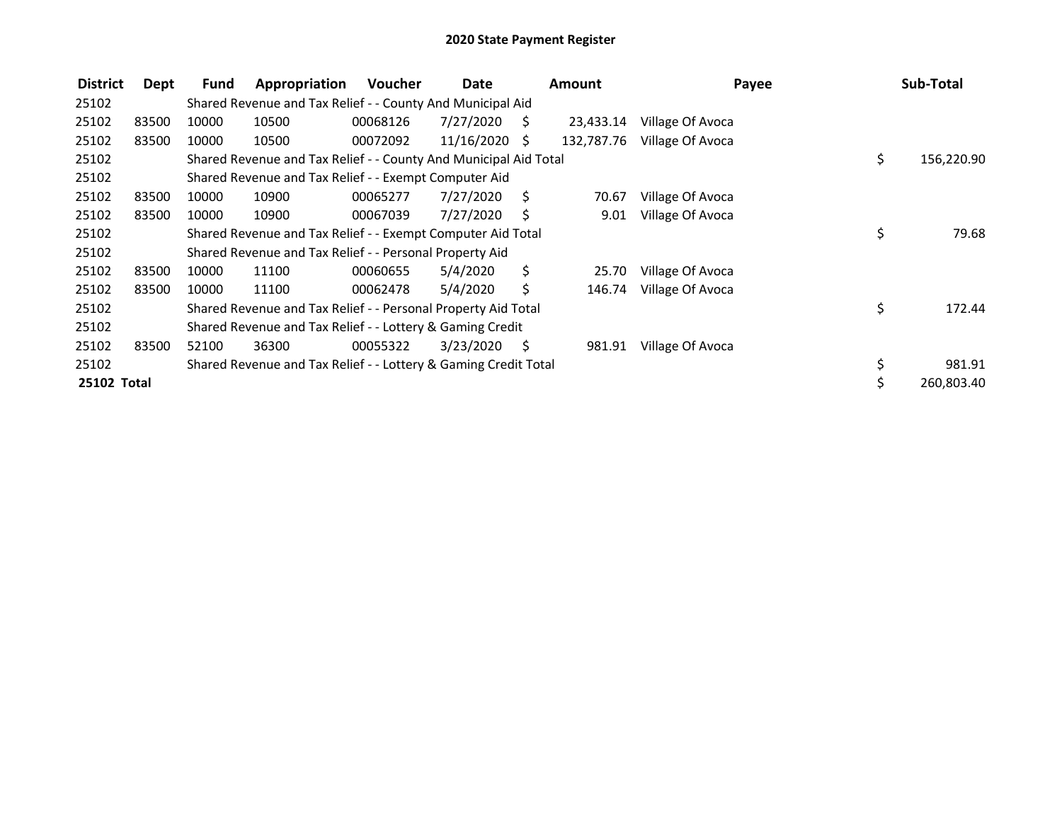# 2020 State Payment Register

| District | Dept | Fund | Appropriation | Voucher | Date | Amount | Payee | Sub-Total |
|---|---|---|---|---|---|---|---|---|
| 25102 | | Shared Revenue and Tax Relief - - County And Municipal Aid | | | | | | |
| 25102 | 83500 | 10000 | 10500 | 00068126 | 7/27/2020 | $ 23,433.14 | Village Of Avoca | |
| 25102 | 83500 | 10000 | 10500 | 00072092 | 11/16/2020 | $ 132,787.76 | Village Of Avoca | |
| 25102 | | Shared Revenue and Tax Relief - - County And Municipal Aid Total | | | | | | $ 156,220.90 |
| 25102 | | Shared Revenue and Tax Relief - - Exempt Computer Aid | | | | | | |
| 25102 | 83500 | 10000 | 10900 | 00065277 | 7/27/2020 | $ 70.67 | Village Of Avoca | |
| 25102 | 83500 | 10000 | 10900 | 00067039 | 7/27/2020 | $ 9.01 | Village Of Avoca | |
| 25102 | | Shared Revenue and Tax Relief - - Exempt Computer Aid Total | | | | | | $ 79.68 |
| 25102 | | Shared Revenue and Tax Relief - - Personal Property Aid | | | | | | |
| 25102 | 83500 | 10000 | 11100 | 00060655 | 5/4/2020 | $ 25.70 | Village Of Avoca | |
| 25102 | 83500 | 10000 | 11100 | 00062478 | 5/4/2020 | $ 146.74 | Village Of Avoca | |
| 25102 | | Shared Revenue and Tax Relief - - Personal Property Aid Total | | | | | | $ 172.44 |
| 25102 | | Shared Revenue and Tax Relief - - Lottery & Gaming Credit | | | | | | |
| 25102 | 83500 | 52100 | 36300 | 00055322 | 3/23/2020 | $ 981.91 | Village Of Avoca | |
| 25102 | | Shared Revenue and Tax Relief - - Lottery & Gaming Credit Total | | | | | | $ 981.91 |
| **25102 Total** | | | | | | | | $ 260,803.40 |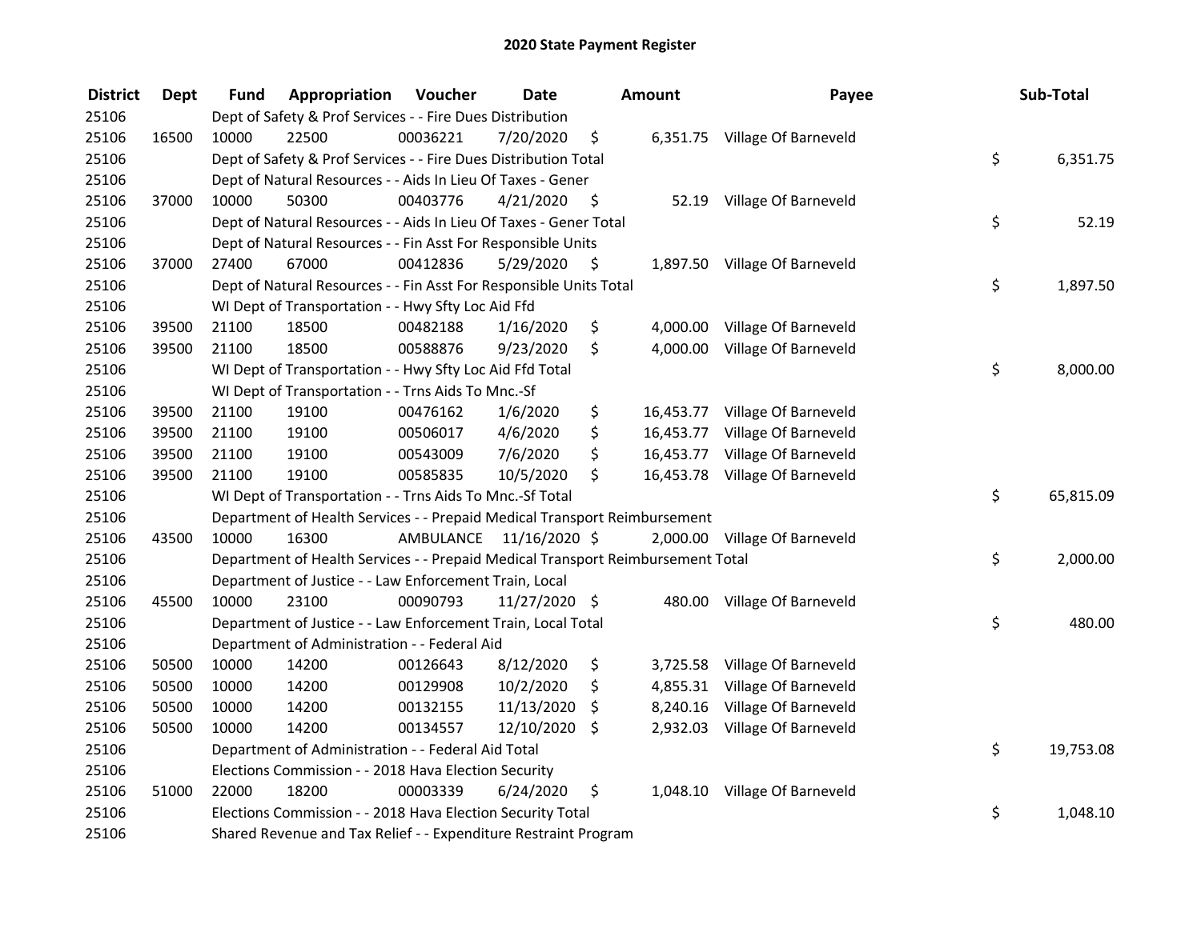# 2020 State Payment Register

| District | Dept | Fund | Appropriation | Voucher | Date | Amount | Payee | Sub-Total |
|---|---|---|---|---|---|---|---|---|
| 25106 | | Dept of Safety & Prof Services - - Fire Dues Distribution | | | | | | |
| 25106 | 16500 | 10000 | 22500 | 00036221 | 7/20/2020 | $ 6,351.75 | Village Of Barneveld | |
| 25106 | | Dept of Safety & Prof Services - - Fire Dues Distribution Total | | | | | | $ 6,351.75 |
| 25106 | | Dept of Natural Resources - - Aids In Lieu Of Taxes - Gener | | | | | | |
| 25106 | 37000 | 10000 | 50300 | 00403776 | 4/21/2020 | $ 52.19 | Village Of Barneveld | |
| 25106 | | Dept of Natural Resources - - Aids In Lieu Of Taxes - Gener Total | | | | | | $ 52.19 |
| 25106 | | Dept of Natural Resources - - Fin Asst For Responsible Units | | | | | | |
| 25106 | 37000 | 27400 | 67000 | 00412836 | 5/29/2020 | $ 1,897.50 | Village Of Barneveld | |
| 25106 | | Dept of Natural Resources - - Fin Asst For Responsible Units Total | | | | | | $ 1,897.50 |
| 25106 | | WI Dept of Transportation - - Hwy Sfty Loc Aid Ffd | | | | | | |
| 25106 | 39500 | 21100 | 18500 | 00482188 | 1/16/2020 | $ 4,000.00 | Village Of Barneveld | |
| 25106 | 39500 | 21100 | 18500 | 00588876 | 9/23/2020 | $ 4,000.00 | Village Of Barneveld | |
| 25106 | | WI Dept of Transportation - - Hwy Sfty Loc Aid Ffd Total | | | | | | $ 8,000.00 |
| 25106 | | WI Dept of Transportation - - Trns Aids To Mnc.-Sf | | | | | | |
| 25106 | 39500 | 21100 | 19100 | 00476162 | 1/6/2020 | $ 16,453.77 | Village Of Barneveld | |
| 25106 | 39500 | 21100 | 19100 | 00506017 | 4/6/2020 | $ 16,453.77 | Village Of Barneveld | |
| 25106 | 39500 | 21100 | 19100 | 00543009 | 7/6/2020 | $ 16,453.77 | Village Of Barneveld | |
| 25106 | 39500 | 21100 | 19100 | 00585835 | 10/5/2020 | $ 16,453.78 | Village Of Barneveld | |
| 25106 | | WI Dept of Transportation - - Trns Aids To Mnc.-Sf Total | | | | | | $ 65,815.09 |
| 25106 | | Department of Health Services - - Prepaid Medical Transport Reimbursement | | | | | | |
| 25106 | 43500 | 10000 | 16300 | AMBULANCE | 11/16/2020 | $ 2,000.00 | Village Of Barneveld | |
| 25106 | | Department of Health Services - - Prepaid Medical Transport Reimbursement Total | | | | | | $ 2,000.00 |
| 25106 | | Department of Justice - - Law Enforcement Train, Local | | | | | | |
| 25106 | 45500 | 10000 | 23100 | 00090793 | 11/27/2020 | $ 480.00 | Village Of Barneveld | |
| 25106 | | Department of Justice - - Law Enforcement Train, Local Total | | | | | | $ 480.00 |
| 25106 | | Department of Administration - - Federal Aid | | | | | | |
| 25106 | 50500 | 10000 | 14200 | 00126643 | 8/12/2020 | $ 3,725.58 | Village Of Barneveld | |
| 25106 | 50500 | 10000 | 14200 | 00129908 | 10/2/2020 | $ 4,855.31 | Village Of Barneveld | |
| 25106 | 50500 | 10000 | 14200 | 00132155 | 11/13/2020 | $ 8,240.16 | Village Of Barneveld | |
| 25106 | 50500 | 10000 | 14200 | 00134557 | 12/10/2020 | $ 2,932.03 | Village Of Barneveld | |
| 25106 | | Department of Administration - - Federal Aid Total | | | | | | $ 19,753.08 |
| 25106 | | Elections Commission - - 2018 Hava Election Security | | | | | | |
| 25106 | 51000 | 22000 | 18200 | 00003339 | 6/24/2020 | $ 1,048.10 | Village Of Barneveld | |
| 25106 | | Elections Commission - - 2018 Hava Election Security Total | | | | | | $ 1,048.10 |
| 25106 | | Shared Revenue and Tax Relief - - Expenditure Restraint Program | | | | | | |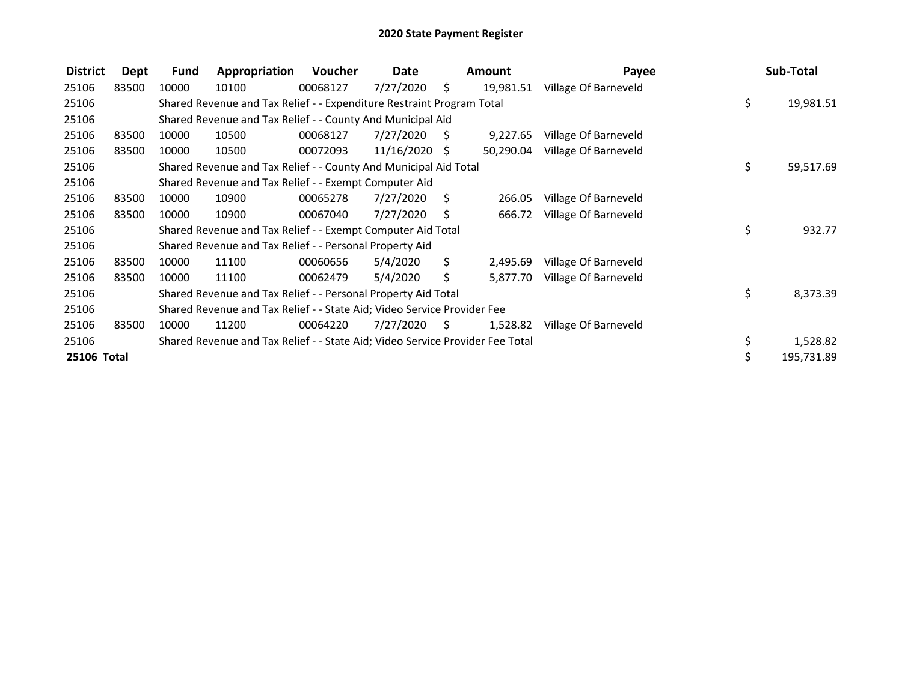# 2020 State Payment Register

| District | Dept | Fund | Appropriation | Voucher | Date | Amount | Payee | Sub-Total |
|---|---|---|---|---|---|---|---|---|
| 25106 | 83500 | 10000 | 10100 | 00068127 | 7/27/2020 | $ 19,981.51 | Village Of Barneveld | |
| 25106 | | Shared Revenue and Tax Relief - - Expenditure Restraint Program Total | | | | | | $ 19,981.51 |
| 25106 | | Shared Revenue and Tax Relief - - County And Municipal Aid | | | | | | |
| 25106 | 83500 | 10000 | 10500 | 00068127 | 7/27/2020 | $ 9,227.65 | Village Of Barneveld | |
| 25106 | 83500 | 10000 | 10500 | 00072093 | 11/16/2020 | $ 50,290.04 | Village Of Barneveld | |
| 25106 | | Shared Revenue and Tax Relief - - County And Municipal Aid Total | | | | | | $ 59,517.69 |
| 25106 | | Shared Revenue and Tax Relief - - Exempt Computer Aid | | | | | | |
| 25106 | 83500 | 10000 | 10900 | 00065278 | 7/27/2020 | $ 266.05 | Village Of Barneveld | |
| 25106 | 83500 | 10000 | 10900 | 00067040 | 7/27/2020 | $ 666.72 | Village Of Barneveld | |
| 25106 | | Shared Revenue and Tax Relief - - Exempt Computer Aid Total | | | | | | $ 932.77 |
| 25106 | | Shared Revenue and Tax Relief - - Personal Property Aid | | | | | | |
| 25106 | 83500 | 10000 | 11100 | 00060656 | 5/4/2020 | $ 2,495.69 | Village Of Barneveld | |
| 25106 | 83500 | 10000 | 11100 | 00062479 | 5/4/2020 | $ 5,877.70 | Village Of Barneveld | |
| 25106 | | Shared Revenue and Tax Relief - - Personal Property Aid Total | | | | | | $ 8,373.39 |
| 25106 | | Shared Revenue and Tax Relief - - State Aid; Video Service Provider Fee | | | | | | |
| 25106 | 83500 | 10000 | 11200 | 00064220 | 7/27/2020 | $ 1,528.82 | Village Of Barneveld | |
| 25106 | | Shared Revenue and Tax Relief - - State Aid; Video Service Provider Fee Total | | | | | | $ 1,528.82 |
| **25106 Total** | | | | | | | | $ 195,731.89 |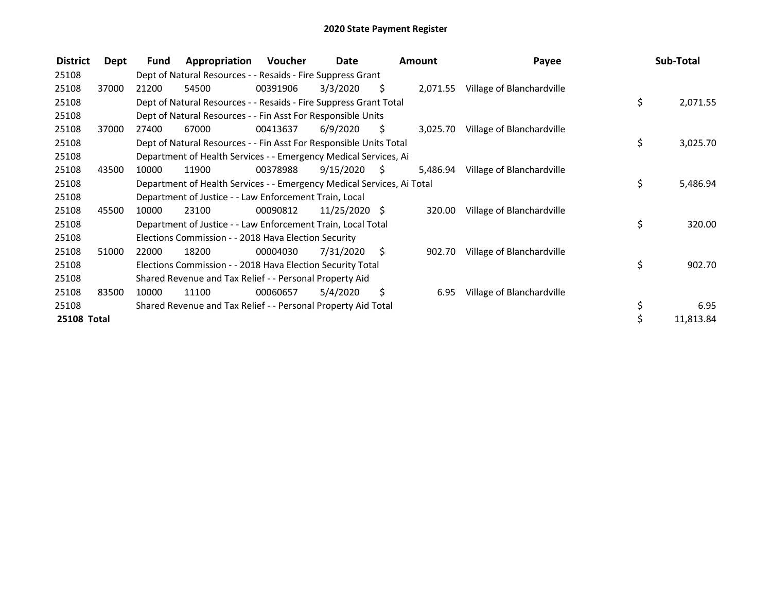# 2020 State Payment Register

| District | Dept | Fund | Appropriation | Voucher | Date | Amount | Payee | Sub-Total |
|---|---|---|---|---|---|---|---|---|
| 25108 | | Dept of Natural Resources - - Resaids - Fire Suppress Grant | | | | | | |
| 25108 | 37000 | 21200 | 54500 | 00391906 | 3/3/2020 | $ 2,071.55 | Village of Blanchardville | |
| 25108 | | Dept of Natural Resources - - Resaids - Fire Suppress Grant Total | | | | | | $ 2,071.55 |
| 25108 | | Dept of Natural Resources - - Fin Asst For Responsible Units | | | | | | |
| 25108 | 37000 | 27400 | 67000 | 00413637 | 6/9/2020 | $ 3,025.70 | Village of Blanchardville | |
| 25108 | | Dept of Natural Resources - - Fin Asst For Responsible Units Total | | | | | | $ 3,025.70 |
| 25108 | | Department of Health Services - - Emergency Medical Services, Ai | | | | | | |
| 25108 | 43500 | 10000 | 11900 | 00378988 | 9/15/2020 | $ 5,486.94 | Village of Blanchardville | |
| 25108 | | Department of Health Services - - Emergency Medical Services, Ai Total | | | | | | $ 5,486.94 |
| 25108 | | Department of Justice - - Law Enforcement Train, Local | | | | | | |
| 25108 | 45500 | 10000 | 23100 | 00090812 | 11/25/2020 | $ 320.00 | Village of Blanchardville | |
| 25108 | | Department of Justice - - Law Enforcement Train, Local Total | | | | | | $ 320.00 |
| 25108 | | Elections Commission - - 2018 Hava Election Security | | | | | | |
| 25108 | 51000 | 22000 | 18200 | 00004030 | 7/31/2020 | $ 902.70 | Village of Blanchardville | |
| 25108 | | Elections Commission - - 2018 Hava Election Security Total | | | | | | $ 902.70 |
| 25108 | | Shared Revenue and Tax Relief - - Personal Property Aid | | | | | | |
| 25108 | 83500 | 10000 | 11100 | 00060657 | 5/4/2020 | $ 6.95 | Village of Blanchardville | |
| 25108 | | Shared Revenue and Tax Relief - - Personal Property Aid Total | | | | | | $ 6.95 |
| **25108 Total** | | | | | | | | $ 11,813.84 |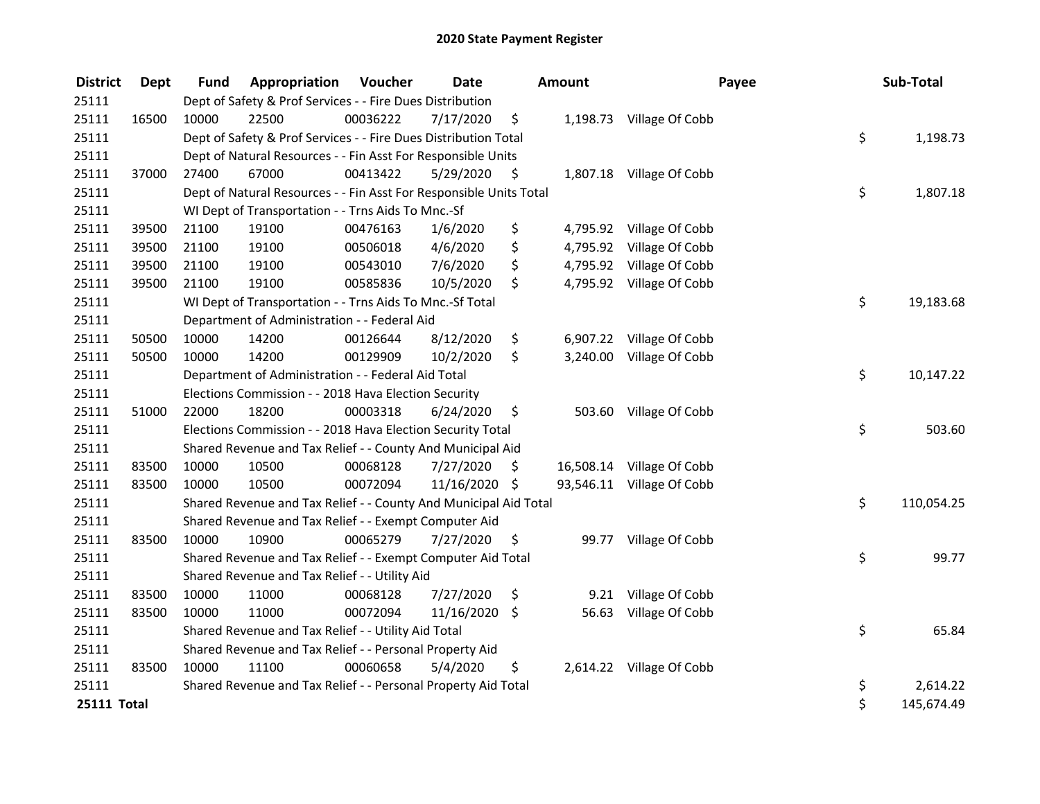# 2020 State Payment Register

| District | Dept | Fund | Appropriation | Voucher | Date | Amount | Payee | Sub-Total |
|---|---|---|---|---|---|---|---|---|
| 25111 | | Dept of Safety & Prof Services - - Fire Dues Distribution | | | | | | |
| 25111 | 16500 | 10000 | 22500 | 00036222 | 7/17/2020 | $ 1,198.73 | Village Of Cobb | |
| 25111 | | Dept of Safety & Prof Services - - Fire Dues Distribution Total | | | | | | $ 1,198.73 |
| 25111 | | Dept of Natural Resources - - Fin Asst For Responsible Units | | | | | | |
| 25111 | 37000 | 27400 | 67000 | 00413422 | 5/29/2020 | $ 1,807.18 | Village Of Cobb | |
| 25111 | | Dept of Natural Resources - - Fin Asst For Responsible Units Total | | | | | | $ 1,807.18 |
| 25111 | | WI Dept of Transportation - - Trns Aids To Mnc.-Sf | | | | | | |
| 25111 | 39500 | 21100 | 19100 | 00476163 | 1/6/2020 | $ 4,795.92 | Village Of Cobb | |
| 25111 | 39500 | 21100 | 19100 | 00506018 | 4/6/2020 | $ 4,795.92 | Village Of Cobb | |
| 25111 | 39500 | 21100 | 19100 | 00543010 | 7/6/2020 | $ 4,795.92 | Village Of Cobb | |
| 25111 | 39500 | 21100 | 19100 | 00585836 | 10/5/2020 | $ 4,795.92 | Village Of Cobb | |
| 25111 | | WI Dept of Transportation - - Trns Aids To Mnc.-Sf Total | | | | | | $ 19,183.68 |
| 25111 | | Department of Administration - - Federal Aid | | | | | | |
| 25111 | 50500 | 10000 | 14200 | 00126644 | 8/12/2020 | $ 6,907.22 | Village Of Cobb | |
| 25111 | 50500 | 10000 | 14200 | 00129909 | 10/2/2020 | $ 3,240.00 | Village Of Cobb | |
| 25111 | | Department of Administration - - Federal Aid Total | | | | | | $ 10,147.22 |
| 25111 | | Elections Commission - - 2018 Hava Election Security | | | | | | |
| 25111 | 51000 | 22000 | 18200 | 00003318 | 6/24/2020 | $ 503.60 | Village Of Cobb | |
| 25111 | | Elections Commission - - 2018 Hava Election Security Total | | | | | | $ 503.60 |
| 25111 | | Shared Revenue and Tax Relief - - County And Municipal Aid | | | | | | |
| 25111 | 83500 | 10000 | 10500 | 00068128 | 7/27/2020 | $ 16,508.14 | Village Of Cobb | |
| 25111 | 83500 | 10000 | 10500 | 00072094 | 11/16/2020 | $ 93,546.11 | Village Of Cobb | |
| 25111 | | Shared Revenue and Tax Relief - - County And Municipal Aid Total | | | | | | $ 110,054.25 |
| 25111 | | Shared Revenue and Tax Relief - - Exempt Computer Aid | | | | | | |
| 25111 | 83500 | 10000 | 10900 | 00065279 | 7/27/2020 | $ 99.77 | Village Of Cobb | |
| 25111 | | Shared Revenue and Tax Relief - - Exempt Computer Aid Total | | | | | | $ 99.77 |
| 25111 | | Shared Revenue and Tax Relief - - Utility Aid | | | | | | |
| 25111 | 83500 | 10000 | 11000 | 00068128 | 7/27/2020 | $ 9.21 | Village Of Cobb | |
| 25111 | 83500 | 10000 | 11000 | 00072094 | 11/16/2020 | $ 56.63 | Village Of Cobb | |
| 25111 | | Shared Revenue and Tax Relief - - Utility Aid Total | | | | | | $ 65.84 |
| 25111 | | Shared Revenue and Tax Relief - - Personal Property Aid | | | | | | |
| 25111 | 83500 | 10000 | 11100 | 00060658 | 5/4/2020 | $ 2,614.22 | Village Of Cobb | |
| 25111 | | Shared Revenue and Tax Relief - - Personal Property Aid Total | | | | | | $ 2,614.22 |
| **25111 Total** | | | | | | | | $ 145,674.49 |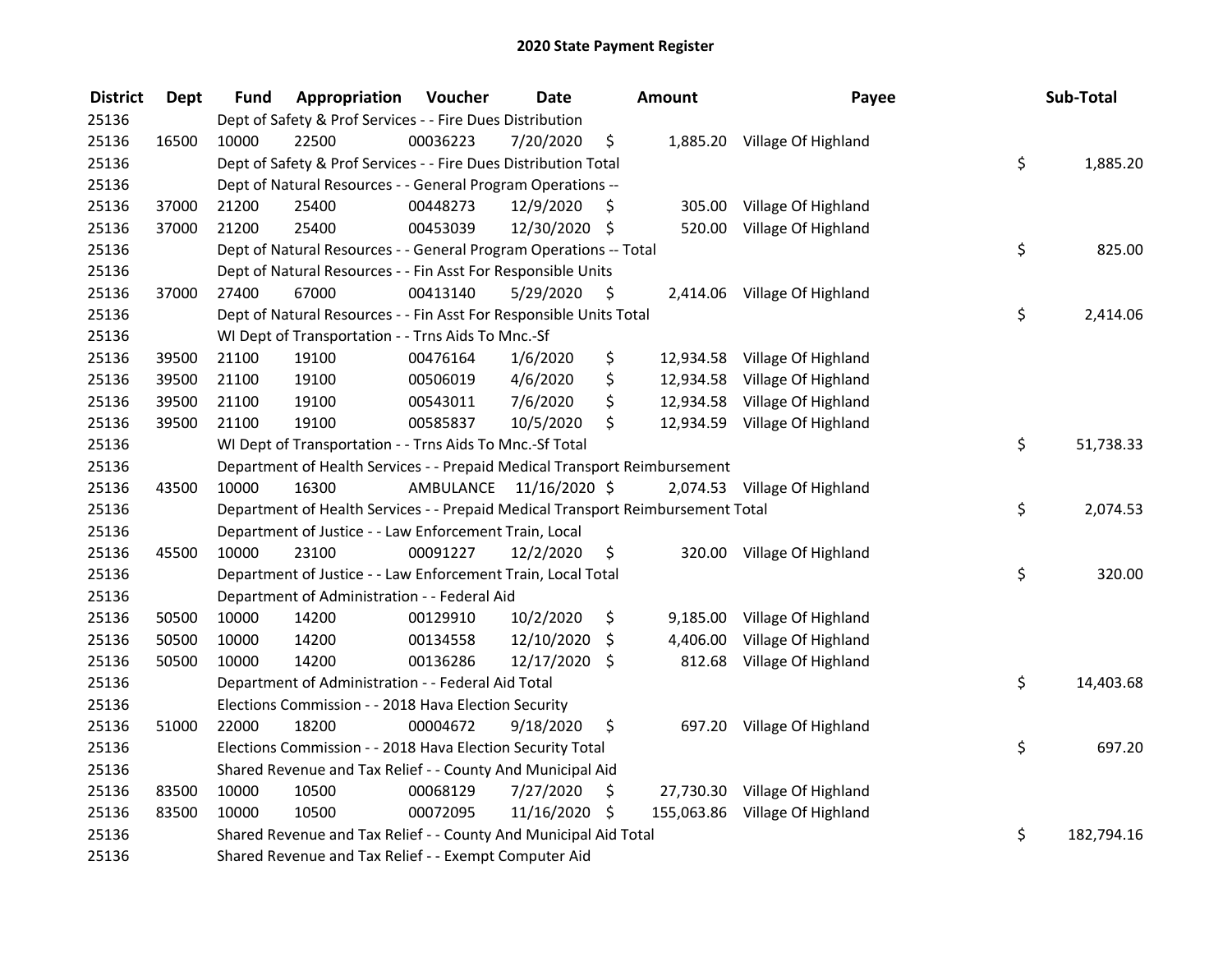# 2020 State Payment Register

| District | Dept | Fund | Appropriation | Voucher | Date | Amount | Payee | Sub-Total |
|---|---|---|---|---|---|---|---|---|
| 25136 | | Dept of Safety & Prof Services - - Fire Dues Distribution | | | | | | |
| 25136 | 16500 | 10000 | 22500 | 00036223 | 7/20/2020 | $ 1,885.20 | Village Of Highland | |
| 25136 | | Dept of Safety & Prof Services - - Fire Dues Distribution Total | | | | | | $ 1,885.20 |
| 25136 | | Dept of Natural Resources - - General Program Operations -- | | | | | | |
| 25136 | 37000 | 21200 | 25400 | 00448273 | 12/9/2020 | $ 305.00 | Village Of Highland | |
| 25136 | 37000 | 21200 | 25400 | 00453039 | 12/30/2020 | $ 520.00 | Village Of Highland | |
| 25136 | | Dept of Natural Resources - - General Program Operations -- Total | | | | | | $ 825.00 |
| 25136 | | Dept of Natural Resources - - Fin Asst For Responsible Units | | | | | | |
| 25136 | 37000 | 27400 | 67000 | 00413140 | 5/29/2020 | $ 2,414.06 | Village Of Highland | |
| 25136 | | Dept of Natural Resources - - Fin Asst For Responsible Units Total | | | | | | $ 2,414.06 |
| 25136 | | WI Dept of Transportation - - Trns Aids To Mnc.-Sf | | | | | | |
| 25136 | 39500 | 21100 | 19100 | 00476164 | 1/6/2020 | $ 12,934.58 | Village Of Highland | |
| 25136 | 39500 | 21100 | 19100 | 00506019 | 4/6/2020 | $ 12,934.58 | Village Of Highland | |
| 25136 | 39500 | 21100 | 19100 | 00543011 | 7/6/2020 | $ 12,934.58 | Village Of Highland | |
| 25136 | 39500 | 21100 | 19100 | 00585837 | 10/5/2020 | $ 12,934.59 | Village Of Highland | |
| 25136 | | WI Dept of Transportation - - Trns Aids To Mnc.-Sf Total | | | | | | $ 51,738.33 |
| 25136 | | Department of Health Services - - Prepaid Medical Transport Reimbursement | | | | | | |
| 25136 | 43500 | 10000 | 16300 | AMBULANCE | 11/16/2020 | $ 2,074.53 | Village Of Highland | |
| 25136 | | Department of Health Services - - Prepaid Medical Transport Reimbursement Total | | | | | | $ 2,074.53 |
| 25136 | | Department of Justice - - Law Enforcement Train, Local | | | | | | |
| 25136 | 45500 | 10000 | 23100 | 00091227 | 12/2/2020 | $ 320.00 | Village Of Highland | |
| 25136 | | Department of Justice - - Law Enforcement Train, Local Total | | | | | | $ 320.00 |
| 25136 | | Department of Administration - - Federal Aid | | | | | | |
| 25136 | 50500 | 10000 | 14200 | 00129910 | 10/2/2020 | $ 9,185.00 | Village Of Highland | |
| 25136 | 50500 | 10000 | 14200 | 00134558 | 12/10/2020 | $ 4,406.00 | Village Of Highland | |
| 25136 | 50500 | 10000 | 14200 | 00136286 | 12/17/2020 | $ 812.68 | Village Of Highland | |
| 25136 | | Department of Administration - - Federal Aid Total | | | | | | $ 14,403.68 |
| 25136 | | Elections Commission - - 2018 Hava Election Security | | | | | | |
| 25136 | 51000 | 22000 | 18200 | 00004672 | 9/18/2020 | $ 697.20 | Village Of Highland | |
| 25136 | | Elections Commission - - 2018 Hava Election Security Total | | | | | | $ 697.20 |
| 25136 | | Shared Revenue and Tax Relief - - County And Municipal Aid | | | | | | |
| 25136 | 83500 | 10000 | 10500 | 00068129 | 7/27/2020 | $ 27,730.30 | Village Of Highland | |
| 25136 | 83500 | 10000 | 10500 | 00072095 | 11/16/2020 | $ 155,063.86 | Village Of Highland | |
| 25136 | | Shared Revenue and Tax Relief - - County And Municipal Aid Total | | | | | | $ 182,794.16 |
| 25136 | | Shared Revenue and Tax Relief - - Exempt Computer Aid | | | | | | |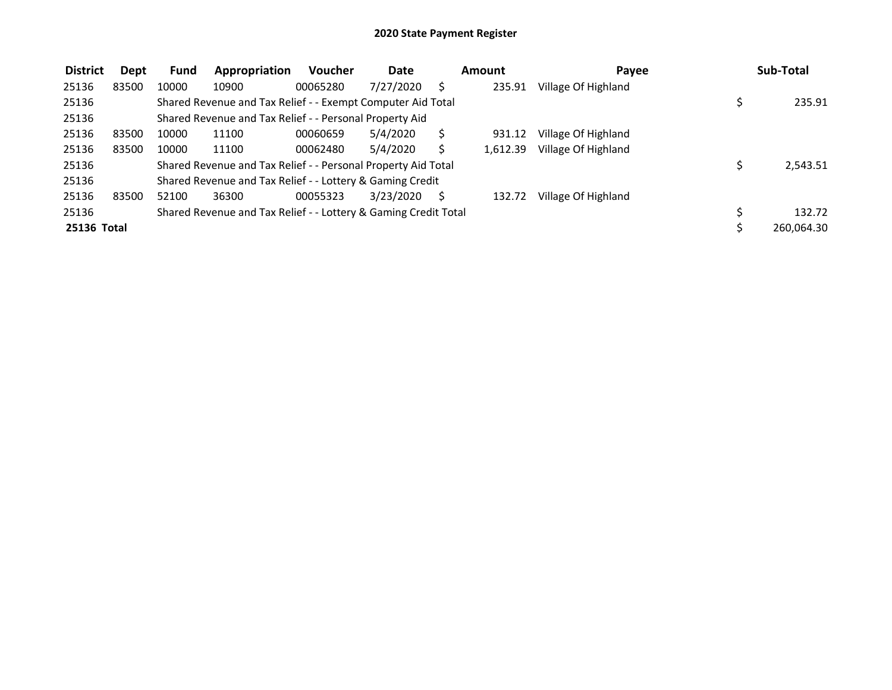**2020 State Payment Register**

| District | Dept | Fund | Appropriation | Voucher | Date | Amount | Payee | Sub-Total |
|---|---|---|---|---|---|---|---|---|
| 25136 | 83500 | 10000 | 10900 | 00065280 | 7/27/2020 | $ 235.91 | Village Of Highland | |
| 25136 | | Shared Revenue and Tax Relief - - Exempt Computer Aid Total | | | | | | $ 235.91 |
| 25136 | | Shared Revenue and Tax Relief - - Personal Property Aid | | | | | | |
| 25136 | 83500 | 10000 | 11100 | 00060659 | 5/4/2020 | $ 931.12 | Village Of Highland | |
| 25136 | 83500 | 10000 | 11100 | 00062480 | 5/4/2020 | $ 1,612.39 | Village Of Highland | |
| 25136 | | Shared Revenue and Tax Relief - - Personal Property Aid Total | | | | | | $ 2,543.51 |
| 25136 | | Shared Revenue and Tax Relief - - Lottery & Gaming Credit | | | | | | |
| 25136 | 83500 | 52100 | 36300 | 00055323 | 3/23/2020 | $ 132.72 | Village Of Highland | |
| 25136 | | Shared Revenue and Tax Relief - - Lottery & Gaming Credit Total | | | | | | $ 132.72 |
| **25136 Total** | | | | | | | | $ 260,064.30 |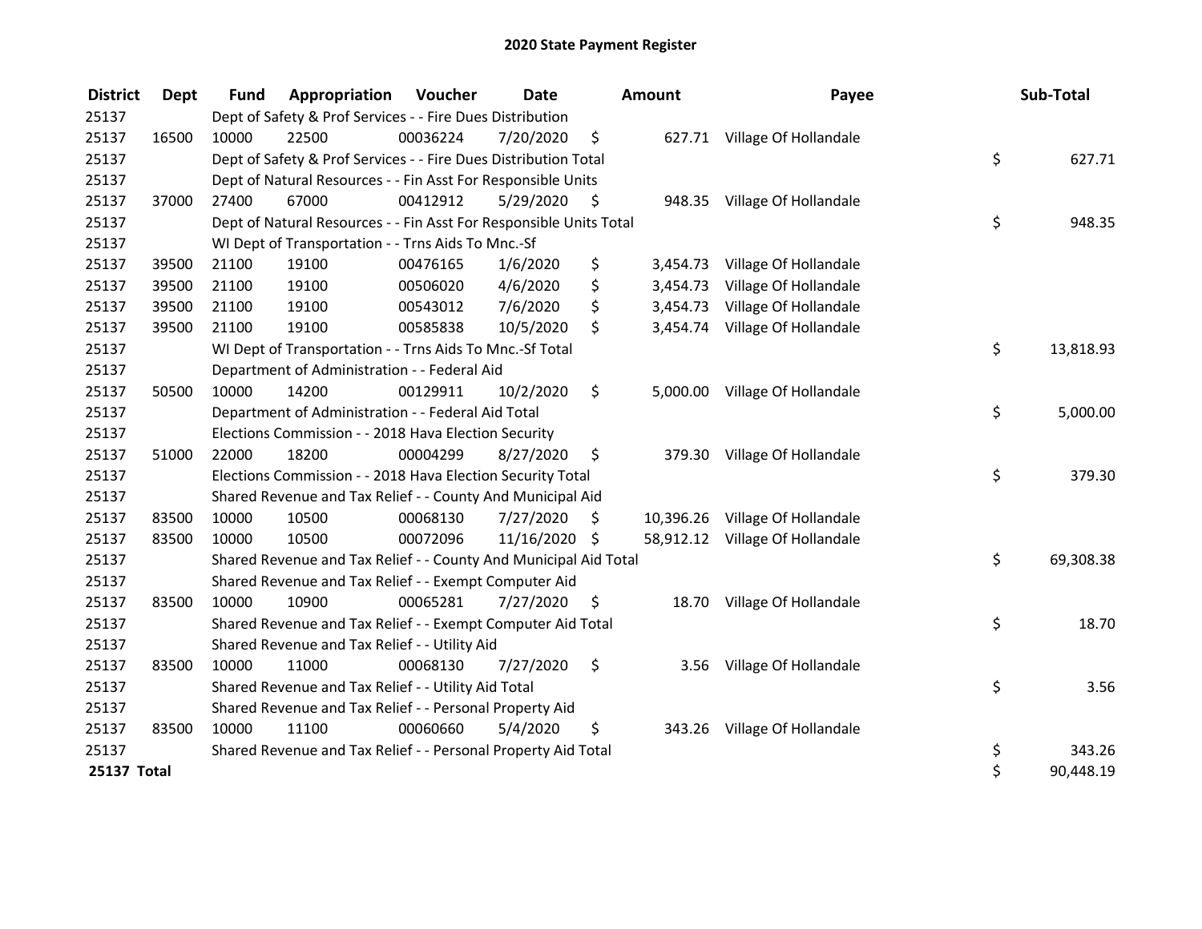# 2020 State Payment Register

| District | Dept | Fund | Appropriation | Voucher | Date | Amount | Payee | Sub-Total |
|---|---|---|---|---|---|---|---|---|
| 25137 | | Dept of Safety & Prof Services - - Fire Dues Distribution | | | | | | |
| 25137 | 16500 | 10000 | 22500 | 00036224 | 7/20/2020 | $ 627.71 | Village Of Hollandale | |
| 25137 | | Dept of Safety & Prof Services - - Fire Dues Distribution Total | | | | | | $ 627.71 |
| 25137 | | Dept of Natural Resources - - Fin Asst For Responsible Units | | | | | | |
| 25137 | 37000 | 27400 | 67000 | 00412912 | 5/29/2020 | $ 948.35 | Village Of Hollandale | |
| 25137 | | Dept of Natural Resources - - Fin Asst For Responsible Units Total | | | | | | $ 948.35 |
| 25137 | | WI Dept of Transportation - - Trns Aids To Mnc.-Sf | | | | | | |
| 25137 | 39500 | 21100 | 19100 | 00476165 | 1/6/2020 | $ 3,454.73 | Village Of Hollandale | |
| 25137 | 39500 | 21100 | 19100 | 00506020 | 4/6/2020 | $ 3,454.73 | Village Of Hollandale | |
| 25137 | 39500 | 21100 | 19100 | 00543012 | 7/6/2020 | $ 3,454.73 | Village Of Hollandale | |
| 25137 | 39500 | 21100 | 19100 | 00585838 | 10/5/2020 | $ 3,454.74 | Village Of Hollandale | |
| 25137 | | WI Dept of Transportation - - Trns Aids To Mnc.-Sf Total | | | | | | $ 13,818.93 |
| 25137 | | Department of Administration - - Federal Aid | | | | | | |
| 25137 | 50500 | 10000 | 14200 | 00129911 | 10/2/2020 | $ 5,000.00 | Village Of Hollandale | |
| 25137 | | Department of Administration - - Federal Aid Total | | | | | | $ 5,000.00 |
| 25137 | | Elections Commission - - 2018 Hava Election Security | | | | | | |
| 25137 | 51000 | 22000 | 18200 | 00004299 | 8/27/2020 | $ 379.30 | Village Of Hollandale | |
| 25137 | | Elections Commission - - 2018 Hava Election Security Total | | | | | | $ 379.30 |
| 25137 | | Shared Revenue and Tax Relief - - County And Municipal Aid | | | | | | |
| 25137 | 83500 | 10000 | 10500 | 00068130 | 7/27/2020 | $ 10,396.26 | Village Of Hollandale | |
| 25137 | 83500 | 10000 | 10500 | 00072096 | 11/16/2020 | $ 58,912.12 | Village Of Hollandale | |
| 25137 | | Shared Revenue and Tax Relief - - County And Municipal Aid Total | | | | | | $ 69,308.38 |
| 25137 | | Shared Revenue and Tax Relief - - Exempt Computer Aid | | | | | | |
| 25137 | 83500 | 10000 | 10900 | 00065281 | 7/27/2020 | $ 18.70 | Village Of Hollandale | |
| 25137 | | Shared Revenue and Tax Relief - - Exempt Computer Aid Total | | | | | | $ 18.70 |
| 25137 | | Shared Revenue and Tax Relief - - Utility Aid | | | | | | |
| 25137 | 83500 | 10000 | 11000 | 00068130 | 7/27/2020 | $ 3.56 | Village Of Hollandale | |
| 25137 | | Shared Revenue and Tax Relief - - Utility Aid Total | | | | | | $ 3.56 |
| 25137 | | Shared Revenue and Tax Relief - - Personal Property Aid | | | | | | |
| 25137 | 83500 | 10000 | 11100 | 00060660 | 5/4/2020 | $ 343.26 | Village Of Hollandale | |
| 25137 | | Shared Revenue and Tax Relief - - Personal Property Aid Total | | | | | | $ 343.26 |
| **25137 Total** | | | | | | | | $ 90,448.19 |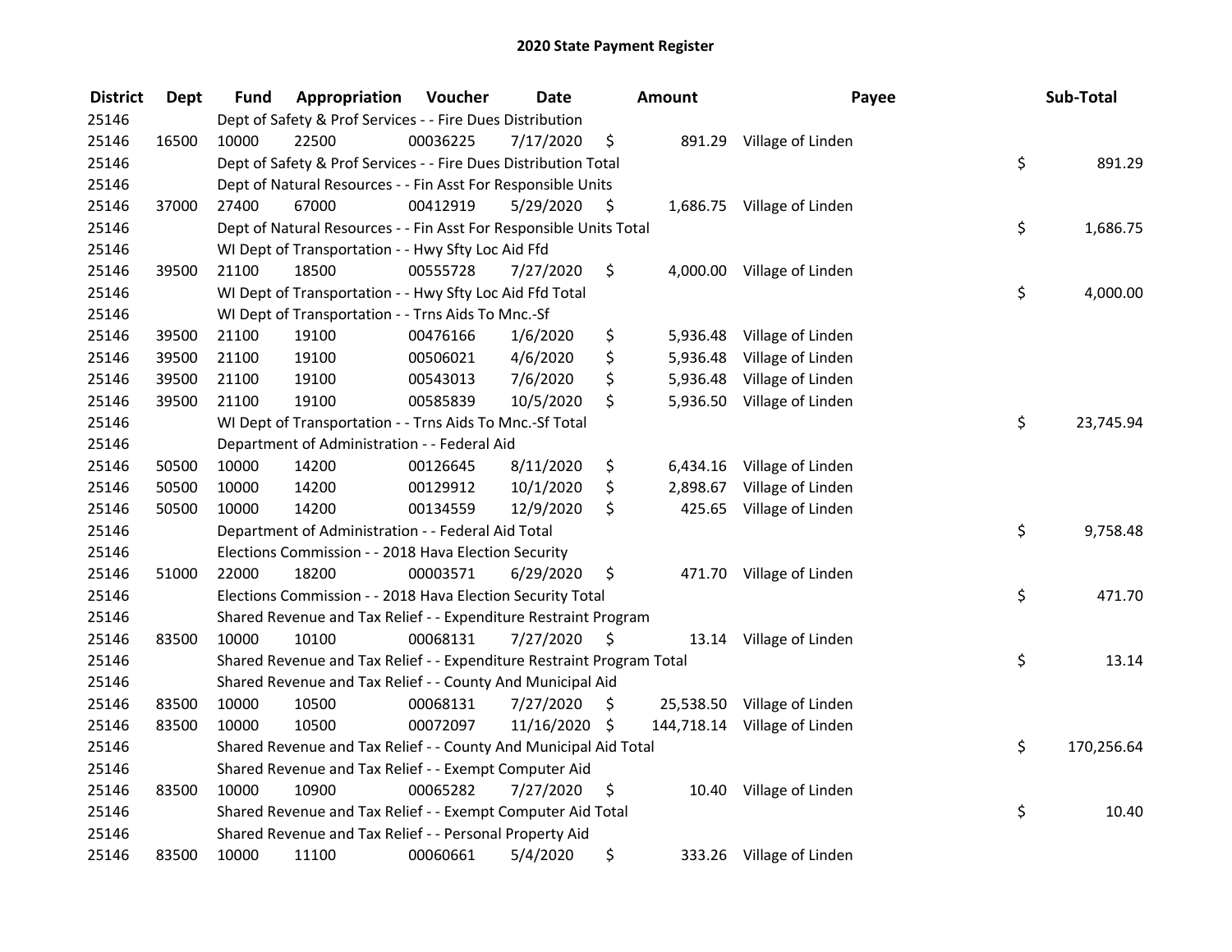# 2020 State Payment Register

| District | Dept | Fund | Appropriation | Voucher | Date | Amount | Payee | Sub-Total |
|---|---|---|---|---|---|---|---|---|
| 25146 | | Dept of Safety & Prof Services - - Fire Dues Distribution | | | | | | |
| 25146 | 16500 | 10000 | 22500 | 00036225 | 7/17/2020 | $ 891.29 | Village of Linden | |
| 25146 | | Dept of Safety & Prof Services - - Fire Dues Distribution Total | | | | | | $ 891.29 |
| 25146 | | Dept of Natural Resources - - Fin Asst For Responsible Units | | | | | | |
| 25146 | 37000 | 27400 | 67000 | 00412919 | 5/29/2020 | $ 1,686.75 | Village of Linden | |
| 25146 | | Dept of Natural Resources - - Fin Asst For Responsible Units Total | | | | | | $ 1,686.75 |
| 25146 | | WI Dept of Transportation - - Hwy Sfty Loc Aid Ffd | | | | | | |
| 25146 | 39500 | 21100 | 18500 | 00555728 | 7/27/2020 | $ 4,000.00 | Village of Linden | |
| 25146 | | WI Dept of Transportation - - Hwy Sfty Loc Aid Ffd Total | | | | | | $ 4,000.00 |
| 25146 | | WI Dept of Transportation - - Trns Aids To Mnc.-Sf | | | | | | |
| 25146 | 39500 | 21100 | 19100 | 00476166 | 1/6/2020 | $ 5,936.48 | Village of Linden | |
| 25146 | 39500 | 21100 | 19100 | 00506021 | 4/6/2020 | $ 5,936.48 | Village of Linden | |
| 25146 | 39500 | 21100 | 19100 | 00543013 | 7/6/2020 | $ 5,936.48 | Village of Linden | |
| 25146 | 39500 | 21100 | 19100 | 00585839 | 10/5/2020 | $ 5,936.50 | Village of Linden | |
| 25146 | | WI Dept of Transportation - - Trns Aids To Mnc.-Sf Total | | | | | | $ 23,745.94 |
| 25146 | | Department of Administration - - Federal Aid | | | | | | |
| 25146 | 50500 | 10000 | 14200 | 00126645 | 8/11/2020 | $ 6,434.16 | Village of Linden | |
| 25146 | 50500 | 10000 | 14200 | 00129912 | 10/1/2020 | $ 2,898.67 | Village of Linden | |
| 25146 | 50500 | 10000 | 14200 | 00134559 | 12/9/2020 | $ 425.65 | Village of Linden | |
| 25146 | | Department of Administration - - Federal Aid Total | | | | | | $ 9,758.48 |
| 25146 | | Elections Commission - - 2018 Hava Election Security | | | | | | |
| 25146 | 51000 | 22000 | 18200 | 00003571 | 6/29/2020 | $ 471.70 | Village of Linden | |
| 25146 | | Elections Commission - - 2018 Hava Election Security Total | | | | | | $ 471.70 |
| 25146 | | Shared Revenue and Tax Relief - - Expenditure Restraint Program | | | | | | |
| 25146 | 83500 | 10000 | 10100 | 00068131 | 7/27/2020 | $ 13.14 | Village of Linden | |
| 25146 | | Shared Revenue and Tax Relief - - Expenditure Restraint Program Total | | | | | | $ 13.14 |
| 25146 | | Shared Revenue and Tax Relief - - County And Municipal Aid | | | | | | |
| 25146 | 83500 | 10000 | 10500 | 00068131 | 7/27/2020 | $ 25,538.50 | Village of Linden | |
| 25146 | 83500 | 10000 | 10500 | 00072097 | 11/16/2020 | $ 144,718.14 | Village of Linden | |
| 25146 | | Shared Revenue and Tax Relief - - County And Municipal Aid Total | | | | | | $ 170,256.64 |
| 25146 | | Shared Revenue and Tax Relief - - Exempt Computer Aid | | | | | | |
| 25146 | 83500 | 10000 | 10900 | 00065282 | 7/27/2020 | $ 10.40 | Village of Linden | |
| 25146 | | Shared Revenue and Tax Relief - - Exempt Computer Aid Total | | | | | | $ 10.40 |
| 25146 | | Shared Revenue and Tax Relief - - Personal Property Aid | | | | | | |
| 25146 | 83500 | 10000 | 11100 | 00060661 | 5/4/2020 | $ 333.26 | Village of Linden | |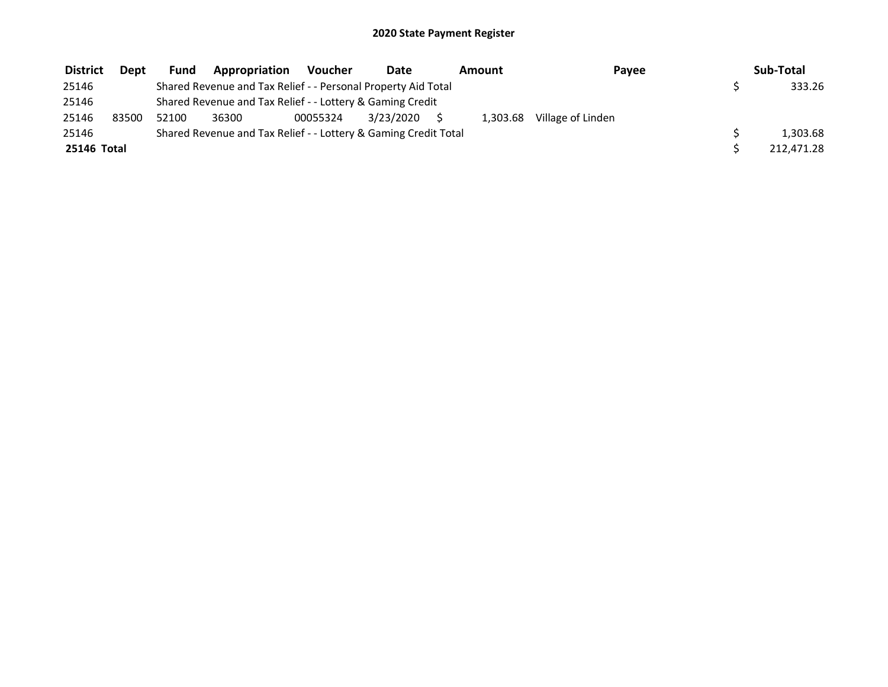# 2020 State Payment Register

| District | Dept | Fund | Appropriation | Voucher | Date | Amount | Payee | Sub-Total |
|---|---|---|---|---|---|---|---|---|
| 25146 | | Shared Revenue and Tax Relief - - Personal Property Aid Total | | | | | | $ 333.26 |
| 25146 | | Shared Revenue and Tax Relief - - Lottery & Gaming Credit | | | | | | |
| 25146 | 83500 | 52100 | 36300 | 00055324 | 3/23/2020 | $ 1,303.68 | Village of Linden | |
| 25146 | | Shared Revenue and Tax Relief - - Lottery & Gaming Credit Total | | | | | | $ 1,303.68 |
| **25146 Total** | | | | | | | | $ 212,471.28 |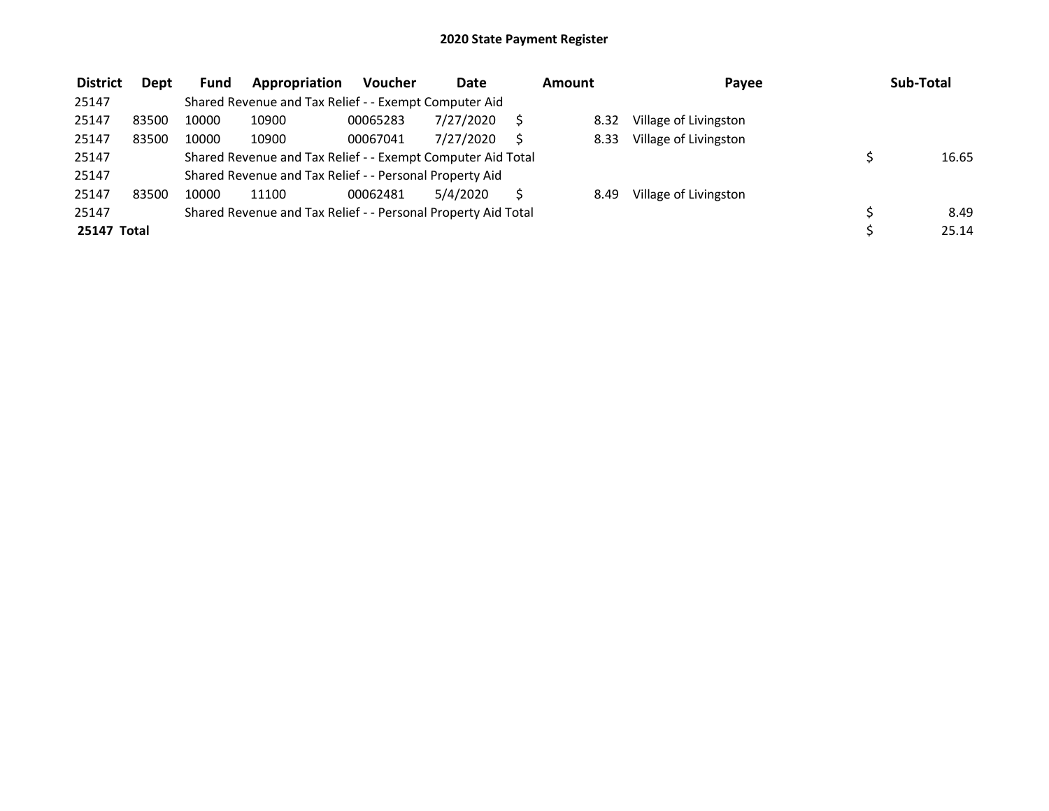# 2020 State Payment Register

| District | Dept | Fund | Appropriation | Voucher | Date | Amount | Payee | Sub-Total |
|---|---|---|---|---|---|---|---|---|
| 25147 | | Shared Revenue and Tax Relief - - Exempt Computer Aid | | | | | | |
| 25147 | 83500 | 10000 | 10900 | 00065283 | 7/27/2020 | $ 8.32 | Village of Livingston | |
| 25147 | 83500 | 10000 | 10900 | 00067041 | 7/27/2020 | $ 8.33 | Village of Livingston | |
| 25147 | | Shared Revenue and Tax Relief - - Exempt Computer Aid Total | | | | | | $ 16.65 |
| 25147 | | Shared Revenue and Tax Relief - - Personal Property Aid | | | | | | |
| 25147 | 83500 | 10000 | 11100 | 00062481 | 5/4/2020 | $ 8.49 | Village of Livingston | |
| 25147 | | Shared Revenue and Tax Relief - - Personal Property Aid Total | | | | | | $ 8.49 |
| **25147 Total** | | | | | | | | $ 25.14 |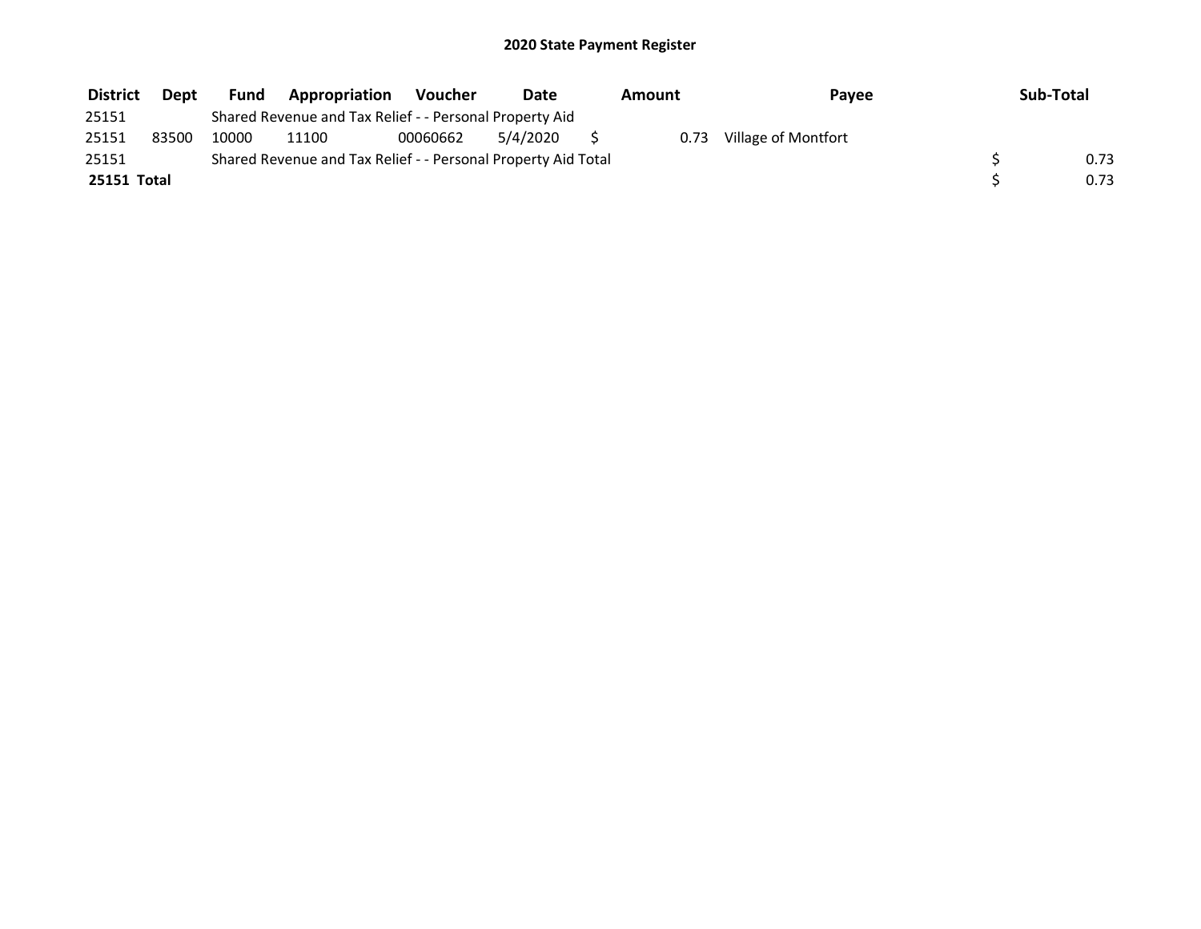# 2020 State Payment Register

| District | Dept | Fund | Appropriation | Voucher | Date | Amount | Payee | Sub-Total |
|---|---|---|---|---|---|---|---|---|
| 25151 | | Shared Revenue and Tax Relief - - Personal Property Aid | | | | | | |
| 25151 | 83500 | 10000 | 11100 | 00060662 | 5/4/2020 | $ 0.73 | Village of Montfort | |
| 25151 | | Shared Revenue and Tax Relief - - Personal Property Aid Total | | | | | | $ 0.73 |
| **25151 Total** | | | | | | | | $ 0.73 |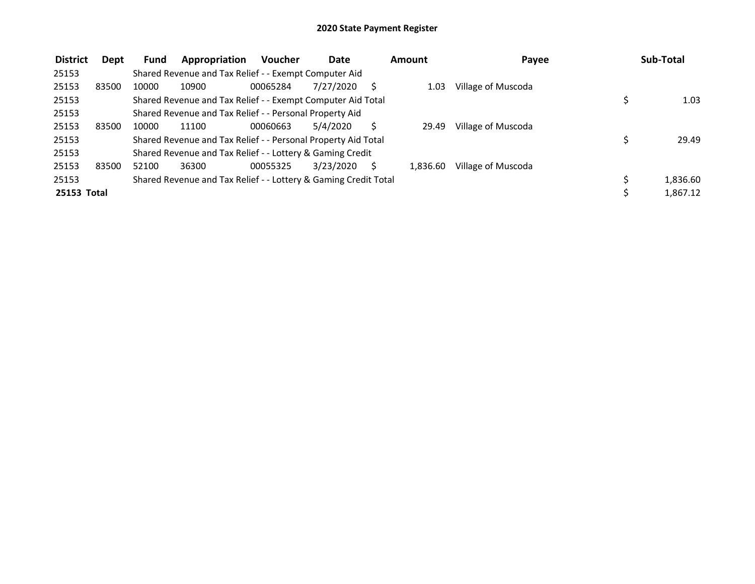# 2020 State Payment Register

| District | Dept | Fund | Appropriation | Voucher | Date | Amount | Payee | Sub-Total |
|---|---|---|---|---|---|---|---|---|
| 25153 | | Shared Revenue and Tax Relief - - Exempt Computer Aid | | | | | | |
| 25153 | 83500 | 10000 | 10900 | 00065284 | 7/27/2020 | $ 1.03 | Village of Muscoda | |
| 25153 | | Shared Revenue and Tax Relief - - Exempt Computer Aid Total | | | | | | $ 1.03 |
| 25153 | | Shared Revenue and Tax Relief - - Personal Property Aid | | | | | | |
| 25153 | 83500 | 10000 | 11100 | 00060663 | 5/4/2020 | $ 29.49 | Village of Muscoda | |
| 25153 | | Shared Revenue and Tax Relief - - Personal Property Aid Total | | | | | | $ 29.49 |
| 25153 | | Shared Revenue and Tax Relief - - Lottery & Gaming Credit | | | | | | |
| 25153 | 83500 | 52100 | 36300 | 00055325 | 3/23/2020 | $ 1,836.60 | Village of Muscoda | |
| 25153 | | Shared Revenue and Tax Relief - - Lottery & Gaming Credit Total | | | | | | $ 1,836.60 |
| **25153 Total** | | | | | | | | $ 1,867.12 |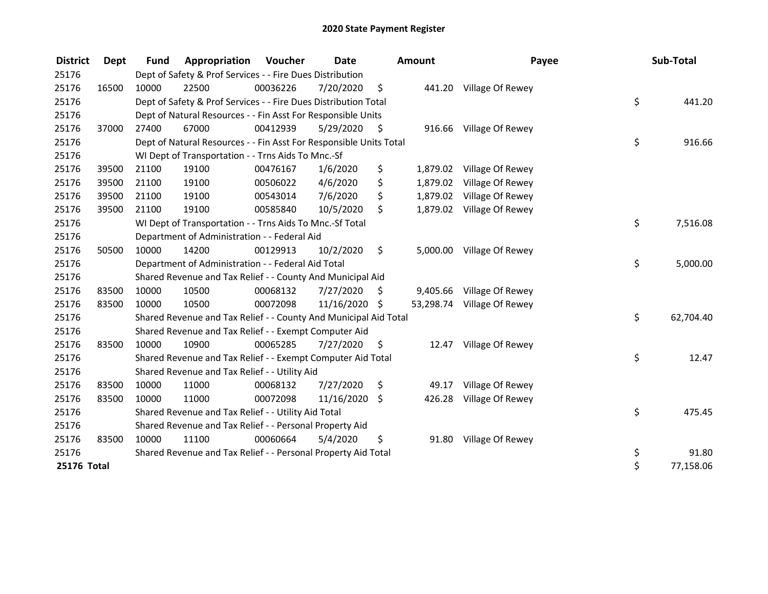# 2020 State Payment Register

| District | Dept | Fund | Appropriation | Voucher | Date | Amount | Payee | Sub-Total |
|---|---|---|---|---|---|---|---|---|
| 25176 | | Dept of Safety & Prof Services - - Fire Dues Distribution | | | | | | |
| 25176 | 16500 | 10000 | 22500 | 00036226 | 7/20/2020 | $ 441.20 | Village Of Rewey | |
| 25176 | | Dept of Safety & Prof Services - - Fire Dues Distribution Total | | | | | | $ 441.20 |
| 25176 | | Dept of Natural Resources - - Fin Asst For Responsible Units | | | | | | |
| 25176 | 37000 | 27400 | 67000 | 00412939 | 5/29/2020 | $ 916.66 | Village Of Rewey | |
| 25176 | | Dept of Natural Resources - - Fin Asst For Responsible Units Total | | | | | | $ 916.66 |
| 25176 | | WI Dept of Transportation - - Trns Aids To Mnc.-Sf | | | | | | |
| 25176 | 39500 | 21100 | 19100 | 00476167 | 1/6/2020 | $ 1,879.02 | Village Of Rewey | |
| 25176 | 39500 | 21100 | 19100 | 00506022 | 4/6/2020 | $ 1,879.02 | Village Of Rewey | |
| 25176 | 39500 | 21100 | 19100 | 00543014 | 7/6/2020 | $ 1,879.02 | Village Of Rewey | |
| 25176 | 39500 | 21100 | 19100 | 00585840 | 10/5/2020 | $ 1,879.02 | Village Of Rewey | |
| 25176 | | WI Dept of Transportation - - Trns Aids To Mnc.-Sf Total | | | | | | $ 7,516.08 |
| 25176 | | Department of Administration - - Federal Aid | | | | | | |
| 25176 | 50500 | 10000 | 14200 | 00129913 | 10/2/2020 | $ 5,000.00 | Village Of Rewey | |
| 25176 | | Department of Administration - - Federal Aid Total | | | | | | $ 5,000.00 |
| 25176 | | Shared Revenue and Tax Relief - - County And Municipal Aid | | | | | | |
| 25176 | 83500 | 10000 | 10500 | 00068132 | 7/27/2020 | $ 9,405.66 | Village Of Rewey | |
| 25176 | 83500 | 10000 | 10500 | 00072098 | 11/16/2020 | $ 53,298.74 | Village Of Rewey | |
| 25176 | | Shared Revenue and Tax Relief - - County And Municipal Aid Total | | | | | | $ 62,704.40 |
| 25176 | | Shared Revenue and Tax Relief - - Exempt Computer Aid | | | | | | |
| 25176 | 83500 | 10000 | 10900 | 00065285 | 7/27/2020 | $ 12.47 | Village Of Rewey | |
| 25176 | | Shared Revenue and Tax Relief - - Exempt Computer Aid Total | | | | | | $ 12.47 |
| 25176 | | Shared Revenue and Tax Relief - - Utility Aid | | | | | | |
| 25176 | 83500 | 10000 | 11000 | 00068132 | 7/27/2020 | $ 49.17 | Village Of Rewey | |
| 25176 | 83500 | 10000 | 11000 | 00072098 | 11/16/2020 | $ 426.28 | Village Of Rewey | |
| 25176 | | Shared Revenue and Tax Relief - - Utility Aid Total | | | | | | $ 475.45 |
| 25176 | | Shared Revenue and Tax Relief - - Personal Property Aid | | | | | | |
| 25176 | 83500 | 10000 | 11100 | 00060664 | 5/4/2020 | $ 91.80 | Village Of Rewey | |
| 25176 | | Shared Revenue and Tax Relief - - Personal Property Aid Total | | | | | | $ 91.80 |
| **25176 Total** | | | | | | | | $ 77,158.06 |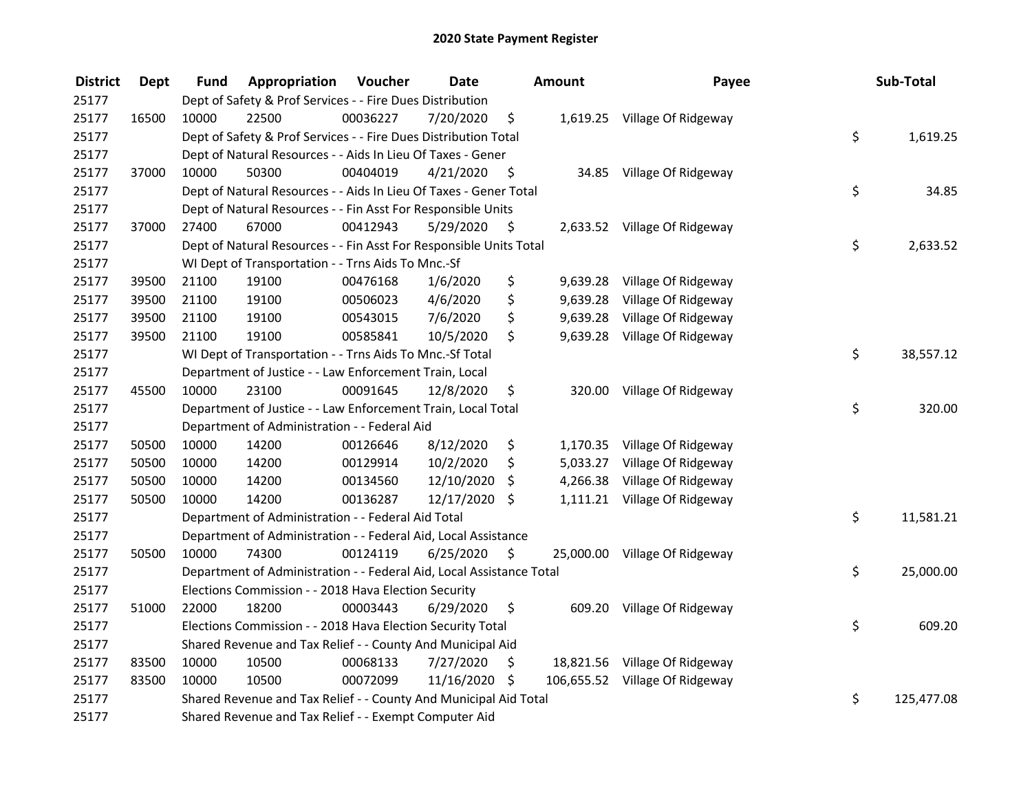# 2020 State Payment Register

| District | Dept | Fund | Appropriation | Voucher | Date | Amount | Payee | Sub-Total |
|---|---|---|---|---|---|---|---|---|
| 25177 | | Dept of Safety & Prof Services - - Fire Dues Distribution | | | | | | |
| 25177 | 16500 | 10000 | 22500 | 00036227 | 7/20/2020 | $ 1,619.25 | Village Of Ridgeway | |
| 25177 | | Dept of Safety & Prof Services - - Fire Dues Distribution Total | | | | | | $ 1,619.25 |
| 25177 | | Dept of Natural Resources - - Aids In Lieu Of Taxes - Gener | | | | | | |
| 25177 | 37000 | 10000 | 50300 | 00404019 | 4/21/2020 | $ 34.85 | Village Of Ridgeway | |
| 25177 | | Dept of Natural Resources - - Aids In Lieu Of Taxes - Gener Total | | | | | | $ 34.85 |
| 25177 | | Dept of Natural Resources - - Fin Asst For Responsible Units | | | | | | |
| 25177 | 37000 | 27400 | 67000 | 00412943 | 5/29/2020 | $ 2,633.52 | Village Of Ridgeway | |
| 25177 | | Dept of Natural Resources - - Fin Asst For Responsible Units Total | | | | | | $ 2,633.52 |
| 25177 | | WI Dept of Transportation - - Trns Aids To Mnc.-Sf | | | | | | |
| 25177 | 39500 | 21100 | 19100 | 00476168 | 1/6/2020 | $ 9,639.28 | Village Of Ridgeway | |
| 25177 | 39500 | 21100 | 19100 | 00506023 | 4/6/2020 | $ 9,639.28 | Village Of Ridgeway | |
| 25177 | 39500 | 21100 | 19100 | 00543015 | 7/6/2020 | $ 9,639.28 | Village Of Ridgeway | |
| 25177 | 39500 | 21100 | 19100 | 00585841 | 10/5/2020 | $ 9,639.28 | Village Of Ridgeway | |
| 25177 | | WI Dept of Transportation - - Trns Aids To Mnc.-Sf Total | | | | | | $ 38,557.12 |
| 25177 | | Department of Justice - - Law Enforcement Train, Local | | | | | | |
| 25177 | 45500 | 10000 | 23100 | 00091645 | 12/8/2020 | $ 320.00 | Village Of Ridgeway | |
| 25177 | | Department of Justice - - Law Enforcement Train, Local Total | | | | | | $ 320.00 |
| 25177 | | Department of Administration - - Federal Aid | | | | | | |
| 25177 | 50500 | 10000 | 14200 | 00126646 | 8/12/2020 | $ 1,170.35 | Village Of Ridgeway | |
| 25177 | 50500 | 10000 | 14200 | 00129914 | 10/2/2020 | $ 5,033.27 | Village Of Ridgeway | |
| 25177 | 50500 | 10000 | 14200 | 00134560 | 12/10/2020 | $ 4,266.38 | Village Of Ridgeway | |
| 25177 | 50500 | 10000 | 14200 | 00136287 | 12/17/2020 | $ 1,111.21 | Village Of Ridgeway | |
| 25177 | | Department of Administration - - Federal Aid Total | | | | | | $ 11,581.21 |
| 25177 | | Department of Administration - - Federal Aid, Local Assistance | | | | | | |
| 25177 | 50500 | 10000 | 74300 | 00124119 | 6/25/2020 | $ 25,000.00 | Village Of Ridgeway | |
| 25177 | | Department of Administration - - Federal Aid, Local Assistance Total | | | | | | $ 25,000.00 |
| 25177 | | Elections Commission - - 2018 Hava Election Security | | | | | | |
| 25177 | 51000 | 22000 | 18200 | 00003443 | 6/29/2020 | $ 609.20 | Village Of Ridgeway | |
| 25177 | | Elections Commission - - 2018 Hava Election Security Total | | | | | | $ 609.20 |
| 25177 | | Shared Revenue and Tax Relief - - County And Municipal Aid | | | | | | |
| 25177 | 83500 | 10000 | 10500 | 00068133 | 7/27/2020 | $ 18,821.56 | Village Of Ridgeway | |
| 25177 | 83500 | 10000 | 10500 | 00072099 | 11/16/2020 | $ 106,655.52 | Village Of Ridgeway | |
| 25177 | | Shared Revenue and Tax Relief - - County And Municipal Aid Total | | | | | | $ 125,477.08 |
| 25177 | | Shared Revenue and Tax Relief - - Exempt Computer Aid | | | | | | |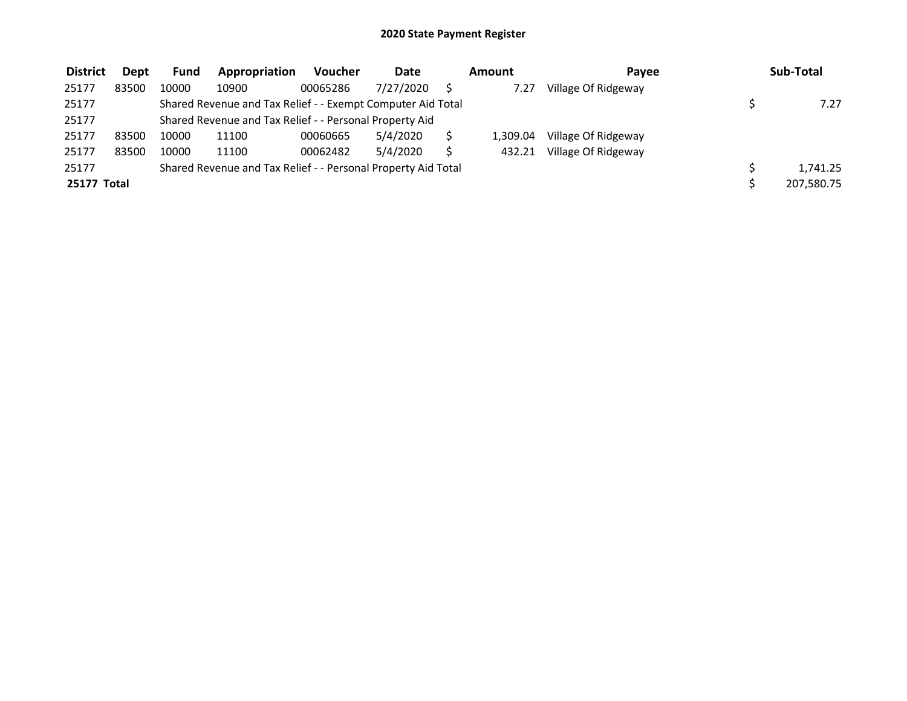# 2020 State Payment Register

| District | Dept | Fund | Appropriation | Voucher | Date | Amount | Payee | Sub-Total |
|---|---|---|---|---|---|---|---|---|
| 25177 | 83500 | 10000 | 10900 | 00065286 | 7/27/2020 | $ 7.27 | Village Of Ridgeway | |
| 25177 | | Shared Revenue and Tax Relief - - Exempt Computer Aid Total | | | | | | $ 7.27 |
| 25177 | | Shared Revenue and Tax Relief - - Personal Property Aid | | | | | | |
| 25177 | 83500 | 10000 | 11100 | 00060665 | 5/4/2020 | $ 1,309.04 | Village Of Ridgeway | |
| 25177 | 83500 | 10000 | 11100 | 00062482 | 5/4/2020 | $ 432.21 | Village Of Ridgeway | |
| 25177 | | Shared Revenue and Tax Relief - - Personal Property Aid Total | | | | | | $ 1,741.25 |
| **25177 Total** | | | | | | | | $ 207,580.75 |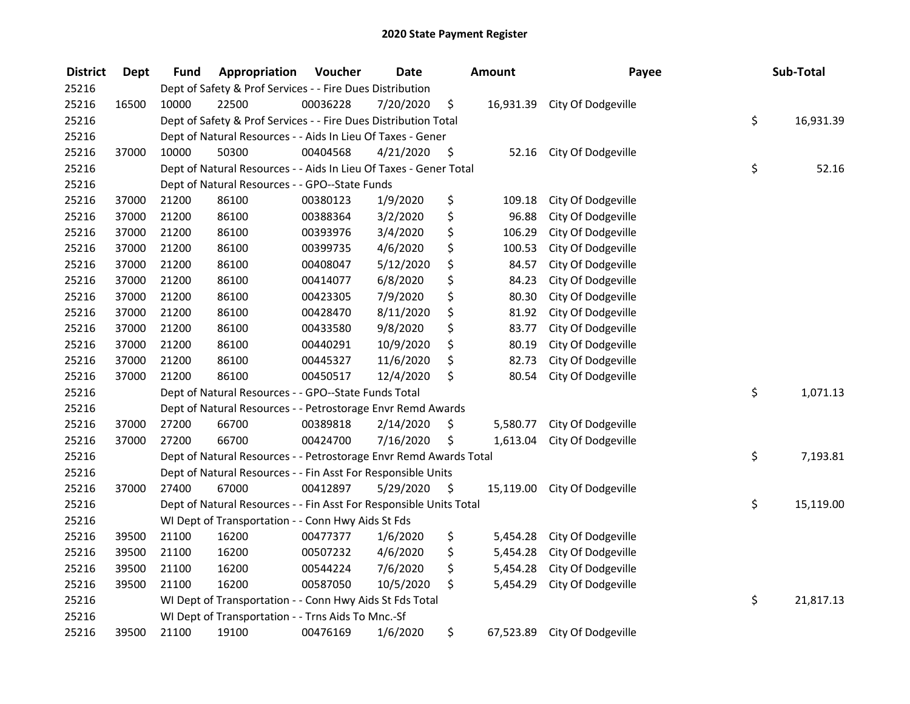# 2020 State Payment Register

| District | Dept | Fund | Appropriation | Voucher | Date | Amount | Payee | Sub-Total |
|---|---|---|---|---|---|---|---|---|
| 25216 | | Dept of Safety & Prof Services - - Fire Dues Distribution | | | | | | |
| 25216 | 16500 | 10000 | 22500 | 00036228 | 7/20/2020 | $ 16,931.39 | City Of Dodgeville | |
| 25216 | | Dept of Safety & Prof Services - - Fire Dues Distribution Total | | | | | | $ 16,931.39 |
| 25216 | | Dept of Natural Resources - - Aids In Lieu Of Taxes - Gener | | | | | | |
| 25216 | 37000 | 10000 | 50300 | 00404568 | 4/21/2020 | $ 52.16 | City Of Dodgeville | |
| 25216 | | Dept of Natural Resources - - Aids In Lieu Of Taxes - Gener Total | | | | | | $ 52.16 |
| 25216 | | Dept of Natural Resources - - GPO--State Funds | | | | | | |
| 25216 | 37000 | 21200 | 86100 | 00380123 | 1/9/2020 | $ 109.18 | City Of Dodgeville | |
| 25216 | 37000 | 21200 | 86100 | 00388364 | 3/2/2020 | $ 96.88 | City Of Dodgeville | |
| 25216 | 37000 | 21200 | 86100 | 00393976 | 3/4/2020 | $ 106.29 | City Of Dodgeville | |
| 25216 | 37000 | 21200 | 86100 | 00399735 | 4/6/2020 | $ 100.53 | City Of Dodgeville | |
| 25216 | 37000 | 21200 | 86100 | 00408047 | 5/12/2020 | $ 84.57 | City Of Dodgeville | |
| 25216 | 37000 | 21200 | 86100 | 00414077 | 6/8/2020 | $ 84.23 | City Of Dodgeville | |
| 25216 | 37000 | 21200 | 86100 | 00423305 | 7/9/2020 | $ 80.30 | City Of Dodgeville | |
| 25216 | 37000 | 21200 | 86100 | 00428470 | 8/11/2020 | $ 81.92 | City Of Dodgeville | |
| 25216 | 37000 | 21200 | 86100 | 00433580 | 9/8/2020 | $ 83.77 | City Of Dodgeville | |
| 25216 | 37000 | 21200 | 86100 | 00440291 | 10/9/2020 | $ 80.19 | City Of Dodgeville | |
| 25216 | 37000 | 21200 | 86100 | 00445327 | 11/6/2020 | $ 82.73 | City Of Dodgeville | |
| 25216 | 37000 | 21200 | 86100 | 00450517 | 12/4/2020 | $ 80.54 | City Of Dodgeville | |
| 25216 | | Dept of Natural Resources - - GPO--State Funds Total | | | | | | $ 1,071.13 |
| 25216 | | Dept of Natural Resources - - Petrostorage Envr Remd Awards | | | | | | |
| 25216 | 37000 | 27200 | 66700 | 00389818 | 2/14/2020 | $ 5,580.77 | City Of Dodgeville | |
| 25216 | 37000 | 27200 | 66700 | 00424700 | 7/16/2020 | $ 1,613.04 | City Of Dodgeville | |
| 25216 | | Dept of Natural Resources - - Petrostorage Envr Remd Awards Total | | | | | | $ 7,193.81 |
| 25216 | | Dept of Natural Resources - - Fin Asst For Responsible Units | | | | | | |
| 25216 | 37000 | 27400 | 67000 | 00412897 | 5/29/2020 | $ 15,119.00 | City Of Dodgeville | |
| 25216 | | Dept of Natural Resources - - Fin Asst For Responsible Units Total | | | | | | $ 15,119.00 |
| 25216 | | WI Dept of Transportation - - Conn Hwy Aids St Fds | | | | | | |
| 25216 | 39500 | 21100 | 16200 | 00477377 | 1/6/2020 | $ 5,454.28 | City Of Dodgeville | |
| 25216 | 39500 | 21100 | 16200 | 00507232 | 4/6/2020 | $ 5,454.28 | City Of Dodgeville | |
| 25216 | 39500 | 21100 | 16200 | 00544224 | 7/6/2020 | $ 5,454.28 | City Of Dodgeville | |
| 25216 | 39500 | 21100 | 16200 | 00587050 | 10/5/2020 | $ 5,454.29 | City Of Dodgeville | |
| 25216 | | WI Dept of Transportation - - Conn Hwy Aids St Fds Total | | | | | | $ 21,817.13 |
| 25216 | | WI Dept of Transportation - - Trns Aids To Mnc.-Sf | | | | | | |
| 25216 | 39500 | 21100 | 19100 | 00476169 | 1/6/2020 | $ 67,523.89 | City Of Dodgeville | |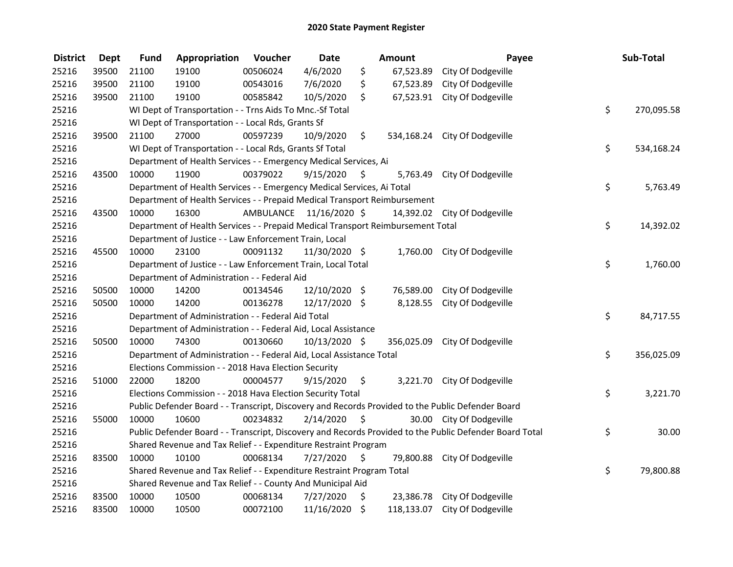# 2020 State Payment Register

| District | Dept | Fund | Appropriation | Voucher | Date | Amount | Payee | Sub-Total |
|---|---|---|---|---|---|---|---|---|
| 25216 | 39500 | 21100 | 19100 | 00506024 | 4/6/2020 | $ 67,523.89 | City Of Dodgeville | |
| 25216 | 39500 | 21100 | 19100 | 00543016 | 7/6/2020 | $ 67,523.89 | City Of Dodgeville | |
| 25216 | 39500 | 21100 | 19100 | 00585842 | 10/5/2020 | $ 67,523.91 | City Of Dodgeville | |
| 25216 | | WI Dept of Transportation - - Trns Aids To Mnc.-Sf Total | | | | | | $ 270,095.58 |
| 25216 | | WI Dept of Transportation - - Local Rds, Grants Sf | | | | | | |
| 25216 | 39500 | 21100 | 27000 | 00597239 | 10/9/2020 | $ 534,168.24 | City Of Dodgeville | |
| 25216 | | WI Dept of Transportation - - Local Rds, Grants Sf Total | | | | | | $ 534,168.24 |
| 25216 | | Department of Health Services - - Emergency Medical Services, Ai | | | | | | |
| 25216 | 43500 | 10000 | 11900 | 00379022 | 9/15/2020 | $ 5,763.49 | City Of Dodgeville | |
| 25216 | | Department of Health Services - - Emergency Medical Services, Ai Total | | | | | | $ 5,763.49 |
| 25216 | | Department of Health Services - - Prepaid Medical Transport Reimbursement | | | | | | |
| 25216 | 43500 | 10000 | 16300 | AMBULANCE | 11/16/2020 | $ 14,392.02 | City Of Dodgeville | |
| 25216 | | Department of Health Services - - Prepaid Medical Transport Reimbursement Total | | | | | | $ 14,392.02 |
| 25216 | | Department of Justice - - Law Enforcement Train, Local | | | | | | |
| 25216 | 45500 | 10000 | 23100 | 00091132 | 11/30/2020 | $ 1,760.00 | City Of Dodgeville | |
| 25216 | | Department of Justice - - Law Enforcement Train, Local Total | | | | | | $ 1,760.00 |
| 25216 | | Department of Administration - - Federal Aid | | | | | | |
| 25216 | 50500 | 10000 | 14200 | 00134546 | 12/10/2020 | $ 76,589.00 | City Of Dodgeville | |
| 25216 | 50500 | 10000 | 14200 | 00136278 | 12/17/2020 | $ 8,128.55 | City Of Dodgeville | |
| 25216 | | Department of Administration - - Federal Aid Total | | | | | | $ 84,717.55 |
| 25216 | | Department of Administration - - Federal Aid, Local Assistance | | | | | | |
| 25216 | 50500 | 10000 | 74300 | 00130660 | 10/13/2020 | $ 356,025.09 | City Of Dodgeville | |
| 25216 | | Department of Administration - - Federal Aid, Local Assistance Total | | | | | | $ 356,025.09 |
| 25216 | | Elections Commission - - 2018 Hava Election Security | | | | | | |
| 25216 | 51000 | 22000 | 18200 | 00004577 | 9/15/2020 | $ 3,221.70 | City Of Dodgeville | |
| 25216 | | Elections Commission - - 2018 Hava Election Security Total | | | | | | $ 3,221.70 |
| 25216 | | Public Defender Board - - Transcript, Discovery and Records Provided to the Public Defender Board | | | | | | |
| 25216 | 55000 | 10000 | 10600 | 00234832 | 2/14/2020 | $ 30.00 | City Of Dodgeville | |
| 25216 | | Public Defender Board - - Transcript, Discovery and Records Provided to the Public Defender Board Total | | | | | | $ 30.00 |
| 25216 | | Shared Revenue and Tax Relief - - Expenditure Restraint Program | | | | | | |
| 25216 | 83500 | 10000 | 10100 | 00068134 | 7/27/2020 | $ 79,800.88 | City Of Dodgeville | |
| 25216 | | Shared Revenue and Tax Relief - - Expenditure Restraint Program Total | | | | | | $ 79,800.88 |
| 25216 | | Shared Revenue and Tax Relief - - County And Municipal Aid | | | | | | |
| 25216 | 83500 | 10000 | 10500 | 00068134 | 7/27/2020 | $ 23,386.78 | City Of Dodgeville | |
| 25216 | 83500 | 10000 | 10500 | 00072100 | 11/16/2020 | $ 118,133.07 | City Of Dodgeville | |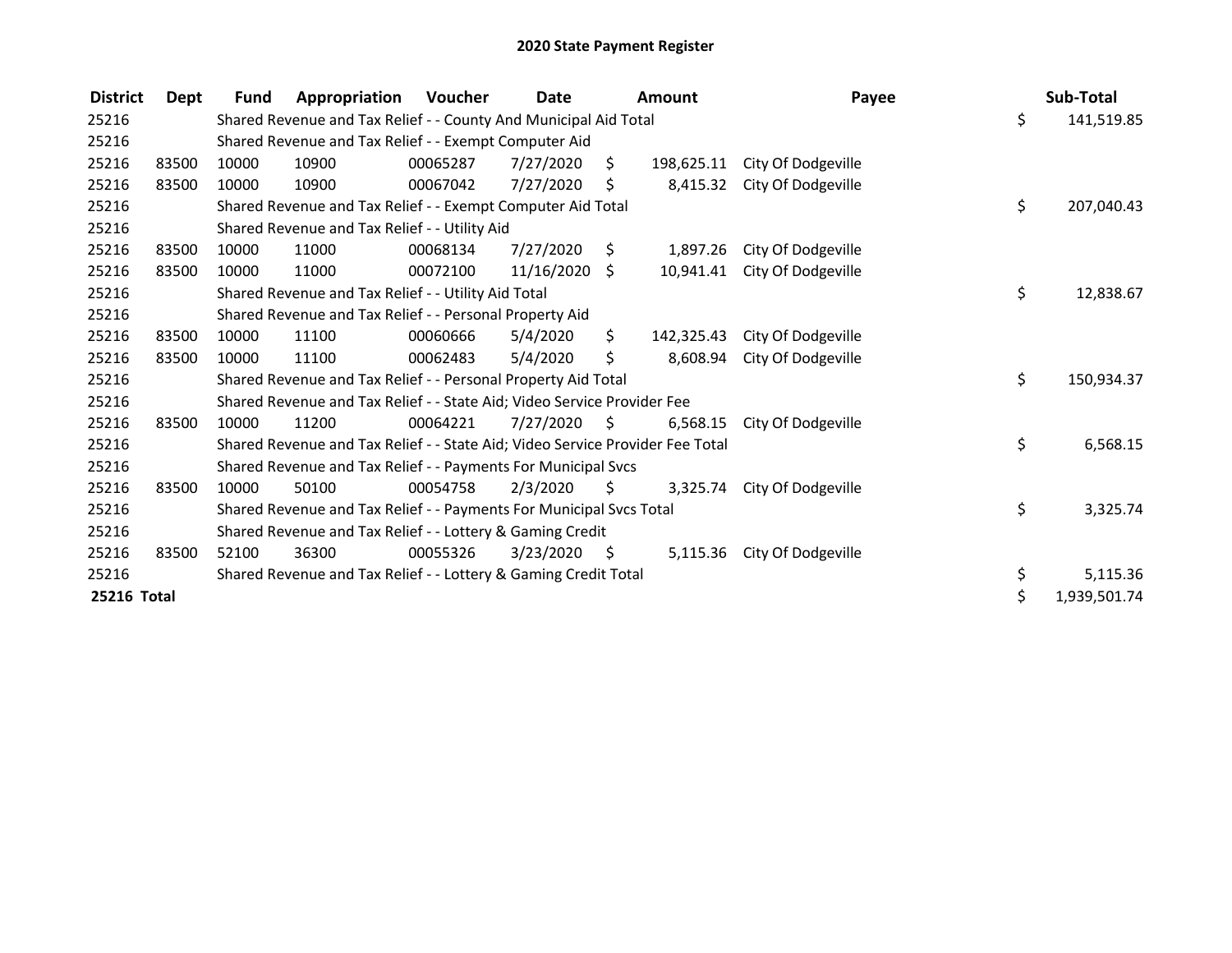# 2020 State Payment Register

| District | Dept | Fund | Appropriation | Voucher | Date | Amount | Payee | Sub-Total |
|---|---|---|---|---|---|---|---|---|
| 25216 | | Shared Revenue and Tax Relief - - County And Municipal Aid Total | | | | | | $ 141,519.85 |
| 25216 | | Shared Revenue and Tax Relief - - Exempt Computer Aid | | | | | | |
| 25216 | 83500 | 10000 | 10900 | 00065287 | 7/27/2020 | $ 198,625.11 | City Of Dodgeville | |
| 25216 | 83500 | 10000 | 10900 | 00067042 | 7/27/2020 | $ 8,415.32 | City Of Dodgeville | |
| 25216 | | Shared Revenue and Tax Relief - - Exempt Computer Aid Total | | | | | | $ 207,040.43 |
| 25216 | | Shared Revenue and Tax Relief - - Utility Aid | | | | | | |
| 25216 | 83500 | 10000 | 11000 | 00068134 | 7/27/2020 | $ 1,897.26 | City Of Dodgeville | |
| 25216 | 83500 | 10000 | 11000 | 00072100 | 11/16/2020 | $ 10,941.41 | City Of Dodgeville | |
| 25216 | | Shared Revenue and Tax Relief - - Utility Aid Total | | | | | | $ 12,838.67 |
| 25216 | | Shared Revenue and Tax Relief - - Personal Property Aid | | | | | | |
| 25216 | 83500 | 10000 | 11100 | 00060666 | 5/4/2020 | $ 142,325.43 | City Of Dodgeville | |
| 25216 | 83500 | 10000 | 11100 | 00062483 | 5/4/2020 | $ 8,608.94 | City Of Dodgeville | |
| 25216 | | Shared Revenue and Tax Relief - - Personal Property Aid Total | | | | | | $ 150,934.37 |
| 25216 | | Shared Revenue and Tax Relief - - State Aid; Video Service Provider Fee | | | | | | |
| 25216 | 83500 | 10000 | 11200 | 00064221 | 7/27/2020 | $ 6,568.15 | City Of Dodgeville | |
| 25216 | | Shared Revenue and Tax Relief - - State Aid; Video Service Provider Fee Total | | | | | | $ 6,568.15 |
| 25216 | | Shared Revenue and Tax Relief - - Payments For Municipal Svcs | | | | | | |
| 25216 | 83500 | 10000 | 50100 | 00054758 | 2/3/2020 | $ 3,325.74 | City Of Dodgeville | |
| 25216 | | Shared Revenue and Tax Relief - - Payments For Municipal Svcs Total | | | | | | $ 3,325.74 |
| 25216 | | Shared Revenue and Tax Relief - - Lottery & Gaming Credit | | | | | | |
| 25216 | 83500 | 52100 | 36300 | 00055326 | 3/23/2020 | $ 5,115.36 | City Of Dodgeville | |
| 25216 | | Shared Revenue and Tax Relief - - Lottery & Gaming Credit Total | | | | | | $ 5,115.36 |
| **25216 Total** | | | | | | | | $ 1,939,501.74 |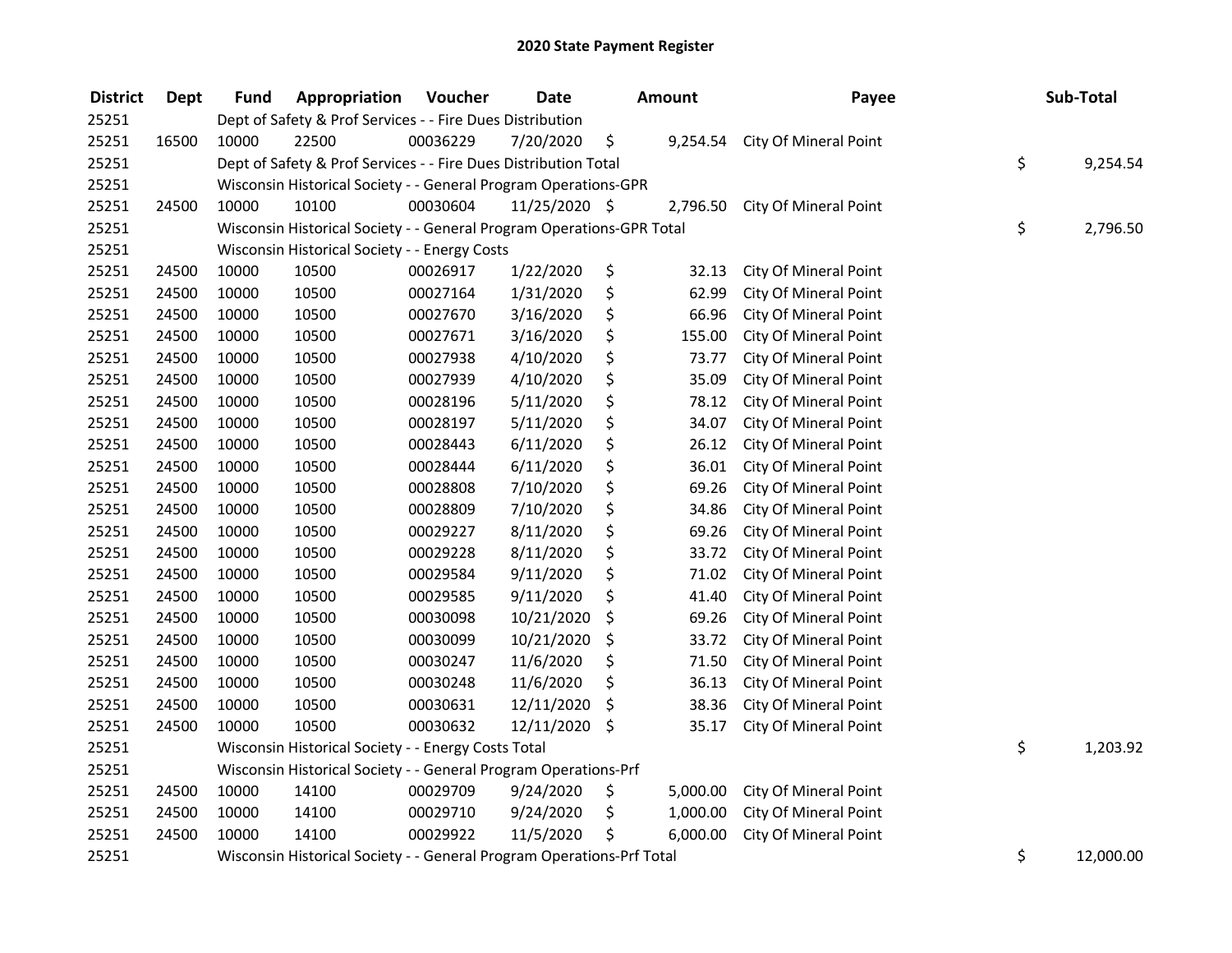# 2020 State Payment Register

| District | Dept | Fund | Appropriation | Voucher | Date | Amount | Payee | Sub-Total |
|---|---|---|---|---|---|---|---|---|
| 25251 | | Dept of Safety & Prof Services - - Fire Dues Distribution | | | | | | |
| 25251 | 16500 | 10000 | 22500 | 00036229 | 7/20/2020 | $ 9,254.54 | City Of Mineral Point | |
| 25251 | | Dept of Safety & Prof Services - - Fire Dues Distribution Total | | | | | | $ 9,254.54 |
| 25251 | | Wisconsin Historical Society - - General Program Operations-GPR | | | | | | |
| 25251 | 24500 | 10000 | 10100 | 00030604 | 11/25/2020 | $ 2,796.50 | City Of Mineral Point | |
| 25251 | | Wisconsin Historical Society - - General Program Operations-GPR Total | | | | | | $ 2,796.50 |
| 25251 | | Wisconsin Historical Society - - Energy Costs | | | | | | |
| 25251 | 24500 | 10000 | 10500 | 00026917 | 1/22/2020 | $ 32.13 | City Of Mineral Point | |
| 25251 | 24500 | 10000 | 10500 | 00027164 | 1/31/2020 | $ 62.99 | City Of Mineral Point | |
| 25251 | 24500 | 10000 | 10500 | 00027670 | 3/16/2020 | $ 66.96 | City Of Mineral Point | |
| 25251 | 24500 | 10000 | 10500 | 00027671 | 3/16/2020 | $ 155.00 | City Of Mineral Point | |
| 25251 | 24500 | 10000 | 10500 | 00027938 | 4/10/2020 | $ 73.77 | City Of Mineral Point | |
| 25251 | 24500 | 10000 | 10500 | 00027939 | 4/10/2020 | $ 35.09 | City Of Mineral Point | |
| 25251 | 24500 | 10000 | 10500 | 00028196 | 5/11/2020 | $ 78.12 | City Of Mineral Point | |
| 25251 | 24500 | 10000 | 10500 | 00028197 | 5/11/2020 | $ 34.07 | City Of Mineral Point | |
| 25251 | 24500 | 10000 | 10500 | 00028443 | 6/11/2020 | $ 26.12 | City Of Mineral Point | |
| 25251 | 24500 | 10000 | 10500 | 00028444 | 6/11/2020 | $ 36.01 | City Of Mineral Point | |
| 25251 | 24500 | 10000 | 10500 | 00028808 | 7/10/2020 | $ 69.26 | City Of Mineral Point | |
| 25251 | 24500 | 10000 | 10500 | 00028809 | 7/10/2020 | $ 34.86 | City Of Mineral Point | |
| 25251 | 24500 | 10000 | 10500 | 00029227 | 8/11/2020 | $ 69.26 | City Of Mineral Point | |
| 25251 | 24500 | 10000 | 10500 | 00029228 | 8/11/2020 | $ 33.72 | City Of Mineral Point | |
| 25251 | 24500 | 10000 | 10500 | 00029584 | 9/11/2020 | $ 71.02 | City Of Mineral Point | |
| 25251 | 24500 | 10000 | 10500 | 00029585 | 9/11/2020 | $ 41.40 | City Of Mineral Point | |
| 25251 | 24500 | 10000 | 10500 | 00030098 | 10/21/2020 | $ 69.26 | City Of Mineral Point | |
| 25251 | 24500 | 10000 | 10500 | 00030099 | 10/21/2020 | $ 33.72 | City Of Mineral Point | |
| 25251 | 24500 | 10000 | 10500 | 00030247 | 11/6/2020 | $ 71.50 | City Of Mineral Point | |
| 25251 | 24500 | 10000 | 10500 | 00030248 | 11/6/2020 | $ 36.13 | City Of Mineral Point | |
| 25251 | 24500 | 10000 | 10500 | 00030631 | 12/11/2020 | $ 38.36 | City Of Mineral Point | |
| 25251 | 24500 | 10000 | 10500 | 00030632 | 12/11/2020 | $ 35.17 | City Of Mineral Point | |
| 25251 | | Wisconsin Historical Society - - Energy Costs Total | | | | | | $ 1,203.92 |
| 25251 | | Wisconsin Historical Society - - General Program Operations-Prf | | | | | | |
| 25251 | 24500 | 10000 | 14100 | 00029709 | 9/24/2020 | $ 5,000.00 | City Of Mineral Point | |
| 25251 | 24500 | 10000 | 14100 | 00029710 | 9/24/2020 | $ 1,000.00 | City Of Mineral Point | |
| 25251 | 24500 | 10000 | 14100 | 00029922 | 11/5/2020 | $ 6,000.00 | City Of Mineral Point | |
| 25251 | | Wisconsin Historical Society - - General Program Operations-Prf Total | | | | | | $ 12,000.00 |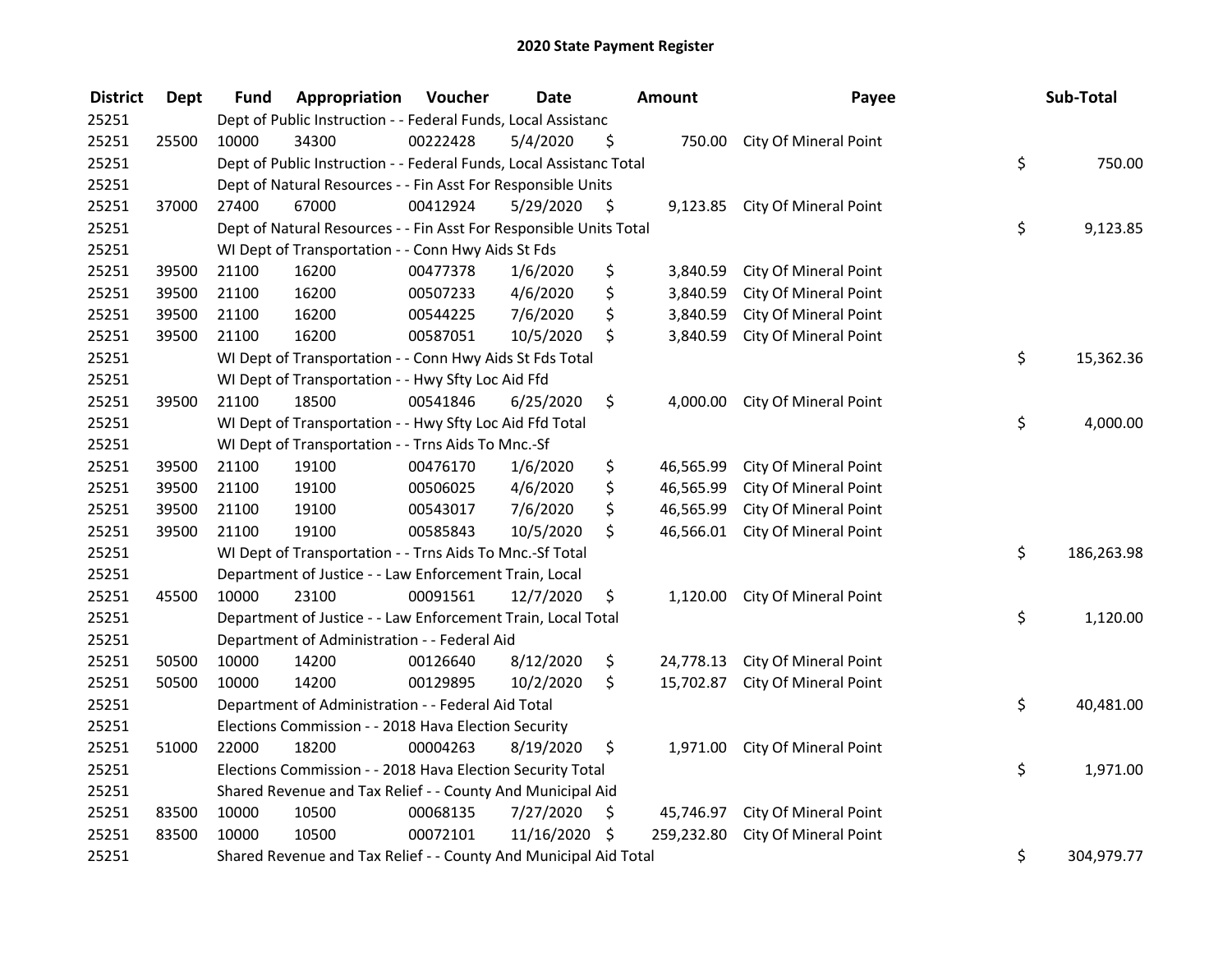# 2020 State Payment Register

| District | Dept | Fund | Appropriation | Voucher | Date | Amount | Payee | Sub-Total |
|---|---|---|---|---|---|---|---|---|
| 25251 | | Dept of Public Instruction - - Federal Funds, Local Assistanc | | | | | | |
| 25251 | 25500 | 10000 | 34300 | 00222428 | 5/4/2020 | $ 750.00 | City Of Mineral Point | |
| 25251 | | Dept of Public Instruction - - Federal Funds, Local Assistanc Total | | | | | | $ 750.00 |
| 25251 | | Dept of Natural Resources - - Fin Asst For Responsible Units | | | | | | |
| 25251 | 37000 | 27400 | 67000 | 00412924 | 5/29/2020 | $ 9,123.85 | City Of Mineral Point | |
| 25251 | | Dept of Natural Resources - - Fin Asst For Responsible Units Total | | | | | | $ 9,123.85 |
| 25251 | | WI Dept of Transportation - - Conn Hwy Aids St Fds | | | | | | |
| 25251 | 39500 | 21100 | 16200 | 00477378 | 1/6/2020 | $ 3,840.59 | City Of Mineral Point | |
| 25251 | 39500 | 21100 | 16200 | 00507233 | 4/6/2020 | $ 3,840.59 | City Of Mineral Point | |
| 25251 | 39500 | 21100 | 16200 | 00544225 | 7/6/2020 | $ 3,840.59 | City Of Mineral Point | |
| 25251 | 39500 | 21100 | 16200 | 00587051 | 10/5/2020 | $ 3,840.59 | City Of Mineral Point | |
| 25251 | | WI Dept of Transportation - - Conn Hwy Aids St Fds Total | | | | | | $ 15,362.36 |
| 25251 | | WI Dept of Transportation - - Hwy Sfty Loc Aid Ffd | | | | | | |
| 25251 | 39500 | 21100 | 18500 | 00541846 | 6/25/2020 | $ 4,000.00 | City Of Mineral Point | |
| 25251 | | WI Dept of Transportation - - Hwy Sfty Loc Aid Ffd Total | | | | | | $ 4,000.00 |
| 25251 | | WI Dept of Transportation - - Trns Aids To Mnc.-Sf | | | | | | |
| 25251 | 39500 | 21100 | 19100 | 00476170 | 1/6/2020 | $ 46,565.99 | City Of Mineral Point | |
| 25251 | 39500 | 21100 | 19100 | 00506025 | 4/6/2020 | $ 46,565.99 | City Of Mineral Point | |
| 25251 | 39500 | 21100 | 19100 | 00543017 | 7/6/2020 | $ 46,565.99 | City Of Mineral Point | |
| 25251 | 39500 | 21100 | 19100 | 00585843 | 10/5/2020 | $ 46,566.01 | City Of Mineral Point | |
| 25251 | | WI Dept of Transportation - - Trns Aids To Mnc.-Sf Total | | | | | | $ 186,263.98 |
| 25251 | | Department of Justice - - Law Enforcement Train, Local | | | | | | |
| 25251 | 45500 | 10000 | 23100 | 00091561 | 12/7/2020 | $ 1,120.00 | City Of Mineral Point | |
| 25251 | | Department of Justice - - Law Enforcement Train, Local Total | | | | | | $ 1,120.00 |
| 25251 | | Department of Administration - - Federal Aid | | | | | | |
| 25251 | 50500 | 10000 | 14200 | 00126640 | 8/12/2020 | $ 24,778.13 | City Of Mineral Point | |
| 25251 | 50500 | 10000 | 14200 | 00129895 | 10/2/2020 | $ 15,702.87 | City Of Mineral Point | |
| 25251 | | Department of Administration - - Federal Aid Total | | | | | | $ 40,481.00 |
| 25251 | | Elections Commission - - 2018 Hava Election Security | | | | | | |
| 25251 | 51000 | 22000 | 18200 | 00004263 | 8/19/2020 | $ 1,971.00 | City Of Mineral Point | |
| 25251 | | Elections Commission - - 2018 Hava Election Security Total | | | | | | $ 1,971.00 |
| 25251 | | Shared Revenue and Tax Relief - - County And Municipal Aid | | | | | | |
| 25251 | 83500 | 10000 | 10500 | 00068135 | 7/27/2020 | $ 45,746.97 | City Of Mineral Point | |
| 25251 | 83500 | 10000 | 10500 | 00072101 | 11/16/2020 | $ 259,232.80 | City Of Mineral Point | |
| 25251 | | Shared Revenue and Tax Relief - - County And Municipal Aid Total | | | | | | $ 304,979.77 |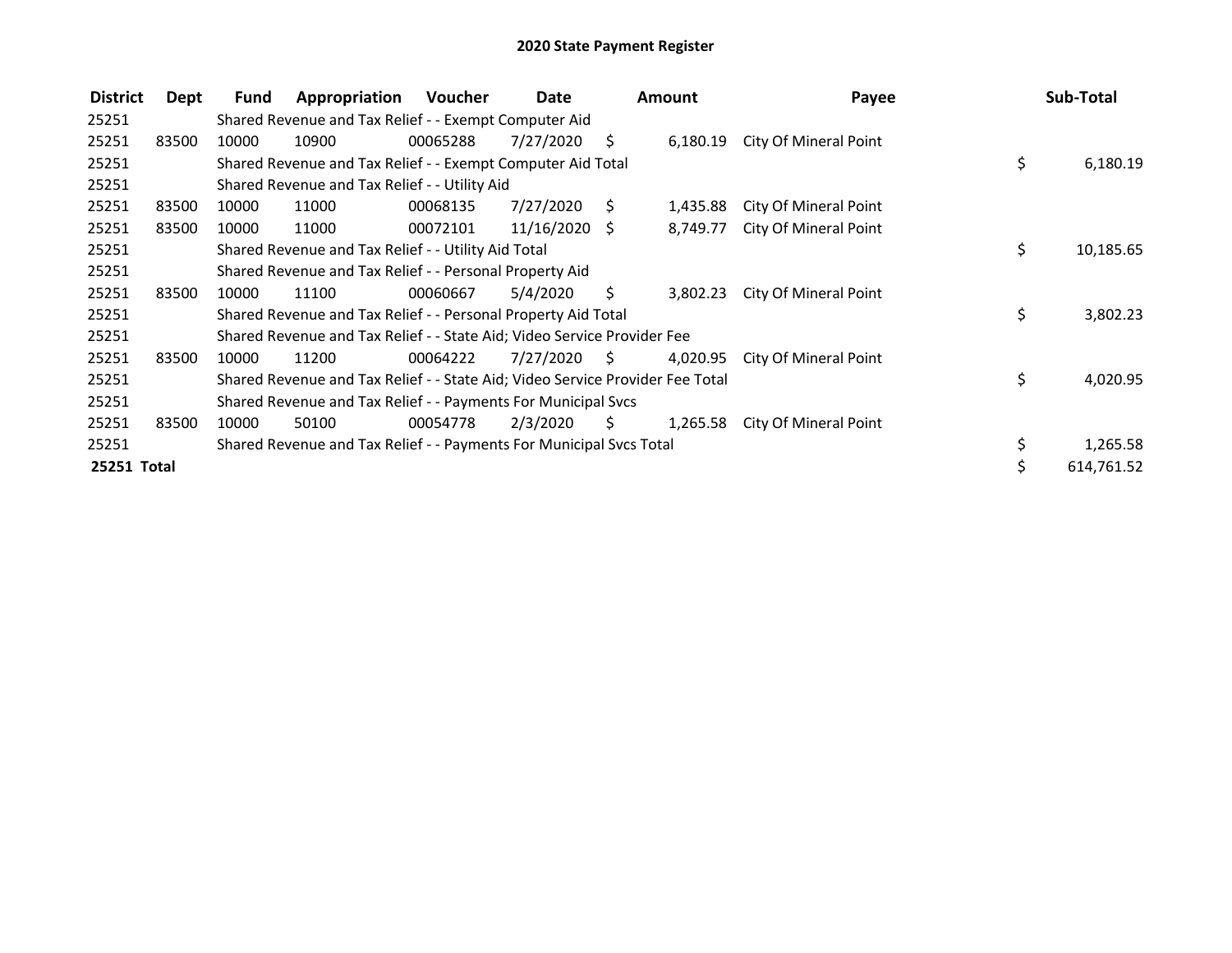# 2020 State Payment Register

| District | Dept | Fund | Appropriation | Voucher | Date | Amount | Payee | Sub-Total |
|---|---|---|---|---|---|---|---|---|
| 25251 | | Shared Revenue and Tax Relief - - Exempt Computer Aid | | | | | | |
| 25251 | 83500 | 10000 | 10900 | 00065288 | 7/27/2020 | $ 6,180.19 | City Of Mineral Point | |
| 25251 | | Shared Revenue and Tax Relief - - Exempt Computer Aid Total | | | | | | $ 6,180.19 |
| 25251 | | Shared Revenue and Tax Relief - - Utility Aid | | | | | | |
| 25251 | 83500 | 10000 | 11000 | 00068135 | 7/27/2020 | $ 1,435.88 | City Of Mineral Point | |
| 25251 | 83500 | 10000 | 11000 | 00072101 | 11/16/2020 | $ 8,749.77 | City Of Mineral Point | |
| 25251 | | Shared Revenue and Tax Relief - - Utility Aid Total | | | | | | $ 10,185.65 |
| 25251 | | Shared Revenue and Tax Relief - - Personal Property Aid | | | | | | |
| 25251 | 83500 | 10000 | 11100 | 00060667 | 5/4/2020 | $ 3,802.23 | City Of Mineral Point | |
| 25251 | | Shared Revenue and Tax Relief - - Personal Property Aid Total | | | | | | $ 3,802.23 |
| 25251 | | Shared Revenue and Tax Relief - - State Aid; Video Service Provider Fee | | | | | | |
| 25251 | 83500 | 10000 | 11200 | 00064222 | 7/27/2020 | $ 4,020.95 | City Of Mineral Point | |
| 25251 | | Shared Revenue and Tax Relief - - State Aid; Video Service Provider Fee Total | | | | | | $ 4,020.95 |
| 25251 | | Shared Revenue and Tax Relief - - Payments For Municipal Svcs | | | | | | |
| 25251 | 83500 | 10000 | 50100 | 00054778 | 2/3/2020 | $ 1,265.58 | City Of Mineral Point | |
| 25251 | | Shared Revenue and Tax Relief - - Payments For Municipal Svcs Total | | | | | | $ 1,265.58 |
| **25251 Total** | | | | | | | | $ 614,761.52 |